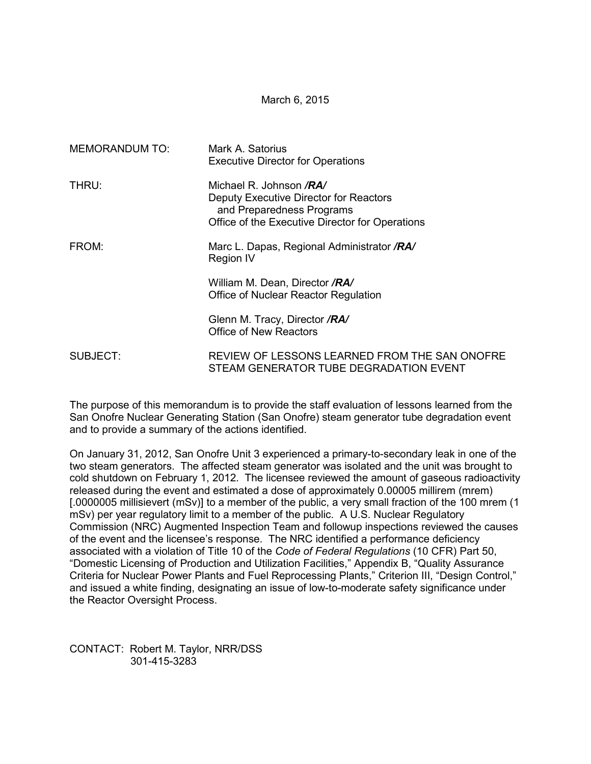March 6, 2015

MEMORANDUM TO: Mark A. Satorius
Executive Director for Operations

THRU: Michael R. Johnson ***/RA/***
Deputy Executive Director for Reactors
and Preparedness Programs
Office of the Executive Director for Operations

FROM: Marc L. Dapas, Regional Administrator ***/RA/***
Region IV

William M. Dean, Director ***/RA/***
Office of Nuclear Reactor Regulation

Glenn M. Tracy, Director ***/RA/***
Office of New Reactors

SUBJECT: REVIEW OF LESSONS LEARNED FROM THE SAN ONOFRE STEAM GENERATOR TUBE DEGRADATION EVENT

The purpose of this memorandum is to provide the staff evaluation of lessons learned from the San Onofre Nuclear Generating Station (San Onofre) steam generator tube degradation event and to provide a summary of the actions identified.

On January 31, 2012, San Onofre Unit 3 experienced a primary-to-secondary leak in one of the two steam generators. The affected steam generator was isolated and the unit was brought to cold shutdown on February 1, 2012. The licensee reviewed the amount of gaseous radioactivity released during the event and estimated a dose of approximately 0.00005 millirem (mrem) [.0000005 millisievert (mSv)] to a member of the public, a very small fraction of the 100 mrem (1 mSv) per year regulatory limit to a member of the public. A U.S. Nuclear Regulatory Commission (NRC) Augmented Inspection Team and followup inspections reviewed the causes of the event and the licensee's response. The NRC identified a performance deficiency associated with a violation of Title 10 of the *Code of Federal Regulations* (10 CFR) Part 50, "Domestic Licensing of Production and Utilization Facilities," Appendix B, "Quality Assurance Criteria for Nuclear Power Plants and Fuel Reprocessing Plants," Criterion III, "Design Control," and issued a white finding, designating an issue of low-to-moderate safety significance under the Reactor Oversight Process.

CONTACT: Robert M. Taylor, NRR/DSS
301-415-3283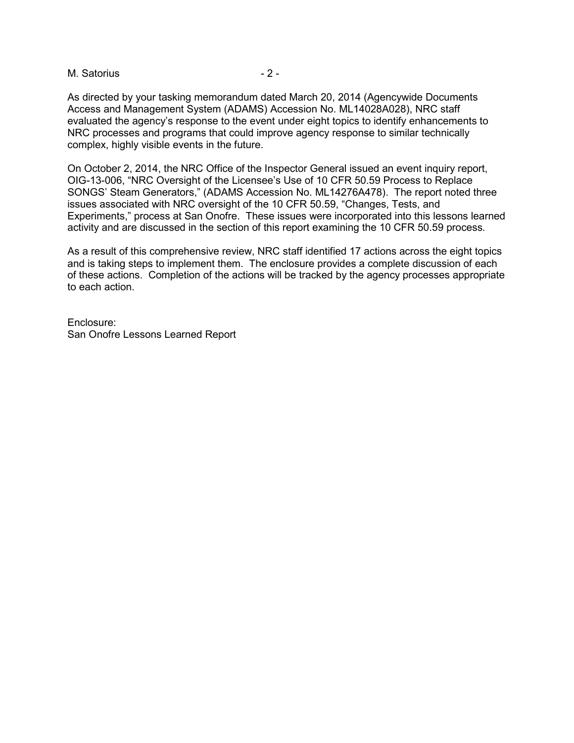As directed by your tasking memorandum dated March 20, 2014 (Agencywide Documents Access and Management System (ADAMS) Accession No. ML14028A028), NRC staff evaluated the agency's response to the event under eight topics to identify enhancements to NRC processes and programs that could improve agency response to similar technically complex, highly visible events in the future.

On October 2, 2014, the NRC Office of the Inspector General issued an event inquiry report, OIG-13-006, "NRC Oversight of the Licensee's Use of 10 CFR 50.59 Process to Replace SONGS' Steam Generators," (ADAMS Accession No. ML14276A478). The report noted three issues associated with NRC oversight of the 10 CFR 50.59, "Changes, Tests, and Experiments," process at San Onofre. These issues were incorporated into this lessons learned activity and are discussed in the section of this report examining the 10 CFR 50.59 process.

As a result of this comprehensive review, NRC staff identified 17 actions across the eight topics and is taking steps to implement them. The enclosure provides a complete discussion of each of these actions. Completion of the actions will be tracked by the agency processes appropriate to each action.

Enclosure:
San Onofre Lessons Learned Report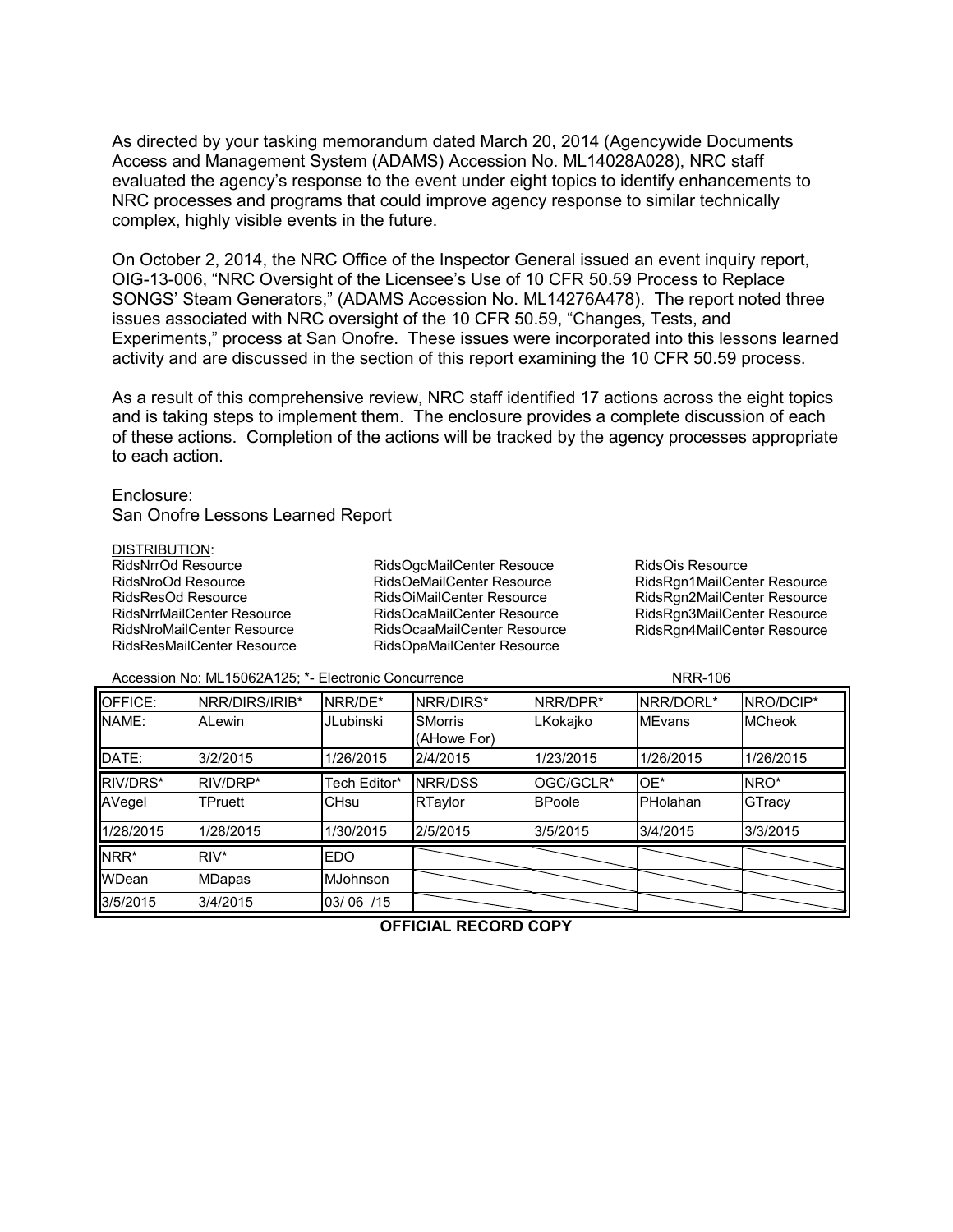As directed by your tasking memorandum dated March 20, 2014 (Agencywide Documents Access and Management System (ADAMS) Accession No. ML14028A028), NRC staff evaluated the agency's response to the event under eight topics to identify enhancements to NRC processes and programs that could improve agency response to similar technically complex, highly visible events in the future.

On October 2, 2014, the NRC Office of the Inspector General issued an event inquiry report, OIG-13-006, "NRC Oversight of the Licensee's Use of 10 CFR 50.59 Process to Replace SONGS' Steam Generators," (ADAMS Accession No. ML14276A478). The report noted three issues associated with NRC oversight of the 10 CFR 50.59, "Changes, Tests, and Experiments," process at San Onofre. These issues were incorporated into this lessons learned activity and are discussed in the section of this report examining the 10 CFR 50.59 process.

As a result of this comprehensive review, NRC staff identified 17 actions across the eight topics and is taking steps to implement them. The enclosure provides a complete discussion of each of these actions. Completion of the actions will be tracked by the agency processes appropriate to each action.

Enclosure:
San Onofre Lessons Learned Report

DISTRIBUTION:

RidsNrrOd Resource
RidsNroOd Resource
RidsResOd Resource
RidsNrrMailCenter Resource
RidsNroMailCenter Resource
RidsResMailCenter Resource
RidsOgcMailCenter Resouce
RidsOeMailCenter Resource
RidsOiMailCenter Resource
RidsOcaMailCenter Resource
RidsOcaaMailCenter Resource
RidsOpaMailCenter Resource
RidsOis Resource
RidsRgn1MailCenter Resource
RidsRgn2MailCenter Resource
RidsRgn3MailCenter Resource
RidsRgn4MailCenter Resource

Accession No: ML15062A125; *- Electronic Concurrence NRR-106

| | | | | | | |
|---|---|---|---|---|---|---|
| OFFICE: | NRR/DIRS/IRIB* | NRR/DE* | NRR/DIRS* | NRR/DPR* | NRR/DORL* | NRO/DCIP* |
| NAME: | ALewin | JLubinski | SMorris (AHowe For) | LKokajko | MEvans | MCheok |
| DATE: | 3/2/2015 | 1/26/2015 | 2/4/2015 | 1/23/2015 | 1/26/2015 | 1/26/2015 |
| RIV/DRS* | RIV/DRP* | Tech Editor* | NRR/DSS | OGC/GCLR* | OE* | NRO* |
| AVegel | TPruett | CHsu | RTaylor | BPoole | PHolahan | GTracy |
| 1/28/2015 | 1/28/2015 | 1/30/2015 | 2/5/2015 | 3/5/2015 | 3/4/2015 | 3/3/2015 |
| NRR* | RIV* | EDO | | | | |
| WDean | MDapas | MJohnson | | | | |
| 3/5/2015 | 3/4/2015 | 03/ 06 /15 | | | | |

**OFFICIAL RECORD COPY**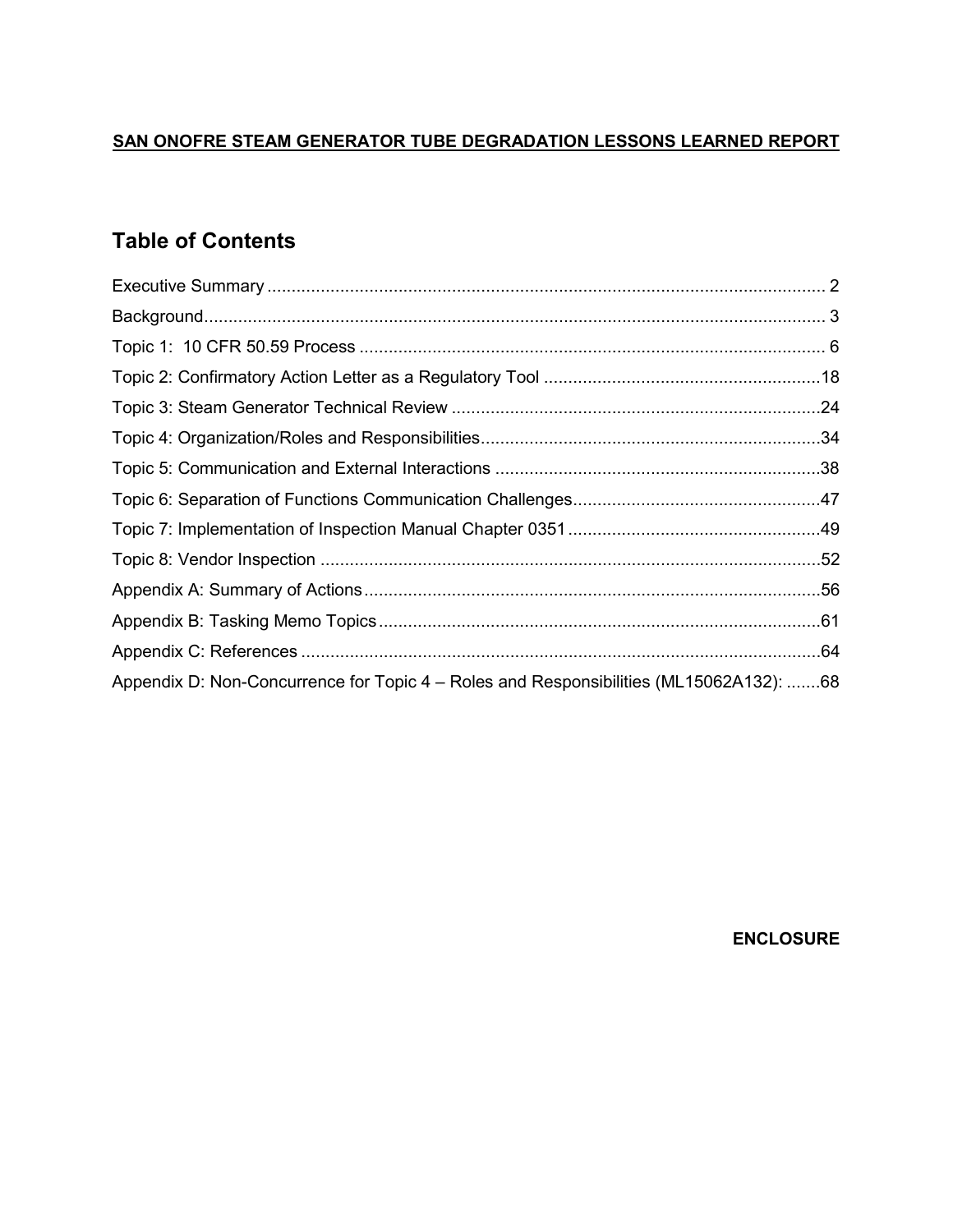**SAN ONOFRE STEAM GENERATOR TUBE DEGRADATION LESSONS LEARNED REPORT**

## Table of Contents

Executive Summary .................................................................................................................. 2

Background................................................................................................................................ 3

Topic 1: 10 CFR 50.59 Process ............................................................................................... 6

Topic 2: Confirmatory Action Letter as a Regulatory Tool ........................................................18

Topic 3: Steam Generator Technical Review ...........................................................................24

Topic 4: Organization/Roles and Responsibilities.....................................................................34

Topic 5: Communication and External Interactions ..................................................................38

Topic 6: Separation of Functions Communication Challenges..................................................47

Topic 7: Implementation of Inspection Manual Chapter 0351 ...................................................49

Topic 8: Vendor Inspection ......................................................................................................52

Appendix A: Summary of Actions.............................................................................................56

Appendix B: Tasking Memo Topics..........................................................................................61

Appendix C: References ..........................................................................................................64

Appendix D: Non-Concurrence for Topic 4 – Roles and Responsibilities (ML15062A132): .......68

**ENCLOSURE**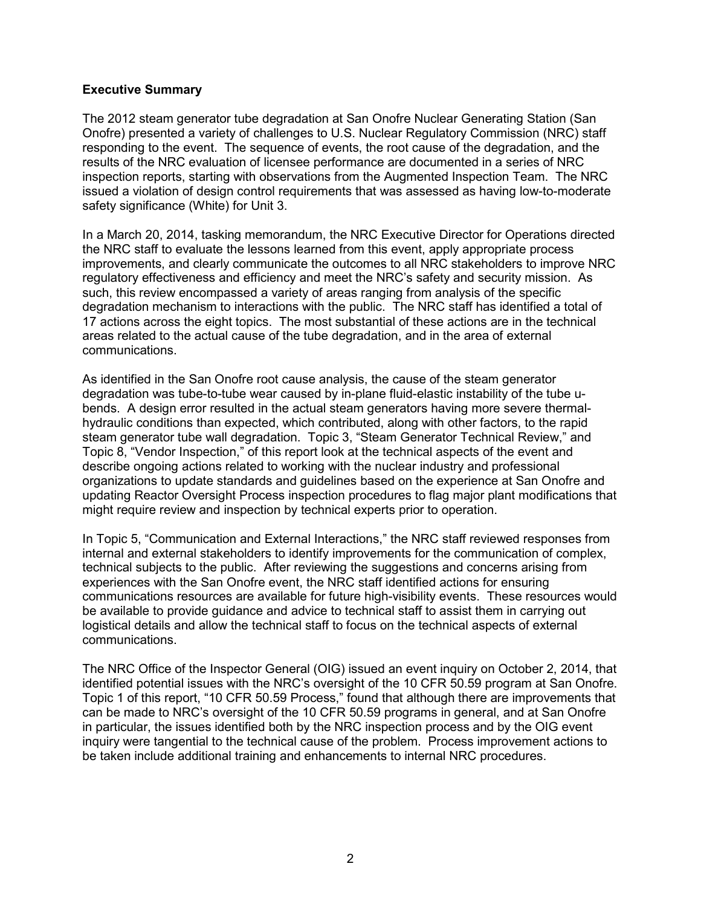**Executive Summary**

The 2012 steam generator tube degradation at San Onofre Nuclear Generating Station (San Onofre) presented a variety of challenges to U.S. Nuclear Regulatory Commission (NRC) staff responding to the event. The sequence of events, the root cause of the degradation, and the results of the NRC evaluation of licensee performance are documented in a series of NRC inspection reports, starting with observations from the Augmented Inspection Team. The NRC issued a violation of design control requirements that was assessed as having low-to-moderate safety significance (White) for Unit 3.

In a March 20, 2014, tasking memorandum, the NRC Executive Director for Operations directed the NRC staff to evaluate the lessons learned from this event, apply appropriate process improvements, and clearly communicate the outcomes to all NRC stakeholders to improve NRC regulatory effectiveness and efficiency and meet the NRC's safety and security mission. As such, this review encompassed a variety of areas ranging from analysis of the specific degradation mechanism to interactions with the public. The NRC staff has identified a total of 17 actions across the eight topics. The most substantial of these actions are in the technical areas related to the actual cause of the tube degradation, and in the area of external communications.

As identified in the San Onofre root cause analysis, the cause of the steam generator degradation was tube-to-tube wear caused by in-plane fluid-elastic instability of the tube u-bends. A design error resulted in the actual steam generators having more severe thermal-hydraulic conditions than expected, which contributed, along with other factors, to the rapid steam generator tube wall degradation. Topic 3, "Steam Generator Technical Review," and Topic 8, "Vendor Inspection," of this report look at the technical aspects of the event and describe ongoing actions related to working with the nuclear industry and professional organizations to update standards and guidelines based on the experience at San Onofre and updating Reactor Oversight Process inspection procedures to flag major plant modifications that might require review and inspection by technical experts prior to operation.

In Topic 5, "Communication and External Interactions," the NRC staff reviewed responses from internal and external stakeholders to identify improvements for the communication of complex, technical subjects to the public. After reviewing the suggestions and concerns arising from experiences with the San Onofre event, the NRC staff identified actions for ensuring communications resources are available for future high-visibility events. These resources would be available to provide guidance and advice to technical staff to assist them in carrying out logistical details and allow the technical staff to focus on the technical aspects of external communications.

The NRC Office of the Inspector General (OIG) issued an event inquiry on October 2, 2014, that identified potential issues with the NRC's oversight of the 10 CFR 50.59 program at San Onofre. Topic 1 of this report, "10 CFR 50.59 Process," found that although there are improvements that can be made to NRC's oversight of the 10 CFR 50.59 programs in general, and at San Onofre in particular, the issues identified both by the NRC inspection process and by the OIG event inquiry were tangential to the technical cause of the problem. Process improvement actions to be taken include additional training and enhancements to internal NRC procedures.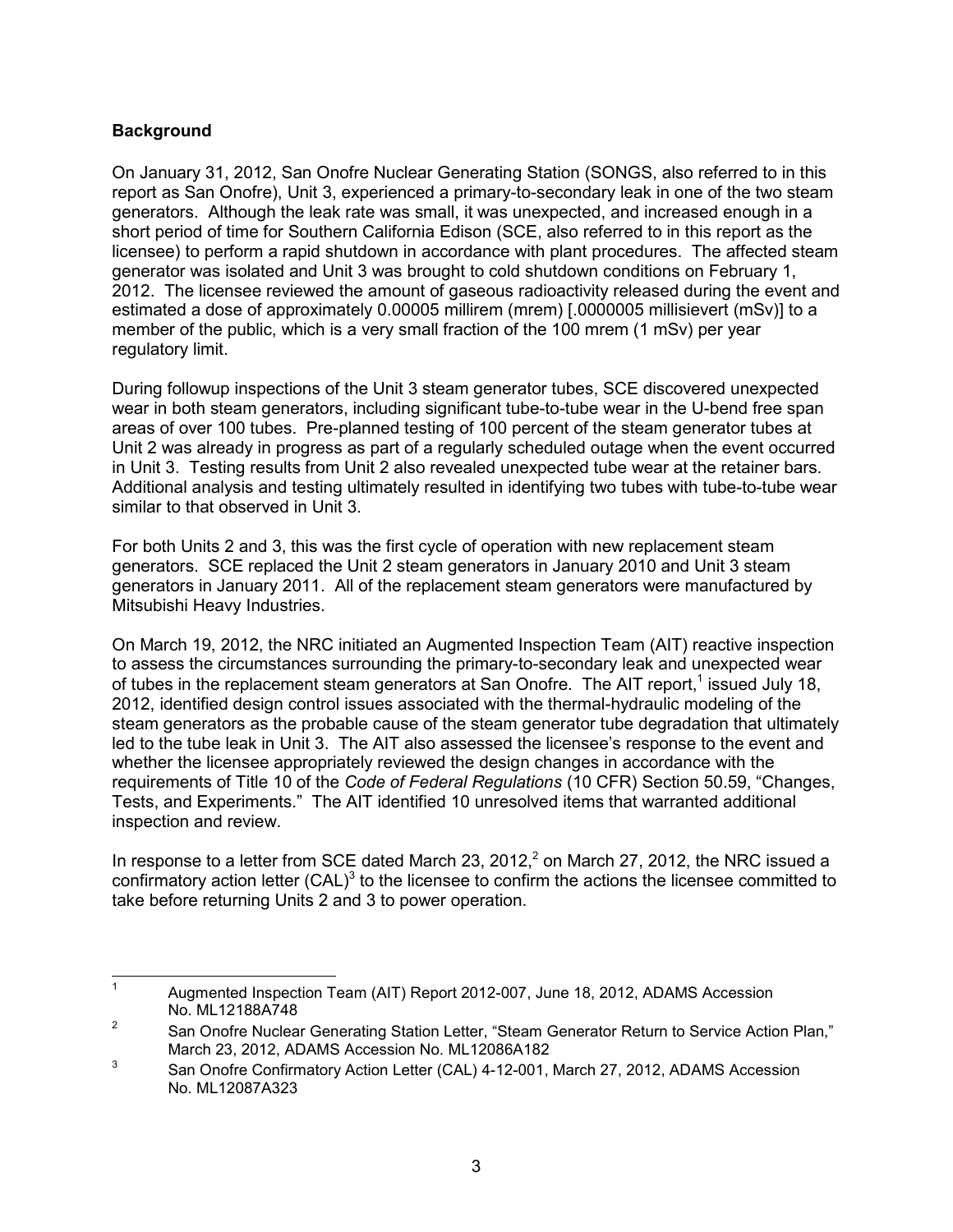## Background

On January 31, 2012, San Onofre Nuclear Generating Station (SONGS, also referred to in this report as San Onofre), Unit 3, experienced a primary-to-secondary leak in one of the two steam generators. Although the leak rate was small, it was unexpected, and increased enough in a short period of time for Southern California Edison (SCE, also referred to in this report as the licensee) to perform a rapid shutdown in accordance with plant procedures. The affected steam generator was isolated and Unit 3 was brought to cold shutdown conditions on February 1, 2012. The licensee reviewed the amount of gaseous radioactivity released during the event and estimated a dose of approximately 0.00005 millirem (mrem) [.0000005 millisievert (mSv)] to a member of the public, which is a very small fraction of the 100 mrem (1 mSv) per year regulatory limit.

During followup inspections of the Unit 3 steam generator tubes, SCE discovered unexpected wear in both steam generators, including significant tube-to-tube wear in the U-bend free span areas of over 100 tubes. Pre-planned testing of 100 percent of the steam generator tubes at Unit 2 was already in progress as part of a regularly scheduled outage when the event occurred in Unit 3. Testing results from Unit 2 also revealed unexpected tube wear at the retainer bars. Additional analysis and testing ultimately resulted in identifying two tubes with tube-to-tube wear similar to that observed in Unit 3.

For both Units 2 and 3, this was the first cycle of operation with new replacement steam generators. SCE replaced the Unit 2 steam generators in January 2010 and Unit 3 steam generators in January 2011. All of the replacement steam generators were manufactured by Mitsubishi Heavy Industries.

On March 19, 2012, the NRC initiated an Augmented Inspection Team (AIT) reactive inspection to assess the circumstances surrounding the primary-to-secondary leak and unexpected wear of tubes in the replacement steam generators at San Onofre. The AIT report,[1] issued July 18, 2012, identified design control issues associated with the thermal-hydraulic modeling of the steam generators as the probable cause of the steam generator tube degradation that ultimately led to the tube leak in Unit 3. The AIT also assessed the licensee's response to the event and whether the licensee appropriately reviewed the design changes in accordance with the requirements of Title 10 of the *Code of Federal Regulations* (10 CFR) Section 50.59, "Changes, Tests, and Experiments." The AIT identified 10 unresolved items that warranted additional inspection and review.

In response to a letter from SCE dated March 23, 2012,[2] on March 27, 2012, the NRC issued a confirmatory action letter (CAL)[3] to the licensee to confirm the actions the licensee committed to take before returning Units 2 and 3 to power operation.

---

[1] Augmented Inspection Team (AIT) Report 2012-007, June 18, 2012, ADAMS Accession No. ML12188A748

[2] San Onofre Nuclear Generating Station Letter, "Steam Generator Return to Service Action Plan," March 23, 2012, ADAMS Accession No. ML12086A182

[3] San Onofre Confirmatory Action Letter (CAL) 4-12-001, March 27, 2012, ADAMS Accession No. ML12087A323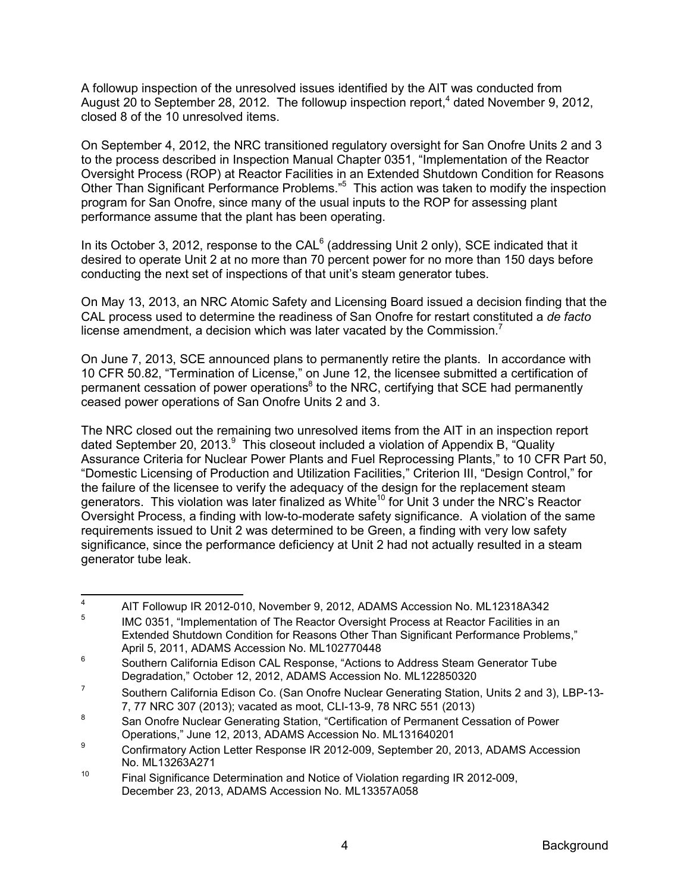A followup inspection of the unresolved issues identified by the AIT was conducted from August 20 to September 28, 2012. The followup inspection report,[4] dated November 9, 2012, closed 8 of the 10 unresolved items.

On September 4, 2012, the NRC transitioned regulatory oversight for San Onofre Units 2 and 3 to the process described in Inspection Manual Chapter 0351, "Implementation of the Reactor Oversight Process (ROP) at Reactor Facilities in an Extended Shutdown Condition for Reasons Other Than Significant Performance Problems."[5] This action was taken to modify the inspection program for San Onofre, since many of the usual inputs to the ROP for assessing plant performance assume that the plant has been operating.

In its October 3, 2012, response to the CAL[6] (addressing Unit 2 only), SCE indicated that it desired to operate Unit 2 at no more than 70 percent power for no more than 150 days before conducting the next set of inspections of that unit's steam generator tubes.

On May 13, 2013, an NRC Atomic Safety and Licensing Board issued a decision finding that the CAL process used to determine the readiness of San Onofre for restart constituted a *de facto* license amendment, a decision which was later vacated by the Commission.[7]

On June 7, 2013, SCE announced plans to permanently retire the plants. In accordance with 10 CFR 50.82, "Termination of License," on June 12, the licensee submitted a certification of permanent cessation of power operations[8] to the NRC, certifying that SCE had permanently ceased power operations of San Onofre Units 2 and 3.

The NRC closed out the remaining two unresolved items from the AIT in an inspection report dated September 20, 2013.[9] This closeout included a violation of Appendix B, "Quality Assurance Criteria for Nuclear Power Plants and Fuel Reprocessing Plants," to 10 CFR Part 50, "Domestic Licensing of Production and Utilization Facilities," Criterion III, "Design Control," for the failure of the licensee to verify the adequacy of the design for the replacement steam generators. This violation was later finalized as White[10] for Unit 3 under the NRC's Reactor Oversight Process, a finding with low-to-moderate safety significance. A violation of the same requirements issued to Unit 2 was determined to be Green, a finding with very low safety significance, since the performance deficiency at Unit 2 had not actually resulted in a steam generator tube leak.

---

[4] AIT Followup IR 2012-010, November 9, 2012, ADAMS Accession No. ML12318A342

[5] IMC 0351, "Implementation of The Reactor Oversight Process at Reactor Facilities in an Extended Shutdown Condition for Reasons Other Than Significant Performance Problems," April 5, 2011, ADAMS Accession No. ML102770448

[6] Southern California Edison CAL Response, "Actions to Address Steam Generator Tube Degradation," October 12, 2012, ADAMS Accession No. ML122850320

[7] Southern California Edison Co. (San Onofre Nuclear Generating Station, Units 2 and 3), LBP-13-7, 77 NRC 307 (2013); vacated as moot, CLI-13-9, 78 NRC 551 (2013)

[8] San Onofre Nuclear Generating Station, "Certification of Permanent Cessation of Power Operations," June 12, 2013, ADAMS Accession No. ML131640201

[9] Confirmatory Action Letter Response IR 2012-009, September 20, 2013, ADAMS Accession No. ML13263A271

[10] Final Significance Determination and Notice of Violation regarding IR 2012-009, December 23, 2013, ADAMS Accession No. ML13357A058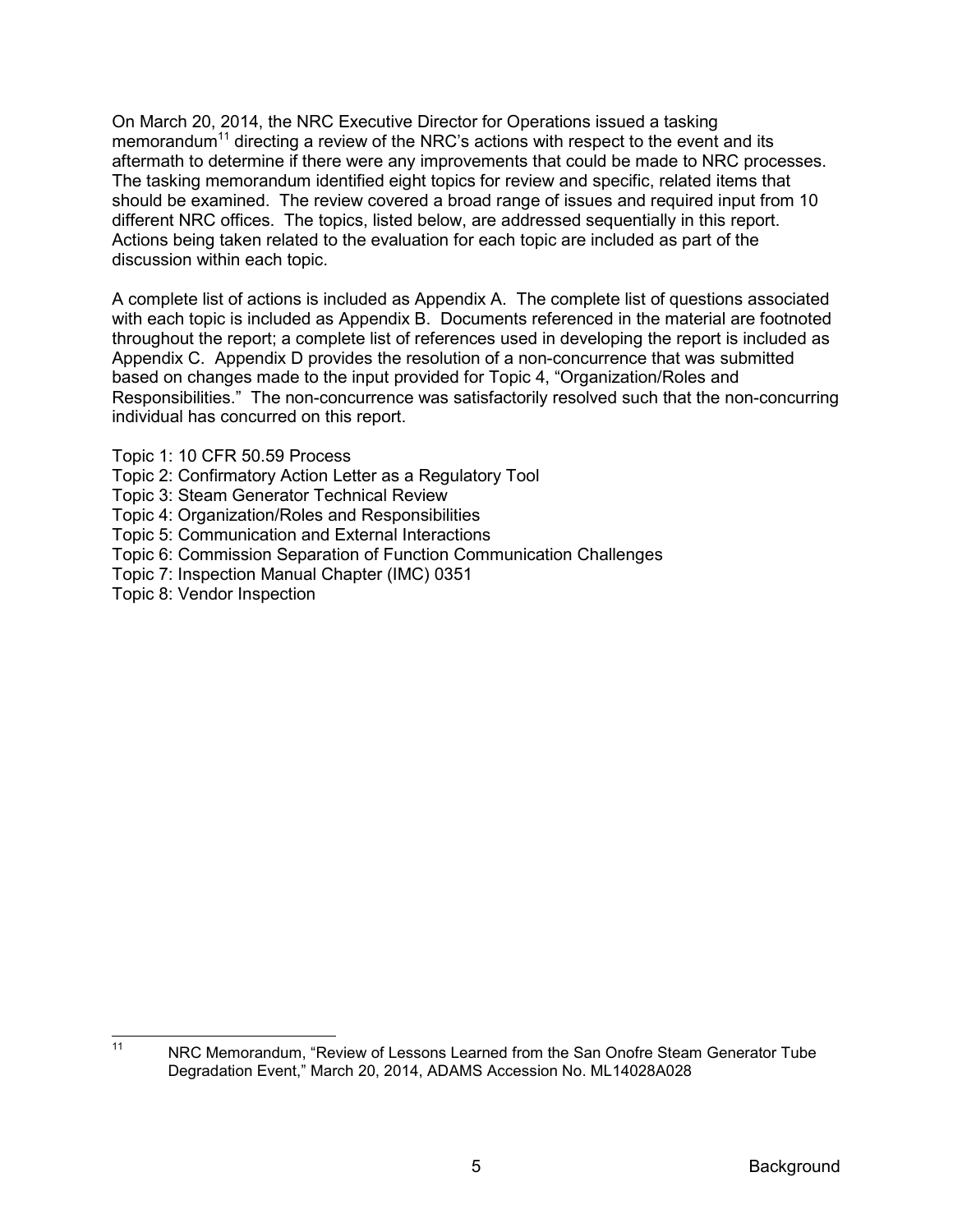On March 20, 2014, the NRC Executive Director for Operations issued a tasking memorandum[11] directing a review of the NRC's actions with respect to the event and its aftermath to determine if there were any improvements that could be made to NRC processes. The tasking memorandum identified eight topics for review and specific, related items that should be examined. The review covered a broad range of issues and required input from 10 different NRC offices. The topics, listed below, are addressed sequentially in this report. Actions being taken related to the evaluation for each topic are included as part of the discussion within each topic.

A complete list of actions is included as Appendix A. The complete list of questions associated with each topic is included as Appendix B. Documents referenced in the material are footnoted throughout the report; a complete list of references used in developing the report is included as Appendix C. Appendix D provides the resolution of a non-concurrence that was submitted based on changes made to the input provided for Topic 4, "Organization/Roles and Responsibilities." The non-concurrence was satisfactorily resolved such that the non-concurring individual has concurred on this report.

Topic 1: 10 CFR 50.59 Process
Topic 2: Confirmatory Action Letter as a Regulatory Tool
Topic 3: Steam Generator Technical Review
Topic 4: Organization/Roles and Responsibilities
Topic 5: Communication and External Interactions
Topic 6: Commission Separation of Function Communication Challenges
Topic 7: Inspection Manual Chapter (IMC) 0351
Topic 8: Vendor Inspection

---

[11] NRC Memorandum, "Review of Lessons Learned from the San Onofre Steam Generator Tube Degradation Event," March 20, 2014, ADAMS Accession No. ML14028A028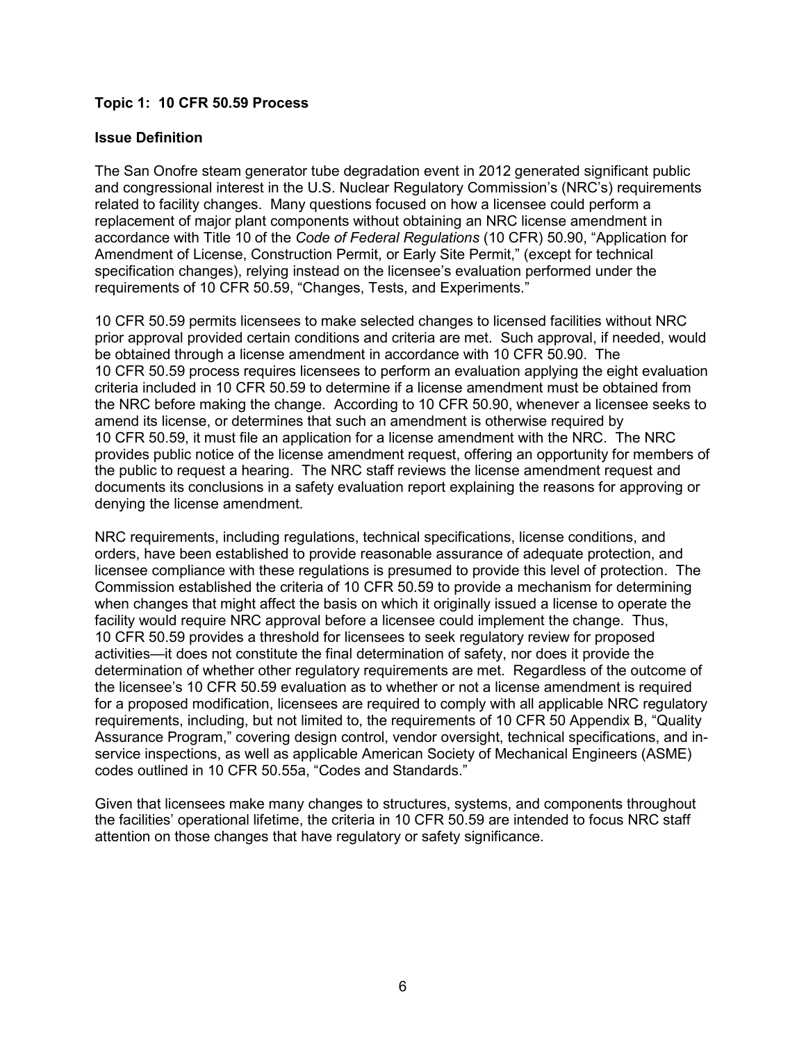## Topic 1: 10 CFR 50.59 Process

### Issue Definition

The San Onofre steam generator tube degradation event in 2012 generated significant public and congressional interest in the U.S. Nuclear Regulatory Commission's (NRC's) requirements related to facility changes. Many questions focused on how a licensee could perform a replacement of major plant components without obtaining an NRC license amendment in accordance with Title 10 of the *Code of Federal Regulations* (10 CFR) 50.90, "Application for Amendment of License, Construction Permit, or Early Site Permit," (except for technical specification changes), relying instead on the licensee's evaluation performed under the requirements of 10 CFR 50.59, "Changes, Tests, and Experiments."

10 CFR 50.59 permits licensees to make selected changes to licensed facilities without NRC prior approval provided certain conditions and criteria are met. Such approval, if needed, would be obtained through a license amendment in accordance with 10 CFR 50.90. The 10 CFR 50.59 process requires licensees to perform an evaluation applying the eight evaluation criteria included in 10 CFR 50.59 to determine if a license amendment must be obtained from the NRC before making the change. According to 10 CFR 50.90, whenever a licensee seeks to amend its license, or determines that such an amendment is otherwise required by 10 CFR 50.59, it must file an application for a license amendment with the NRC. The NRC provides public notice of the license amendment request, offering an opportunity for members of the public to request a hearing. The NRC staff reviews the license amendment request and documents its conclusions in a safety evaluation report explaining the reasons for approving or denying the license amendment.

NRC requirements, including regulations, technical specifications, license conditions, and orders, have been established to provide reasonable assurance of adequate protection, and licensee compliance with these regulations is presumed to provide this level of protection. The Commission established the criteria of 10 CFR 50.59 to provide a mechanism for determining when changes that might affect the basis on which it originally issued a license to operate the facility would require NRC approval before a licensee could implement the change. Thus, 10 CFR 50.59 provides a threshold for licensees to seek regulatory review for proposed activities—it does not constitute the final determination of safety, nor does it provide the determination of whether other regulatory requirements are met. Regardless of the outcome of the licensee's 10 CFR 50.59 evaluation as to whether or not a license amendment is required for a proposed modification, licensees are required to comply with all applicable NRC regulatory requirements, including, but not limited to, the requirements of 10 CFR 50 Appendix B, "Quality Assurance Program," covering design control, vendor oversight, technical specifications, and in-service inspections, as well as applicable American Society of Mechanical Engineers (ASME) codes outlined in 10 CFR 50.55a, "Codes and Standards."

Given that licensees make many changes to structures, systems, and components throughout the facilities' operational lifetime, the criteria in 10 CFR 50.59 are intended to focus NRC staff attention on those changes that have regulatory or safety significance.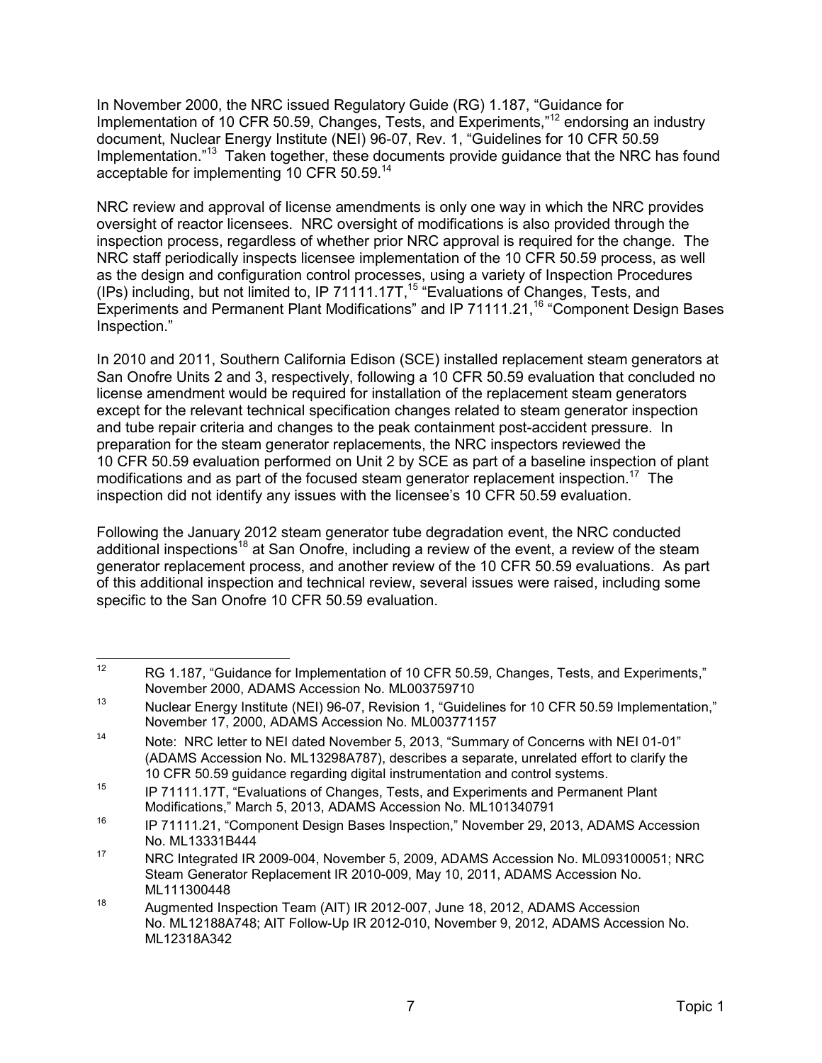In November 2000, the NRC issued Regulatory Guide (RG) 1.187, "Guidance for Implementation of 10 CFR 50.59, Changes, Tests, and Experiments,"[12] endorsing an industry document, Nuclear Energy Institute (NEI) 96-07, Rev. 1, "Guidelines for 10 CFR 50.59 Implementation."[13] Taken together, these documents provide guidance that the NRC has found acceptable for implementing 10 CFR 50.59.[14]

NRC review and approval of license amendments is only one way in which the NRC provides oversight of reactor licensees. NRC oversight of modifications is also provided through the inspection process, regardless of whether prior NRC approval is required for the change. The NRC staff periodically inspects licensee implementation of the 10 CFR 50.59 process, as well as the design and configuration control processes, using a variety of Inspection Procedures (IPs) including, but not limited to, IP 71111.17T,[15] "Evaluations of Changes, Tests, and Experiments and Permanent Plant Modifications" and IP 71111.21,[16] "Component Design Bases Inspection."

In 2010 and 2011, Southern California Edison (SCE) installed replacement steam generators at San Onofre Units 2 and 3, respectively, following a 10 CFR 50.59 evaluation that concluded no license amendment would be required for installation of the replacement steam generators except for the relevant technical specification changes related to steam generator inspection and tube repair criteria and changes to the peak containment post-accident pressure. In preparation for the steam generator replacements, the NRC inspectors reviewed the 10 CFR 50.59 evaluation performed on Unit 2 by SCE as part of a baseline inspection of plant modifications and as part of the focused steam generator replacement inspection.[17] The inspection did not identify any issues with the licensee's 10 CFR 50.59 evaluation.

Following the January 2012 steam generator tube degradation event, the NRC conducted additional inspections[18] at San Onofre, including a review of the event, a review of the steam generator replacement process, and another review of the 10 CFR 50.59 evaluations. As part of this additional inspection and technical review, several issues were raised, including some specific to the San Onofre 10 CFR 50.59 evaluation.

---

[12] RG 1.187, "Guidance for Implementation of 10 CFR 50.59, Changes, Tests, and Experiments," November 2000, ADAMS Accession No. ML003759710

[13] Nuclear Energy Institute (NEI) 96-07, Revision 1, "Guidelines for 10 CFR 50.59 Implementation," November 17, 2000, ADAMS Accession No. ML003771157

[14] Note: NRC letter to NEI dated November 5, 2013, "Summary of Concerns with NEI 01-01" (ADAMS Accession No. ML13298A787), describes a separate, unrelated effort to clarify the 10 CFR 50.59 guidance regarding digital instrumentation and control systems.

[15] IP 71111.17T, "Evaluations of Changes, Tests, and Experiments and Permanent Plant Modifications," March 5, 2013, ADAMS Accession No. ML101340791

[16] IP 71111.21, "Component Design Bases Inspection," November 29, 2013, ADAMS Accession No. ML13331B444

[17] NRC Integrated IR 2009-004, November 5, 2009, ADAMS Accession No. ML093100051; NRC Steam Generator Replacement IR 2010-009, May 10, 2011, ADAMS Accession No. ML111300448

[18] Augmented Inspection Team (AIT) IR 2012-007, June 18, 2012, ADAMS Accession No. ML12188A748; AIT Follow-Up IR 2012-010, November 9, 2012, ADAMS Accession No. ML12318A342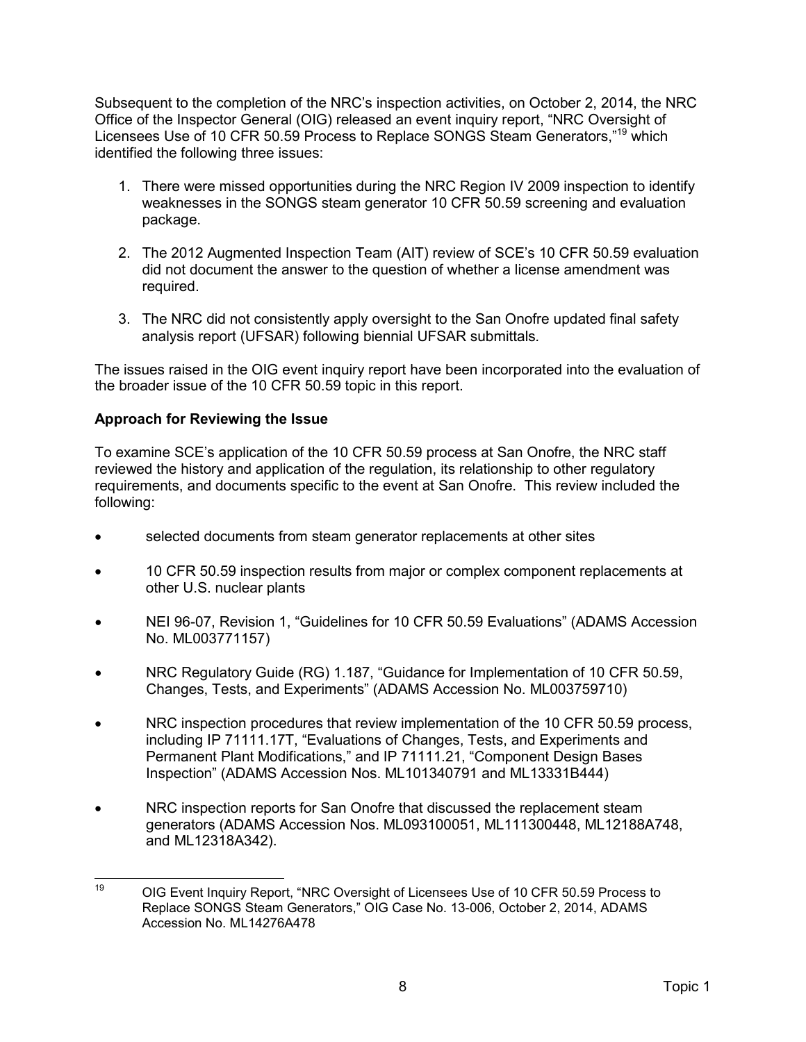Subsequent to the completion of the NRC's inspection activities, on October 2, 2014, the NRC Office of the Inspector General (OIG) released an event inquiry report, "NRC Oversight of Licensees Use of 10 CFR 50.59 Process to Replace SONGS Steam Generators,"[19] which identified the following three issues:

1. There were missed opportunities during the NRC Region IV 2009 inspection to identify weaknesses in the SONGS steam generator 10 CFR 50.59 screening and evaluation package.

2. The 2012 Augmented Inspection Team (AIT) review of SCE's 10 CFR 50.59 evaluation did not document the answer to the question of whether a license amendment was required.

3. The NRC did not consistently apply oversight to the San Onofre updated final safety analysis report (UFSAR) following biennial UFSAR submittals.

The issues raised in the OIG event inquiry report have been incorporated into the evaluation of the broader issue of the 10 CFR 50.59 topic in this report.

**Approach for Reviewing the Issue**

To examine SCE's application of the 10 CFR 50.59 process at San Onofre, the NRC staff reviewed the history and application of the regulation, its relationship to other regulatory requirements, and documents specific to the event at San Onofre. This review included the following:

- selected documents from steam generator replacements at other sites
- 10 CFR 50.59 inspection results from major or complex component replacements at other U.S. nuclear plants
- NEI 96-07, Revision 1, "Guidelines for 10 CFR 50.59 Evaluations" (ADAMS Accession No. ML003771157)
- NRC Regulatory Guide (RG) 1.187, "Guidance for Implementation of 10 CFR 50.59, Changes, Tests, and Experiments" (ADAMS Accession No. ML003759710)
- NRC inspection procedures that review implementation of the 10 CFR 50.59 process, including IP 71111.17T, "Evaluations of Changes, Tests, and Experiments and Permanent Plant Modifications," and IP 71111.21, "Component Design Bases Inspection" (ADAMS Accession Nos. ML101340791 and ML13331B444)
- NRC inspection reports for San Onofre that discussed the replacement steam generators (ADAMS Accession Nos. ML093100051, ML111300448, ML12188A748, and ML12318A342).

---

[19] OIG Event Inquiry Report, "NRC Oversight of Licensees Use of 10 CFR 50.59 Process to Replace SONGS Steam Generators," OIG Case No. 13-006, October 2, 2014, ADAMS Accession No. ML14276A478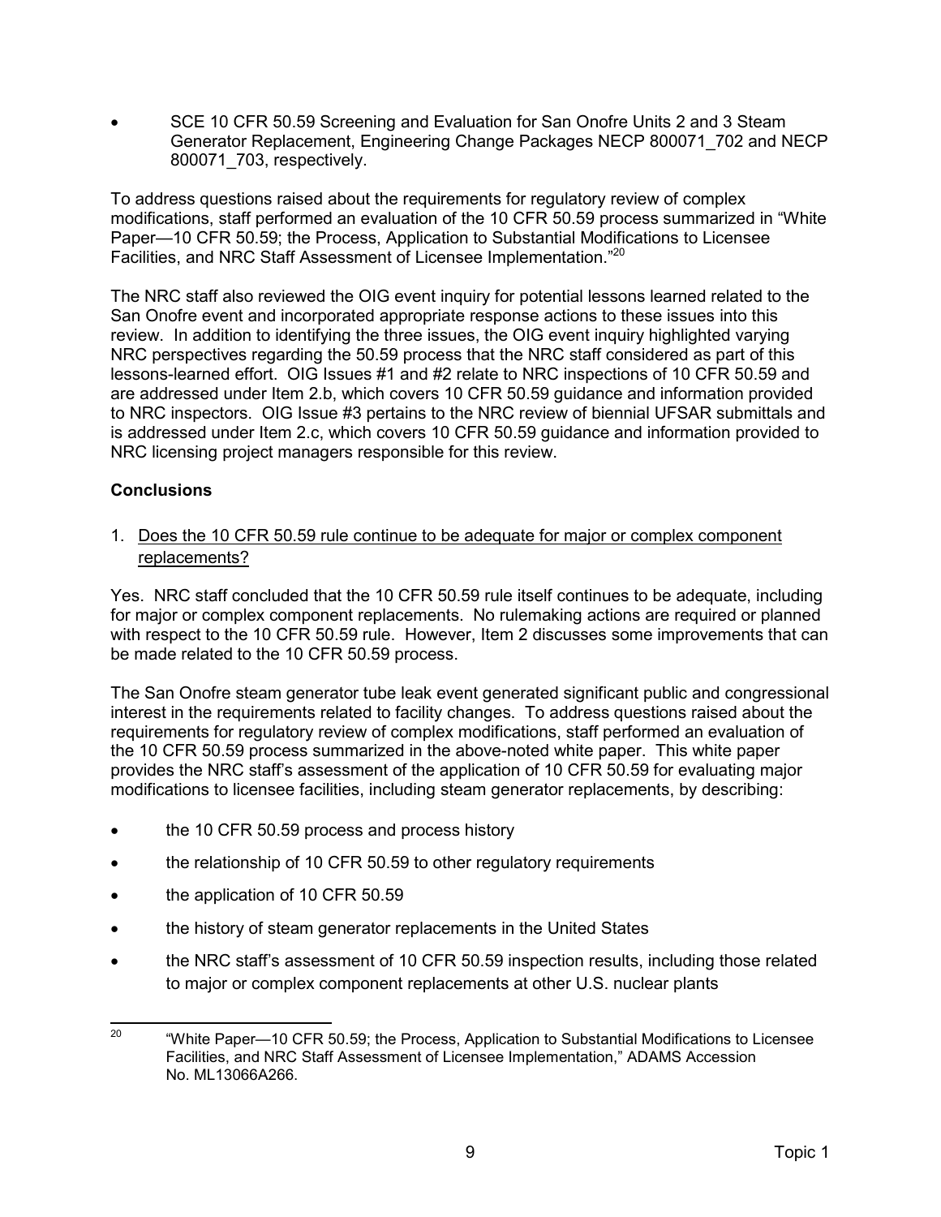- SCE 10 CFR 50.59 Screening and Evaluation for San Onofre Units 2 and 3 Steam Generator Replacement, Engineering Change Packages NECP 800071_702 and NECP 800071_703, respectively.

To address questions raised about the requirements for regulatory review of complex modifications, staff performed an evaluation of the 10 CFR 50.59 process summarized in "White Paper—10 CFR 50.59; the Process, Application to Substantial Modifications to Licensee Facilities, and NRC Staff Assessment of Licensee Implementation."[20]

The NRC staff also reviewed the OIG event inquiry for potential lessons learned related to the San Onofre event and incorporated appropriate response actions to these issues into this review. In addition to identifying the three issues, the OIG event inquiry highlighted varying NRC perspectives regarding the 50.59 process that the NRC staff considered as part of this lessons-learned effort. OIG Issues #1 and #2 relate to NRC inspections of 10 CFR 50.59 and are addressed under Item 2.b, which covers 10 CFR 50.59 guidance and information provided to NRC inspectors. OIG Issue #3 pertains to the NRC review of biennial UFSAR submittals and is addressed under Item 2.c, which covers 10 CFR 50.59 guidance and information provided to NRC licensing project managers responsible for this review.

**Conclusions**

1. Does the 10 CFR 50.59 rule continue to be adequate for major or complex component replacements?

Yes. NRC staff concluded that the 10 CFR 50.59 rule itself continues to be adequate, including for major or complex component replacements. No rulemaking actions are required or planned with respect to the 10 CFR 50.59 rule. However, Item 2 discusses some improvements that can be made related to the 10 CFR 50.59 process.

The San Onofre steam generator tube leak event generated significant public and congressional interest in the requirements related to facility changes. To address questions raised about the requirements for regulatory review of complex modifications, staff performed an evaluation of the 10 CFR 50.59 process summarized in the above-noted white paper. This white paper provides the NRC staff's assessment of the application of 10 CFR 50.59 for evaluating major modifications to licensee facilities, including steam generator replacements, by describing:

- the 10 CFR 50.59 process and process history
- the relationship of 10 CFR 50.59 to other regulatory requirements
- the application of 10 CFR 50.59
- the history of steam generator replacements in the United States
- the NRC staff's assessment of 10 CFR 50.59 inspection results, including those related to major or complex component replacements at other U.S. nuclear plants

[20] "White Paper—10 CFR 50.59; the Process, Application to Substantial Modifications to Licensee Facilities, and NRC Staff Assessment of Licensee Implementation," ADAMS Accession No. ML13066A266.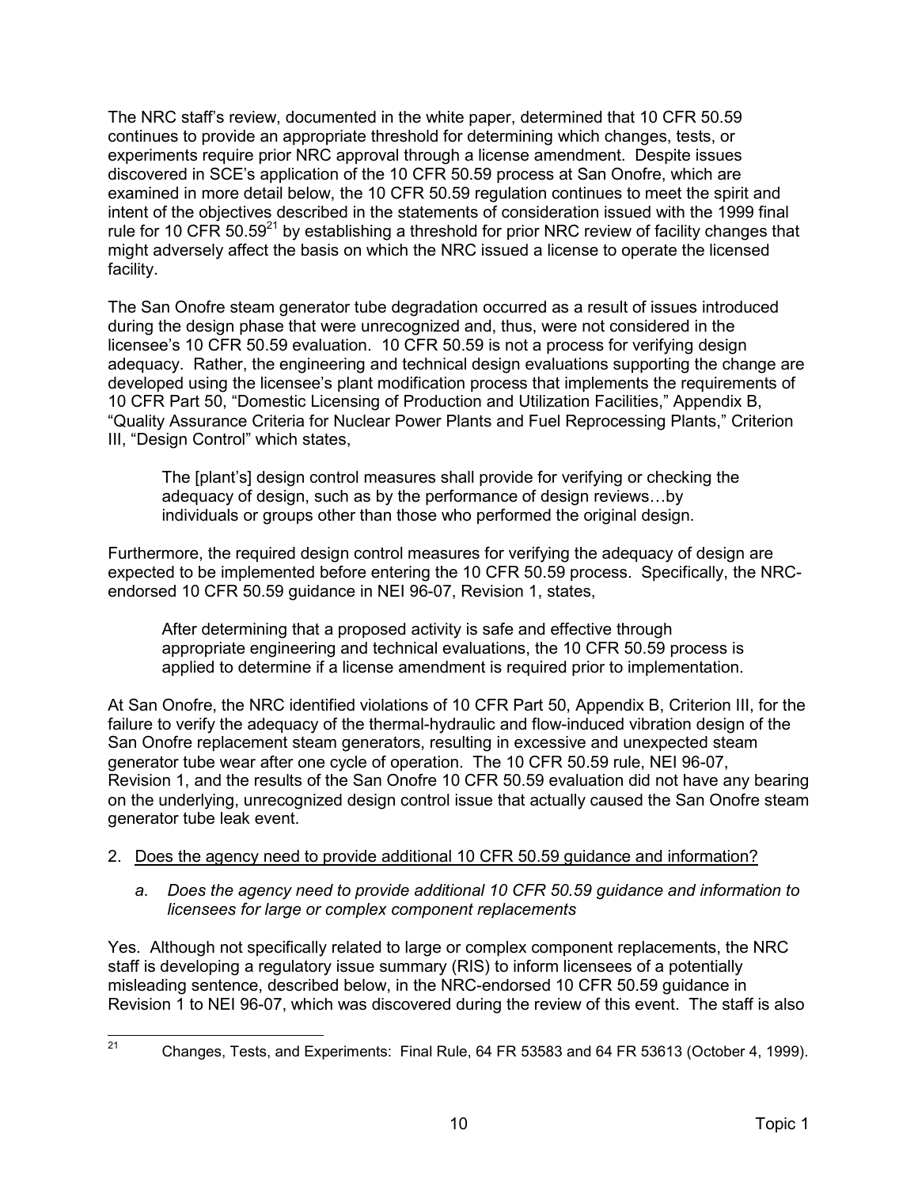The NRC staff's review, documented in the white paper, determined that 10 CFR 50.59 continues to provide an appropriate threshold for determining which changes, tests, or experiments require prior NRC approval through a license amendment. Despite issues discovered in SCE's application of the 10 CFR 50.59 process at San Onofre, which are examined in more detail below, the 10 CFR 50.59 regulation continues to meet the spirit and intent of the objectives described in the statements of consideration issued with the 1999 final rule for 10 CFR 50.59[21] by establishing a threshold for prior NRC review of facility changes that might adversely affect the basis on which the NRC issued a license to operate the licensed facility.

The San Onofre steam generator tube degradation occurred as a result of issues introduced during the design phase that were unrecognized and, thus, were not considered in the licensee's 10 CFR 50.59 evaluation. 10 CFR 50.59 is not a process for verifying design adequacy. Rather, the engineering and technical design evaluations supporting the change are developed using the licensee's plant modification process that implements the requirements of 10 CFR Part 50, "Domestic Licensing of Production and Utilization Facilities," Appendix B, "Quality Assurance Criteria for Nuclear Power Plants and Fuel Reprocessing Plants," Criterion III, "Design Control" which states,

> The [plant's] design control measures shall provide for verifying or checking the adequacy of design, such as by the performance of design reviews…by individuals or groups other than those who performed the original design.

Furthermore, the required design control measures for verifying the adequacy of design are expected to be implemented before entering the 10 CFR 50.59 process. Specifically, the NRC-endorsed 10 CFR 50.59 guidance in NEI 96-07, Revision 1, states,

> After determining that a proposed activity is safe and effective through appropriate engineering and technical evaluations, the 10 CFR 50.59 process is applied to determine if a license amendment is required prior to implementation.

At San Onofre, the NRC identified violations of 10 CFR Part 50, Appendix B, Criterion III, for the failure to verify the adequacy of the thermal-hydraulic and flow-induced vibration design of the San Onofre replacement steam generators, resulting in excessive and unexpected steam generator tube wear after one cycle of operation. The 10 CFR 50.59 rule, NEI 96-07, Revision 1, and the results of the San Onofre 10 CFR 50.59 evaluation did not have any bearing on the underlying, unrecognized design control issue that actually caused the San Onofre steam generator tube leak event.

2. Does the agency need to provide additional 10 CFR 50.59 guidance and information?

   a. *Does the agency need to provide additional 10 CFR 50.59 guidance and information to licensees for large or complex component replacements*

Yes. Although not specifically related to large or complex component replacements, the NRC staff is developing a regulatory issue summary (RIS) to inform licensees of a potentially misleading sentence, described below, in the NRC-endorsed 10 CFR 50.59 guidance in Revision 1 to NEI 96-07, which was discovered during the review of this event. The staff is also

[21] Changes, Tests, and Experiments: Final Rule, 64 FR 53583 and 64 FR 53613 (October 4, 1999).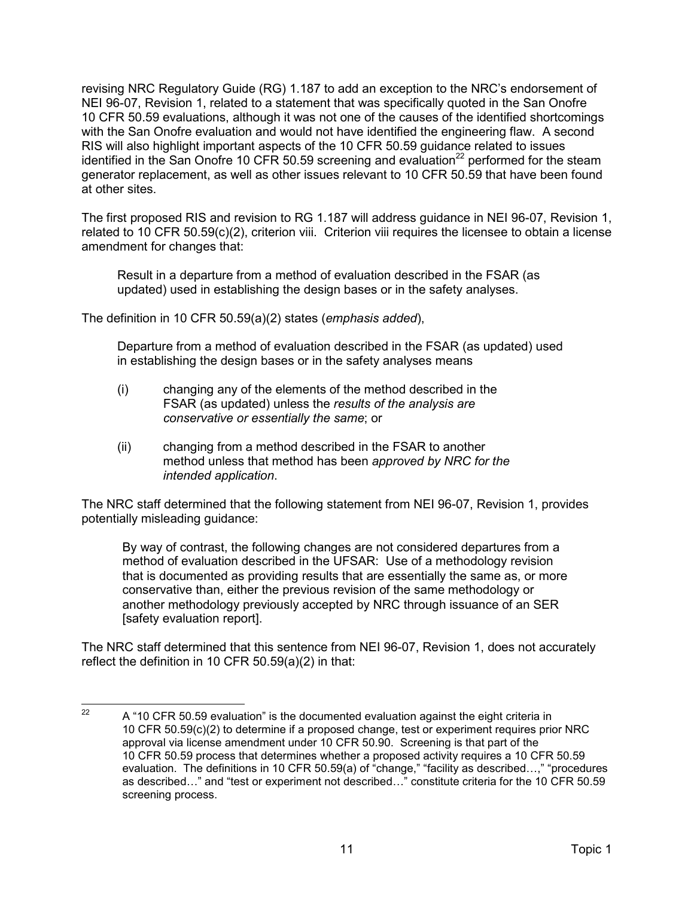revising NRC Regulatory Guide (RG) 1.187 to add an exception to the NRC's endorsement of NEI 96-07, Revision 1, related to a statement that was specifically quoted in the San Onofre 10 CFR 50.59 evaluations, although it was not one of the causes of the identified shortcomings with the San Onofre evaluation and would not have identified the engineering flaw. A second RIS will also highlight important aspects of the 10 CFR 50.59 guidance related to issues identified in the San Onofre 10 CFR 50.59 screening and evaluation[22] performed for the steam generator replacement, as well as other issues relevant to 10 CFR 50.59 that have been found at other sites.

The first proposed RIS and revision to RG 1.187 will address guidance in NEI 96-07, Revision 1, related to 10 CFR 50.59(c)(2), criterion viii. Criterion viii requires the licensee to obtain a license amendment for changes that:

> Result in a departure from a method of evaluation described in the FSAR (as updated) used in establishing the design bases or in the safety analyses.

The definition in 10 CFR 50.59(a)(2) states (*emphasis added*),

> Departure from a method of evaluation described in the FSAR (as updated) used in establishing the design bases or in the safety analyses means
>
> (i) changing any of the elements of the method described in the FSAR (as updated) unless the *results of the analysis are conservative or essentially the same*; or
>
> (ii) changing from a method described in the FSAR to another method unless that method has been *approved by NRC for the intended application*.

The NRC staff determined that the following statement from NEI 96-07, Revision 1, provides potentially misleading guidance:

> By way of contrast, the following changes are not considered departures from a method of evaluation described in the UFSAR: Use of a methodology revision that is documented as providing results that are essentially the same as, or more conservative than, either the previous revision of the same methodology or another methodology previously accepted by NRC through issuance of an SER [safety evaluation report].

The NRC staff determined that this sentence from NEI 96-07, Revision 1, does not accurately reflect the definition in 10 CFR 50.59(a)(2) in that:

---

[22] A "10 CFR 50.59 evaluation" is the documented evaluation against the eight criteria in 10 CFR 50.59(c)(2) to determine if a proposed change, test or experiment requires prior NRC approval via license amendment under 10 CFR 50.90. Screening is that part of the 10 CFR 50.59 process that determines whether a proposed activity requires a 10 CFR 50.59 evaluation. The definitions in 10 CFR 50.59(a) of "change," "facility as described…," "procedures as described…" and "test or experiment not described…" constitute criteria for the 10 CFR 50.59 screening process.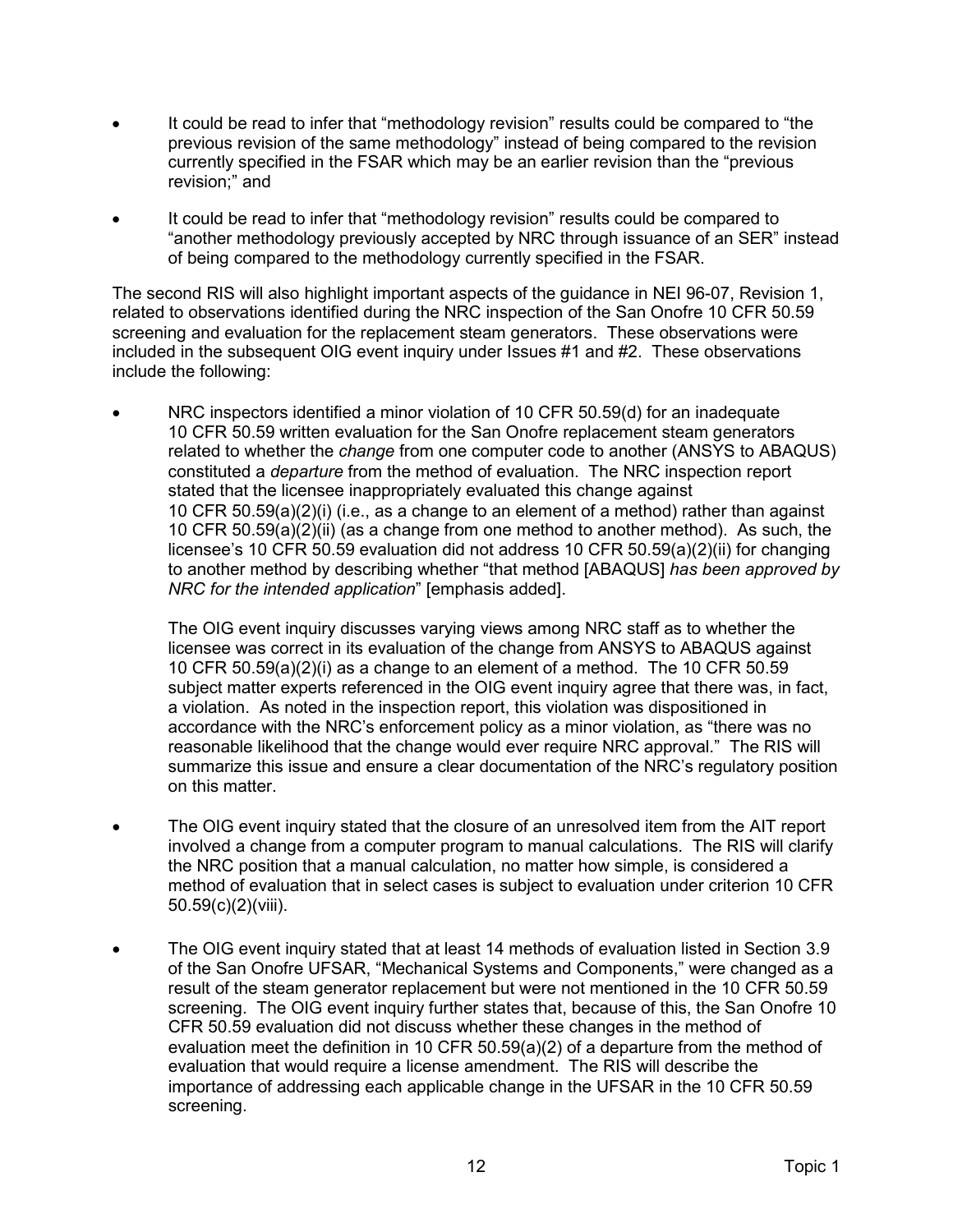- It could be read to infer that "methodology revision" results could be compared to "the previous revision of the same methodology" instead of being compared to the revision currently specified in the FSAR which may be an earlier revision than the "previous revision;" and

- It could be read to infer that "methodology revision" results could be compared to "another methodology previously accepted by NRC through issuance of an SER" instead of being compared to the methodology currently specified in the FSAR.

The second RIS will also highlight important aspects of the guidance in NEI 96-07, Revision 1, related to observations identified during the NRC inspection of the San Onofre 10 CFR 50.59 screening and evaluation for the replacement steam generators. These observations were included in the subsequent OIG event inquiry under Issues #1 and #2. These observations include the following:

- NRC inspectors identified a minor violation of 10 CFR 50.59(d) for an inadequate 10 CFR 50.59 written evaluation for the San Onofre replacement steam generators related to whether the *change* from one computer code to another (ANSYS to ABAQUS) constituted a *departure* from the method of evaluation. The NRC inspection report stated that the licensee inappropriately evaluated this change against 10 CFR 50.59(a)(2)(i) (i.e., as a change to an element of a method) rather than against 10 CFR 50.59(a)(2)(ii) (as a change from one method to another method). As such, the licensee's 10 CFR 50.59 evaluation did not address 10 CFR 50.59(a)(2)(ii) for changing to another method by describing whether "that method [ABAQUS] *has been approved by NRC for the intended application*" [emphasis added].

  The OIG event inquiry discusses varying views among NRC staff as to whether the licensee was correct in its evaluation of the change from ANSYS to ABAQUS against 10 CFR 50.59(a)(2)(i) as a change to an element of a method. The 10 CFR 50.59 subject matter experts referenced in the OIG event inquiry agree that there was, in fact, a violation. As noted in the inspection report, this violation was dispositioned in accordance with the NRC's enforcement policy as a minor violation, as "there was no reasonable likelihood that the change would ever require NRC approval." The RIS will summarize this issue and ensure a clear documentation of the NRC's regulatory position on this matter.

- The OIG event inquiry stated that the closure of an unresolved item from the AIT report involved a change from a computer program to manual calculations. The RIS will clarify the NRC position that a manual calculation, no matter how simple, is considered a method of evaluation that in select cases is subject to evaluation under criterion 10 CFR 50.59(c)(2)(viii).

- The OIG event inquiry stated that at least 14 methods of evaluation listed in Section 3.9 of the San Onofre UFSAR, "Mechanical Systems and Components," were changed as a result of the steam generator replacement but were not mentioned in the 10 CFR 50.59 screening. The OIG event inquiry further states that, because of this, the San Onofre 10 CFR 50.59 evaluation did not discuss whether these changes in the method of evaluation meet the definition in 10 CFR 50.59(a)(2) of a departure from the method of evaluation that would require a license amendment. The RIS will describe the importance of addressing each applicable change in the UFSAR in the 10 CFR 50.59 screening.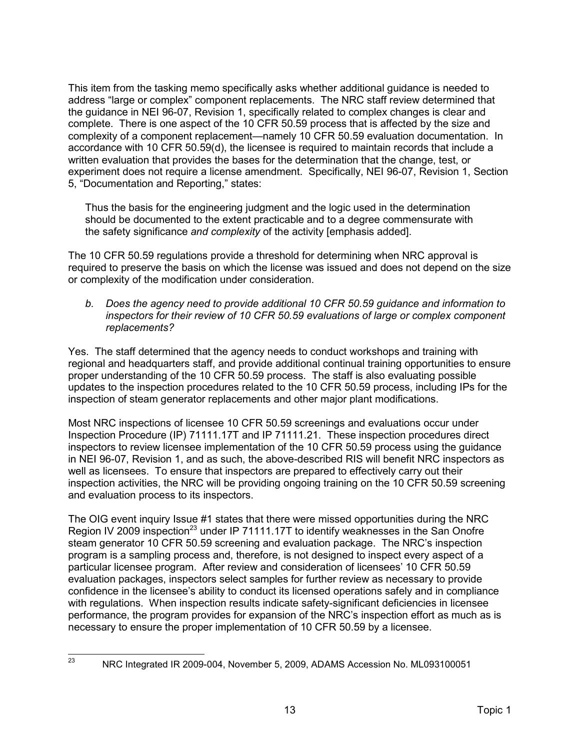This item from the tasking memo specifically asks whether additional guidance is needed to address "large or complex" component replacements. The NRC staff review determined that the guidance in NEI 96-07, Revision 1, specifically related to complex changes is clear and complete. There is one aspect of the 10 CFR 50.59 process that is affected by the size and complexity of a component replacement—namely 10 CFR 50.59 evaluation documentation. In accordance with 10 CFR 50.59(d), the licensee is required to maintain records that include a written evaluation that provides the bases for the determination that the change, test, or experiment does not require a license amendment. Specifically, NEI 96-07, Revision 1, Section 5, "Documentation and Reporting," states:

> Thus the basis for the engineering judgment and the logic used in the determination should be documented to the extent practicable and to a degree commensurate with the safety significance *and complexity* of the activity [emphasis added].

The 10 CFR 50.59 regulations provide a threshold for determining when NRC approval is required to preserve the basis on which the license was issued and does not depend on the size or complexity of the modification under consideration.

*b. Does the agency need to provide additional 10 CFR 50.59 guidance and information to inspectors for their review of 10 CFR 50.59 evaluations of large or complex component replacements?*

Yes. The staff determined that the agency needs to conduct workshops and training with regional and headquarters staff, and provide additional continual training opportunities to ensure proper understanding of the 10 CFR 50.59 process. The staff is also evaluating possible updates to the inspection procedures related to the 10 CFR 50.59 process, including IPs for the inspection of steam generator replacements and other major plant modifications.

Most NRC inspections of licensee 10 CFR 50.59 screenings and evaluations occur under Inspection Procedure (IP) 71111.17T and IP 71111.21. These inspection procedures direct inspectors to review licensee implementation of the 10 CFR 50.59 process using the guidance in NEI 96-07, Revision 1, and as such, the above-described RIS will benefit NRC inspectors as well as licensees. To ensure that inspectors are prepared to effectively carry out their inspection activities, the NRC will be providing ongoing training on the 10 CFR 50.59 screening and evaluation process to its inspectors.

The OIG event inquiry Issue #1 states that there were missed opportunities during the NRC Region IV 2009 inspection[23] under IP 71111.17T to identify weaknesses in the San Onofre steam generator 10 CFR 50.59 screening and evaluation package. The NRC's inspection program is a sampling process and, therefore, is not designed to inspect every aspect of a particular licensee program. After review and consideration of licensees' 10 CFR 50.59 evaluation packages, inspectors select samples for further review as necessary to provide confidence in the licensee's ability to conduct its licensed operations safely and in compliance with regulations. When inspection results indicate safety-significant deficiencies in licensee performance, the program provides for expansion of the NRC's inspection effort as much as is necessary to ensure the proper implementation of 10 CFR 50.59 by a licensee.

[23] NRC Integrated IR 2009-004, November 5, 2009, ADAMS Accession No. ML093100051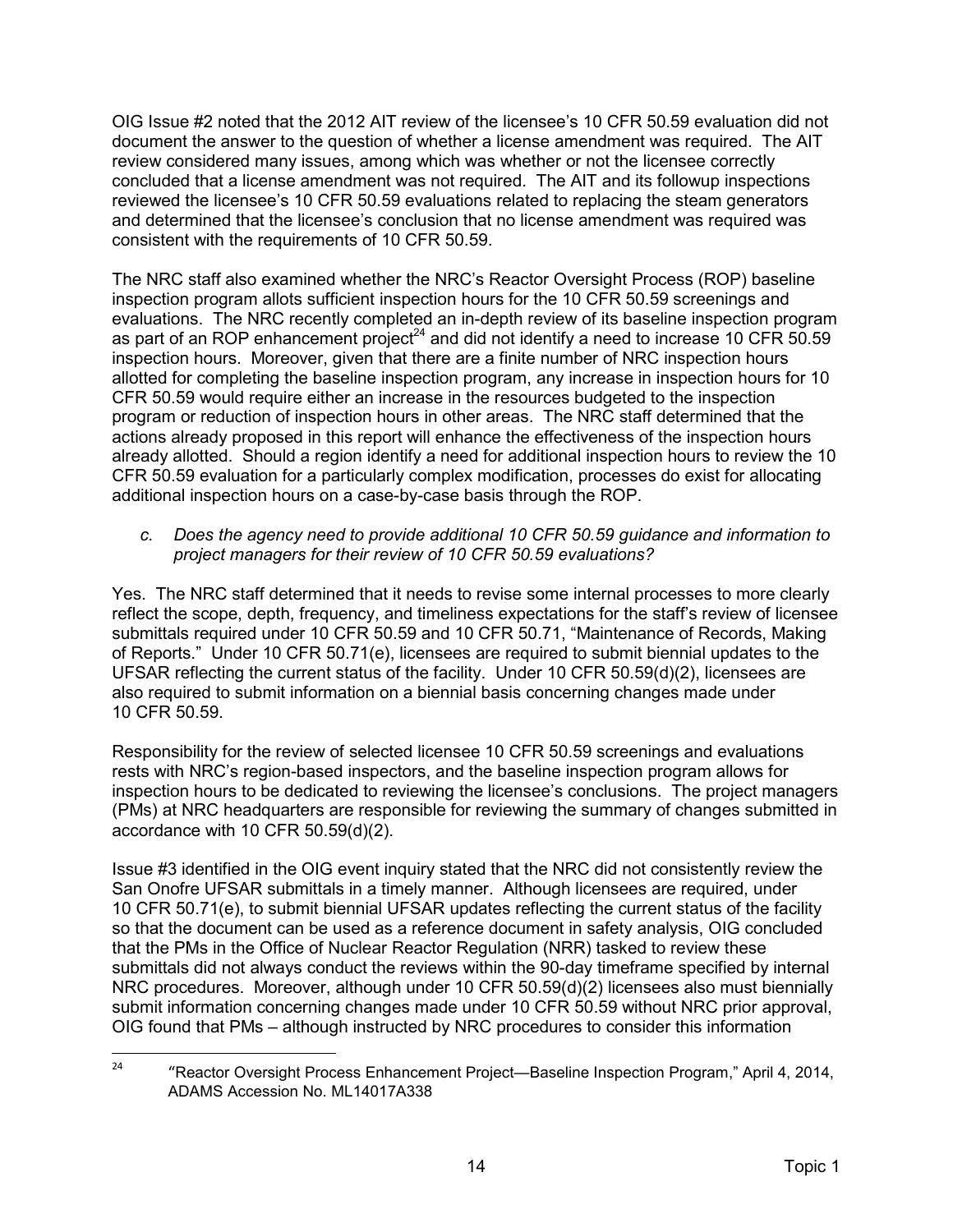OIG Issue #2 noted that the 2012 AIT review of the licensee's 10 CFR 50.59 evaluation did not document the answer to the question of whether a license amendment was required. The AIT review considered many issues, among which was whether or not the licensee correctly concluded that a license amendment was not required. The AIT and its followup inspections reviewed the licensee's 10 CFR 50.59 evaluations related to replacing the steam generators and determined that the licensee's conclusion that no license amendment was required was consistent with the requirements of 10 CFR 50.59.

The NRC staff also examined whether the NRC's Reactor Oversight Process (ROP) baseline inspection program allots sufficient inspection hours for the 10 CFR 50.59 screenings and evaluations. The NRC recently completed an in-depth review of its baseline inspection program as part of an ROP enhancement project[24] and did not identify a need to increase 10 CFR 50.59 inspection hours. Moreover, given that there are a finite number of NRC inspection hours allotted for completing the baseline inspection program, any increase in inspection hours for 10 CFR 50.59 would require either an increase in the resources budgeted to the inspection program or reduction of inspection hours in other areas. The NRC staff determined that the actions already proposed in this report will enhance the effectiveness of the inspection hours already allotted. Should a region identify a need for additional inspection hours to review the 10 CFR 50.59 evaluation for a particularly complex modification, processes do exist for allocating additional inspection hours on a case-by-case basis through the ROP.

*c. Does the agency need to provide additional 10 CFR 50.59 guidance and information to project managers for their review of 10 CFR 50.59 evaluations?*

Yes. The NRC staff determined that it needs to revise some internal processes to more clearly reflect the scope, depth, frequency, and timeliness expectations for the staff's review of licensee submittals required under 10 CFR 50.59 and 10 CFR 50.71, "Maintenance of Records, Making of Reports." Under 10 CFR 50.71(e), licensees are required to submit biennial updates to the UFSAR reflecting the current status of the facility. Under 10 CFR 50.59(d)(2), licensees are also required to submit information on a biennial basis concerning changes made under 10 CFR 50.59.

Responsibility for the review of selected licensee 10 CFR 50.59 screenings and evaluations rests with NRC's region-based inspectors, and the baseline inspection program allows for inspection hours to be dedicated to reviewing the licensee's conclusions. The project managers (PMs) at NRC headquarters are responsible for reviewing the summary of changes submitted in accordance with 10 CFR 50.59(d)(2).

Issue #3 identified in the OIG event inquiry stated that the NRC did not consistently review the San Onofre UFSAR submittals in a timely manner. Although licensees are required, under 10 CFR 50.71(e), to submit biennial UFSAR updates reflecting the current status of the facility so that the document can be used as a reference document in safety analysis, OIG concluded that the PMs in the Office of Nuclear Reactor Regulation (NRR) tasked to review these submittals did not always conduct the reviews within the 90-day timeframe specified by internal NRC procedures. Moreover, although under 10 CFR 50.59(d)(2) licensees also must biennially submit information concerning changes made under 10 CFR 50.59 without NRC prior approval, OIG found that PMs – although instructed by NRC procedures to consider this information

[24] "Reactor Oversight Process Enhancement Project—Baseline Inspection Program," April 4, 2014, ADAMS Accession No. ML14017A338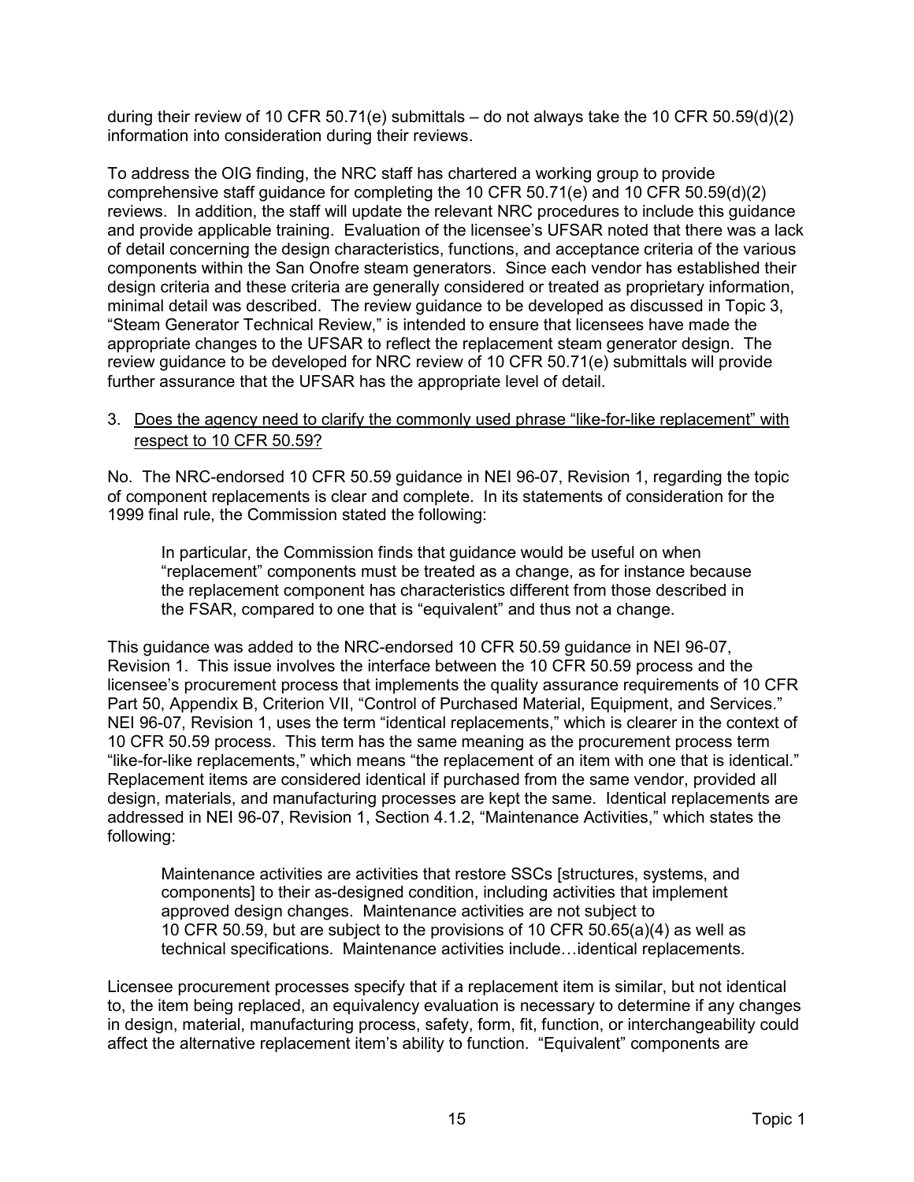during their review of 10 CFR 50.71(e) submittals – do not always take the 10 CFR 50.59(d)(2) information into consideration during their reviews.

To address the OIG finding, the NRC staff has chartered a working group to provide comprehensive staff guidance for completing the 10 CFR 50.71(e) and 10 CFR 50.59(d)(2) reviews. In addition, the staff will update the relevant NRC procedures to include this guidance and provide applicable training. Evaluation of the licensee's UFSAR noted that there was a lack of detail concerning the design characteristics, functions, and acceptance criteria of the various components within the San Onofre steam generators. Since each vendor has established their design criteria and these criteria are generally considered or treated as proprietary information, minimal detail was described. The review guidance to be developed as discussed in Topic 3, "Steam Generator Technical Review," is intended to ensure that licensees have made the appropriate changes to the UFSAR to reflect the replacement steam generator design. The review guidance to be developed for NRC review of 10 CFR 50.71(e) submittals will provide further assurance that the UFSAR has the appropriate level of detail.

3. Does the agency need to clarify the commonly used phrase "like-for-like replacement" with respect to 10 CFR 50.59?

No. The NRC-endorsed 10 CFR 50.59 guidance in NEI 96-07, Revision 1, regarding the topic of component replacements is clear and complete. In its statements of consideration for the 1999 final rule, the Commission stated the following:

> In particular, the Commission finds that guidance would be useful on when "replacement" components must be treated as a change, as for instance because the replacement component has characteristics different from those described in the FSAR, compared to one that is "equivalent" and thus not a change.

This guidance was added to the NRC-endorsed 10 CFR 50.59 guidance in NEI 96-07, Revision 1. This issue involves the interface between the 10 CFR 50.59 process and the licensee's procurement process that implements the quality assurance requirements of 10 CFR Part 50, Appendix B, Criterion VII, "Control of Purchased Material, Equipment, and Services." NEI 96-07, Revision 1, uses the term "identical replacements," which is clearer in the context of 10 CFR 50.59 process. This term has the same meaning as the procurement process term "like-for-like replacements," which means "the replacement of an item with one that is identical." Replacement items are considered identical if purchased from the same vendor, provided all design, materials, and manufacturing processes are kept the same. Identical replacements are addressed in NEI 96-07, Revision 1, Section 4.1.2, "Maintenance Activities," which states the following:

> Maintenance activities are activities that restore SSCs [structures, systems, and components] to their as-designed condition, including activities that implement approved design changes. Maintenance activities are not subject to 10 CFR 50.59, but are subject to the provisions of 10 CFR 50.65(a)(4) as well as technical specifications. Maintenance activities include…identical replacements.

Licensee procurement processes specify that if a replacement item is similar, but not identical to, the item being replaced, an equivalency evaluation is necessary to determine if any changes in design, material, manufacturing process, safety, form, fit, function, or interchangeability could affect the alternative replacement item's ability to function. "Equivalent" components are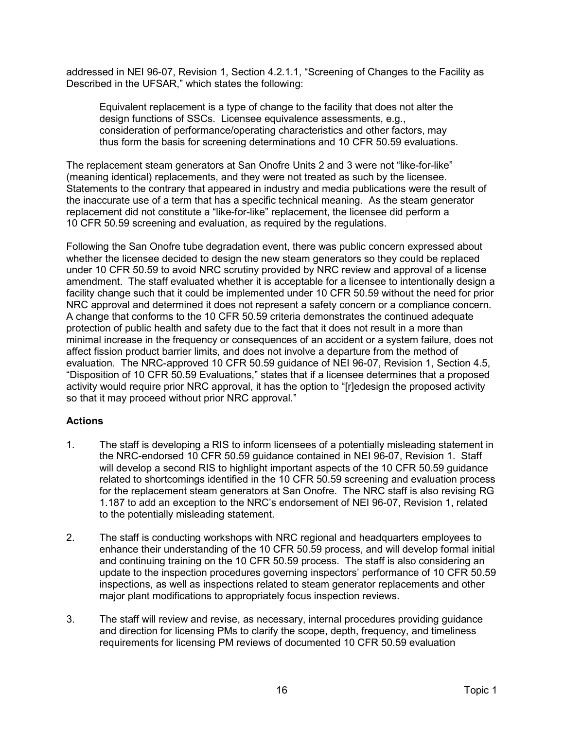addressed in NEI 96-07, Revision 1, Section 4.2.1.1, "Screening of Changes to the Facility as Described in the UFSAR," which states the following:

> Equivalent replacement is a type of change to the facility that does not alter the design functions of SSCs. Licensee equivalence assessments, e.g., consideration of performance/operating characteristics and other factors, may thus form the basis for screening determinations and 10 CFR 50.59 evaluations.

The replacement steam generators at San Onofre Units 2 and 3 were not "like-for-like" (meaning identical) replacements, and they were not treated as such by the licensee. Statements to the contrary that appeared in industry and media publications were the result of the inaccurate use of a term that has a specific technical meaning. As the steam generator replacement did not constitute a "like-for-like" replacement, the licensee did perform a 10 CFR 50.59 screening and evaluation, as required by the regulations.

Following the San Onofre tube degradation event, there was public concern expressed about whether the licensee decided to design the new steam generators so they could be replaced under 10 CFR 50.59 to avoid NRC scrutiny provided by NRC review and approval of a license amendment. The staff evaluated whether it is acceptable for a licensee to intentionally design a facility change such that it could be implemented under 10 CFR 50.59 without the need for prior NRC approval and determined it does not represent a safety concern or a compliance concern. A change that conforms to the 10 CFR 50.59 criteria demonstrates the continued adequate protection of public health and safety due to the fact that it does not result in a more than minimal increase in the frequency or consequences of an accident or a system failure, does not affect fission product barrier limits, and does not involve a departure from the method of evaluation. The NRC-approved 10 CFR 50.59 guidance of NEI 96-07, Revision 1, Section 4.5, "Disposition of 10 CFR 50.59 Evaluations," states that if a licensee determines that a proposed activity would require prior NRC approval, it has the option to "[r]edesign the proposed activity so that it may proceed without prior NRC approval."

**Actions**

1. The staff is developing a RIS to inform licensees of a potentially misleading statement in the NRC-endorsed 10 CFR 50.59 guidance contained in NEI 96-07, Revision 1. Staff will develop a second RIS to highlight important aspects of the 10 CFR 50.59 guidance related to shortcomings identified in the 10 CFR 50.59 screening and evaluation process for the replacement steam generators at San Onofre. The NRC staff is also revising RG 1.187 to add an exception to the NRC's endorsement of NEI 96-07, Revision 1, related to the potentially misleading statement.

2. The staff is conducting workshops with NRC regional and headquarters employees to enhance their understanding of the 10 CFR 50.59 process, and will develop formal initial and continuing training on the 10 CFR 50.59 process. The staff is also considering an update to the inspection procedures governing inspectors' performance of 10 CFR 50.59 inspections, as well as inspections related to steam generator replacements and other major plant modifications to appropriately focus inspection reviews.

3. The staff will review and revise, as necessary, internal procedures providing guidance and direction for licensing PMs to clarify the scope, depth, frequency, and timeliness requirements for licensing PM reviews of documented 10 CFR 50.59 evaluation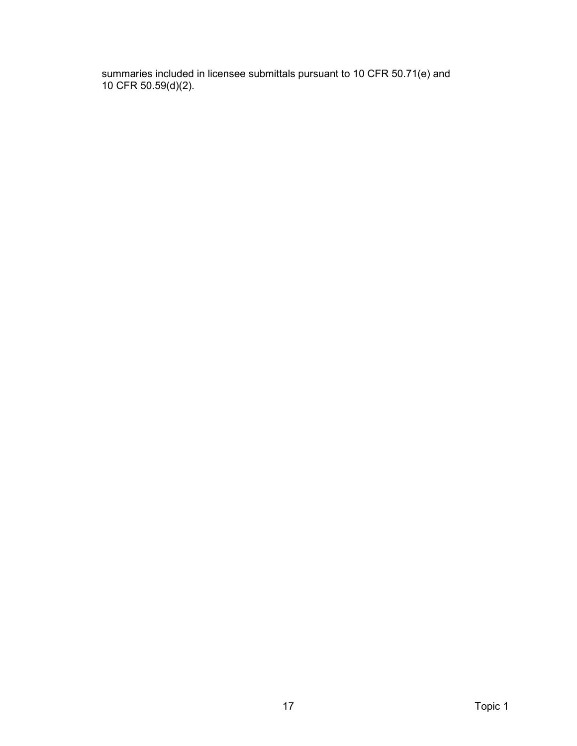summaries included in licensee submittals pursuant to 10 CFR 50.71(e) and 10 CFR 50.59(d)(2).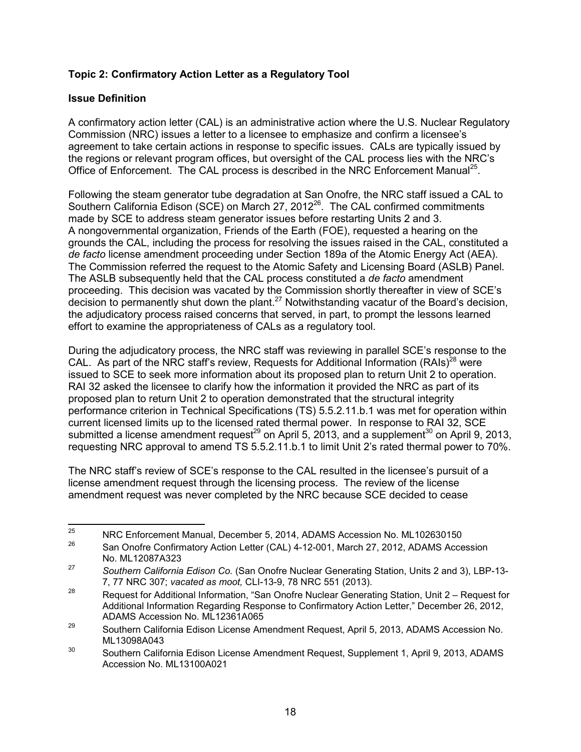**Topic 2: Confirmatory Action Letter as a Regulatory Tool**

**Issue Definition**

A confirmatory action letter (CAL) is an administrative action where the U.S. Nuclear Regulatory Commission (NRC) issues a letter to a licensee to emphasize and confirm a licensee's agreement to take certain actions in response to specific issues. CALs are typically issued by the regions or relevant program offices, but oversight of the CAL process lies with the NRC's Office of Enforcement. The CAL process is described in the NRC Enforcement Manual[25].

Following the steam generator tube degradation at San Onofre, the NRC staff issued a CAL to Southern California Edison (SCE) on March 27, 2012[26]. The CAL confirmed commitments made by SCE to address steam generator issues before restarting Units 2 and 3. A nongovernmental organization, Friends of the Earth (FOE), requested a hearing on the grounds the CAL, including the process for resolving the issues raised in the CAL, constituted a *de facto* license amendment proceeding under Section 189a of the Atomic Energy Act (AEA). The Commission referred the request to the Atomic Safety and Licensing Board (ASLB) Panel. The ASLB subsequently held that the CAL process constituted a *de facto* amendment proceeding. This decision was vacated by the Commission shortly thereafter in view of SCE's decision to permanently shut down the plant.[27] Notwithstanding vacatur of the Board's decision, the adjudicatory process raised concerns that served, in part, to prompt the lessons learned effort to examine the appropriateness of CALs as a regulatory tool.

During the adjudicatory process, the NRC staff was reviewing in parallel SCE's response to the CAL. As part of the NRC staff's review, Requests for Additional Information (RAIs)[28] were issued to SCE to seek more information about its proposed plan to return Unit 2 to operation. RAI 32 asked the licensee to clarify how the information it provided the NRC as part of its proposed plan to return Unit 2 to operation demonstrated that the structural integrity performance criterion in Technical Specifications (TS) 5.5.2.11.b.1 was met for operation within current licensed limits up to the licensed rated thermal power. In response to RAI 32, SCE submitted a license amendment request[29] on April 5, 2013, and a supplement[30] on April 9, 2013, requesting NRC approval to amend TS 5.5.2.11.b.1 to limit Unit 2's rated thermal power to 70%.

The NRC staff's review of SCE's response to the CAL resulted in the licensee's pursuit of a license amendment request through the licensing process. The review of the license amendment request was never completed by the NRC because SCE decided to cease

---

[25] NRC Enforcement Manual, December 5, 2014, ADAMS Accession No. ML102630150

[26] San Onofre Confirmatory Action Letter (CAL) 4-12-001, March 27, 2012, ADAMS Accession No. ML12087A323

[27] *Southern California Edison Co.* (San Onofre Nuclear Generating Station, Units 2 and 3), LBP-13-7, 77 NRC 307; *vacated as moot,* CLI-13-9, 78 NRC 551 (2013).

[28] Request for Additional Information, "San Onofre Nuclear Generating Station, Unit 2 – Request for Additional Information Regarding Response to Confirmatory Action Letter," December 26, 2012, ADAMS Accession No. ML12361A065

[29] Southern California Edison License Amendment Request, April 5, 2013, ADAMS Accession No. ML13098A043

[30] Southern California Edison License Amendment Request, Supplement 1, April 9, 2013, ADAMS Accession No. ML13100A021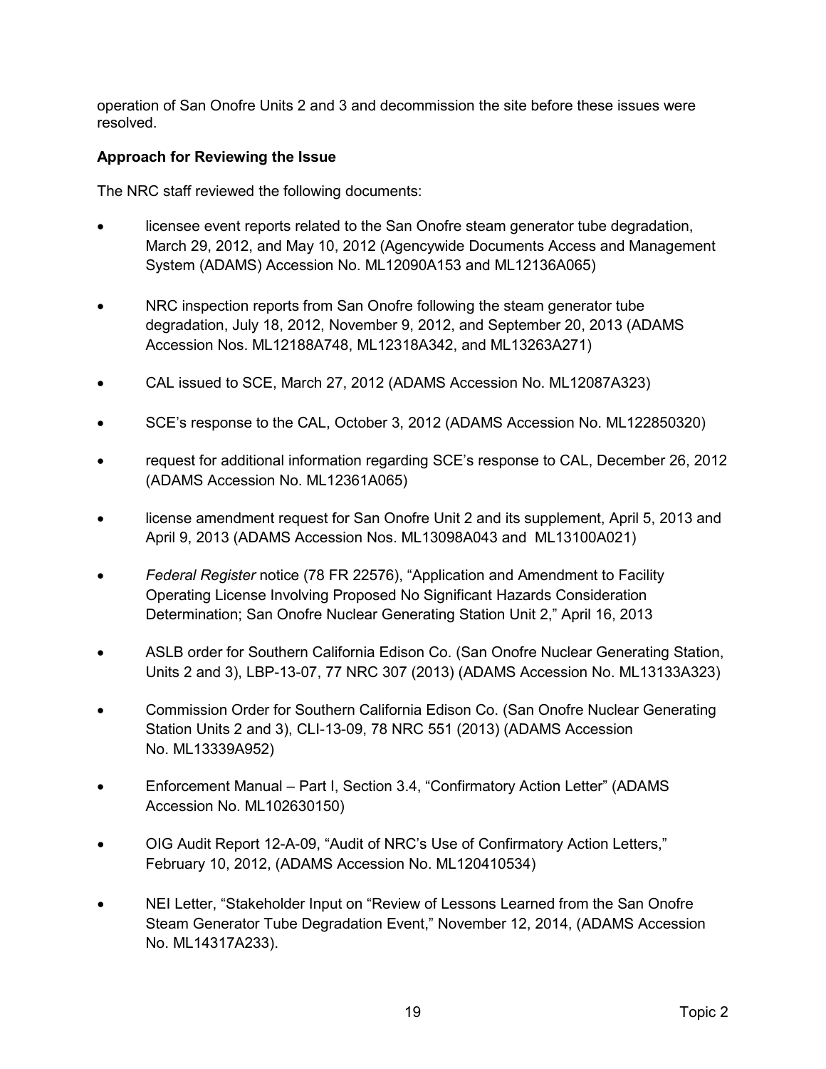operation of San Onofre Units 2 and 3 and decommission the site before these issues were resolved.

**Approach for Reviewing the Issue**

The NRC staff reviewed the following documents:

- licensee event reports related to the San Onofre steam generator tube degradation, March 29, 2012, and May 10, 2012 (Agencywide Documents Access and Management System (ADAMS) Accession No. ML12090A153 and ML12136A065)
- NRC inspection reports from San Onofre following the steam generator tube degradation, July 18, 2012, November 9, 2012, and September 20, 2013 (ADAMS Accession Nos. ML12188A748, ML12318A342, and ML13263A271)
- CAL issued to SCE, March 27, 2012 (ADAMS Accession No. ML12087A323)
- SCE's response to the CAL, October 3, 2012 (ADAMS Accession No. ML122850320)
- request for additional information regarding SCE's response to CAL, December 26, 2012 (ADAMS Accession No. ML12361A065)
- license amendment request for San Onofre Unit 2 and its supplement, April 5, 2013 and April 9, 2013 (ADAMS Accession Nos. ML13098A043 and ML13100A021)
- *Federal Register* notice (78 FR 22576), "Application and Amendment to Facility Operating License Involving Proposed No Significant Hazards Consideration Determination; San Onofre Nuclear Generating Station Unit 2," April 16, 2013
- ASLB order for Southern California Edison Co. (San Onofre Nuclear Generating Station, Units 2 and 3), LBP-13-07, 77 NRC 307 (2013) (ADAMS Accession No. ML13133A323)
- Commission Order for Southern California Edison Co. (San Onofre Nuclear Generating Station Units 2 and 3), CLI-13-09, 78 NRC 551 (2013) (ADAMS Accession No. ML13339A952)
- Enforcement Manual – Part I, Section 3.4, "Confirmatory Action Letter" (ADAMS Accession No. ML102630150)
- OIG Audit Report 12-A-09, "Audit of NRC's Use of Confirmatory Action Letters," February 10, 2012, (ADAMS Accession No. ML120410534)
- NEI Letter, "Stakeholder Input on "Review of Lessons Learned from the San Onofre Steam Generator Tube Degradation Event," November 12, 2014, (ADAMS Accession No. ML14317A233).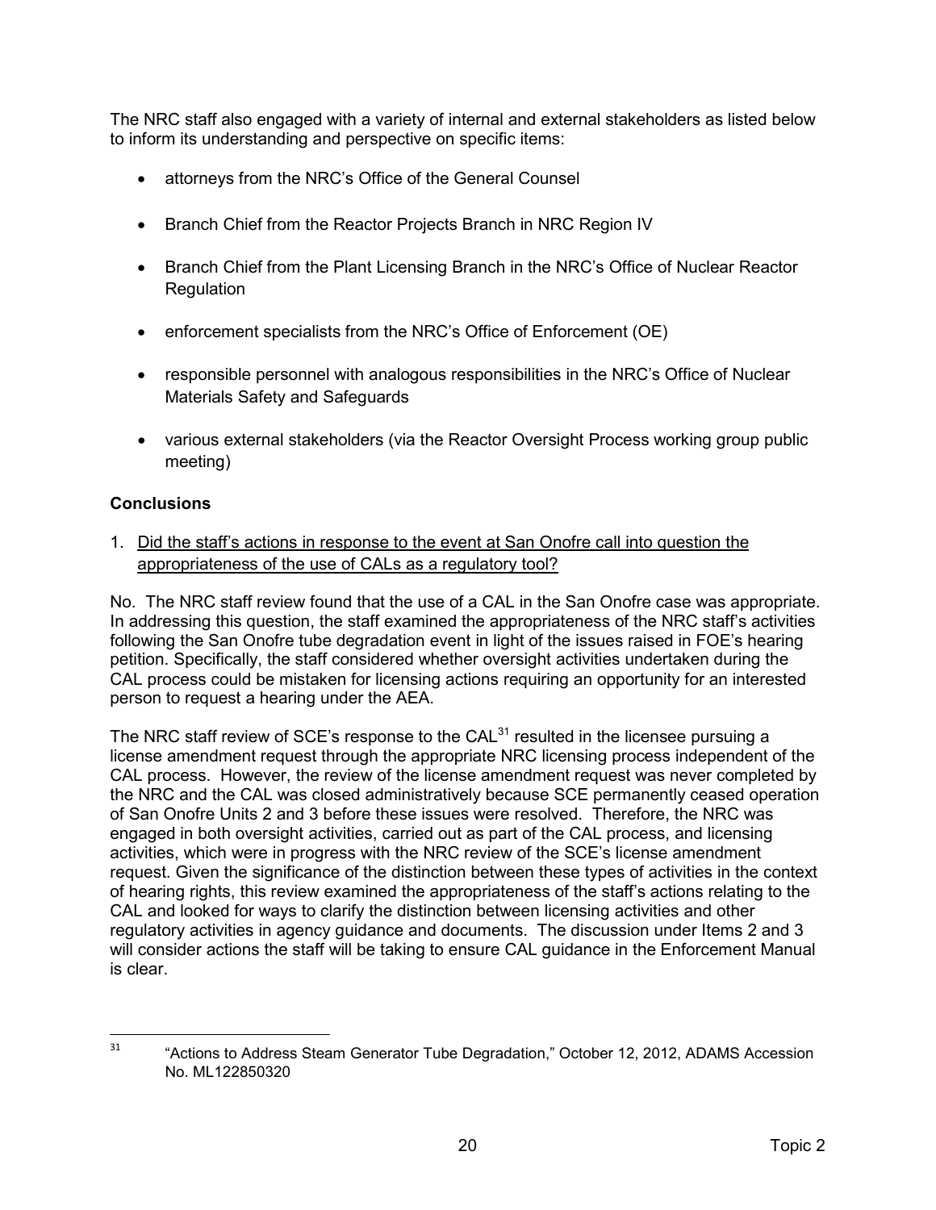The NRC staff also engaged with a variety of internal and external stakeholders as listed below to inform its understanding and perspective on specific items:

- attorneys from the NRC's Office of the General Counsel
- Branch Chief from the Reactor Projects Branch in NRC Region IV
- Branch Chief from the Plant Licensing Branch in the NRC's Office of Nuclear Reactor Regulation
- enforcement specialists from the NRC's Office of Enforcement (OE)
- responsible personnel with analogous responsibilities in the NRC's Office of Nuclear Materials Safety and Safeguards
- various external stakeholders (via the Reactor Oversight Process working group public meeting)

## Conclusions

1. Did the staff's actions in response to the event at San Onofre call into question the appropriateness of the use of CALs as a regulatory tool?

No. The NRC staff review found that the use of a CAL in the San Onofre case was appropriate. In addressing this question, the staff examined the appropriateness of the NRC staff's activities following the San Onofre tube degradation event in light of the issues raised in FOE's hearing petition. Specifically, the staff considered whether oversight activities undertaken during the CAL process could be mistaken for licensing actions requiring an opportunity for an interested person to request a hearing under the AEA.

The NRC staff review of SCE's response to the CAL[31] resulted in the licensee pursuing a license amendment request through the appropriate NRC licensing process independent of the CAL process. However, the review of the license amendment request was never completed by the NRC and the CAL was closed administratively because SCE permanently ceased operation of San Onofre Units 2 and 3 before these issues were resolved. Therefore, the NRC was engaged in both oversight activities, carried out as part of the CAL process, and licensing activities, which were in progress with the NRC review of the SCE's license amendment request. Given the significance of the distinction between these types of activities in the context of hearing rights, this review examined the appropriateness of the staff's actions relating to the CAL and looked for ways to clarify the distinction between licensing activities and other regulatory activities in agency guidance and documents. The discussion under Items 2 and 3 will consider actions the staff will be taking to ensure CAL guidance in the Enforcement Manual is clear.

[31] "Actions to Address Steam Generator Tube Degradation," October 12, 2012, ADAMS Accession No. ML122850320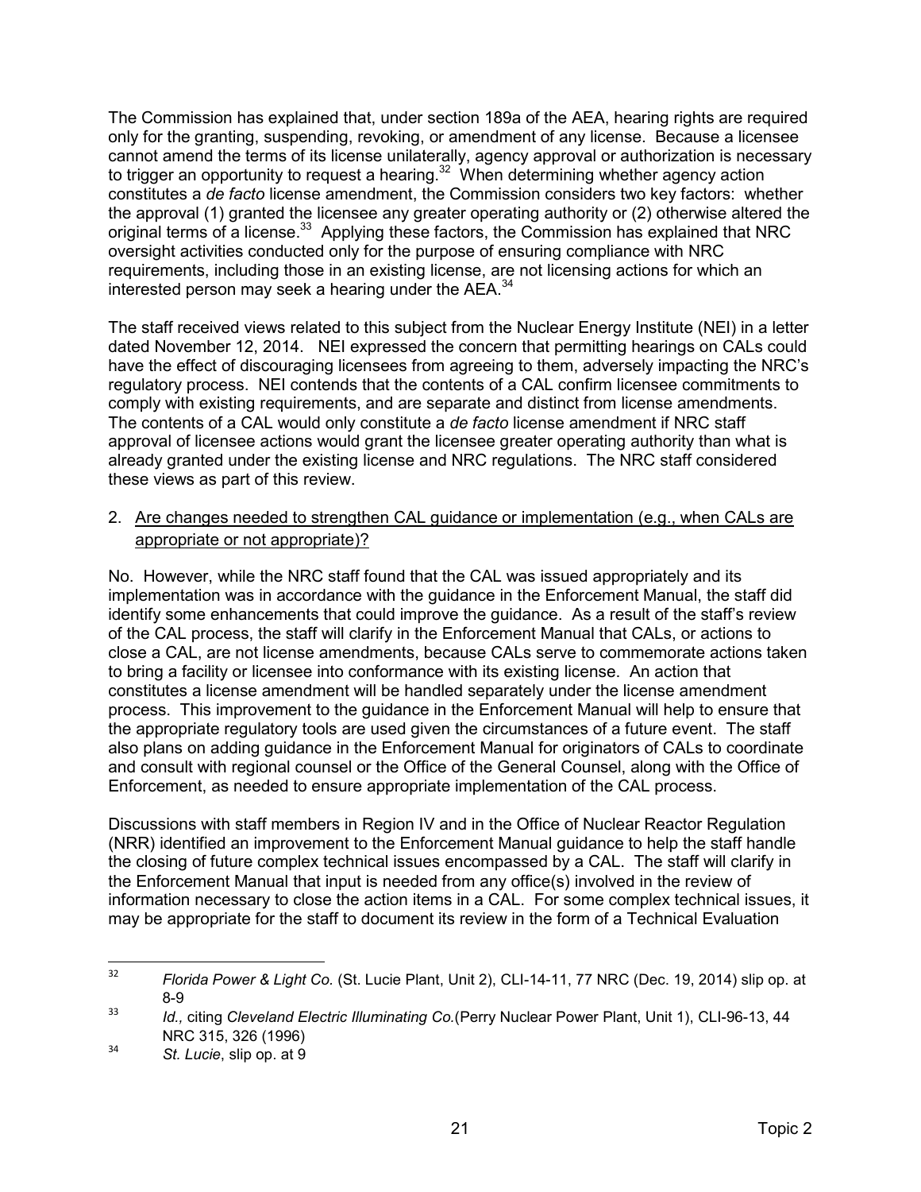The Commission has explained that, under section 189a of the AEA, hearing rights are required only for the granting, suspending, revoking, or amendment of any license. Because a licensee cannot amend the terms of its license unilaterally, agency approval or authorization is necessary to trigger an opportunity to request a hearing.[32] When determining whether agency action constitutes a *de facto* license amendment, the Commission considers two key factors: whether the approval (1) granted the licensee any greater operating authority or (2) otherwise altered the original terms of a license.[33] Applying these factors, the Commission has explained that NRC oversight activities conducted only for the purpose of ensuring compliance with NRC requirements, including those in an existing license, are not licensing actions for which an interested person may seek a hearing under the AEA.[34]

The staff received views related to this subject from the Nuclear Energy Institute (NEI) in a letter dated November 12, 2014. NEI expressed the concern that permitting hearings on CALs could have the effect of discouraging licensees from agreeing to them, adversely impacting the NRC's regulatory process. NEI contends that the contents of a CAL confirm licensee commitments to comply with existing requirements, and are separate and distinct from license amendments. The contents of a CAL would only constitute a *de facto* license amendment if NRC staff approval of licensee actions would grant the licensee greater operating authority than what is already granted under the existing license and NRC regulations. The NRC staff considered these views as part of this review.

2. <u>Are changes needed to strengthen CAL guidance or implementation (e.g., when CALs are appropriate or not appropriate)?</u>

No. However, while the NRC staff found that the CAL was issued appropriately and its implementation was in accordance with the guidance in the Enforcement Manual, the staff did identify some enhancements that could improve the guidance. As a result of the staff's review of the CAL process, the staff will clarify in the Enforcement Manual that CALs, or actions to close a CAL, are not license amendments, because CALs serve to commemorate actions taken to bring a facility or licensee into conformance with its existing license. An action that constitutes a license amendment will be handled separately under the license amendment process. This improvement to the guidance in the Enforcement Manual will help to ensure that the appropriate regulatory tools are used given the circumstances of a future event. The staff also plans on adding guidance in the Enforcement Manual for originators of CALs to coordinate and consult with regional counsel or the Office of the General Counsel, along with the Office of Enforcement, as needed to ensure appropriate implementation of the CAL process.

Discussions with staff members in Region IV and in the Office of Nuclear Reactor Regulation (NRR) identified an improvement to the Enforcement Manual guidance to help the staff handle the closing of future complex technical issues encompassed by a CAL. The staff will clarify in the Enforcement Manual that input is needed from any office(s) involved in the review of information necessary to close the action items in a CAL. For some complex technical issues, it may be appropriate for the staff to document its review in the form of a Technical Evaluation

---

[32] *Florida Power & Light Co.* (St. Lucie Plant, Unit 2), CLI-14-11, 77 NRC (Dec. 19, 2014) slip op. at 8-9

[33] *Id.,* citing *Cleveland Electric Illuminating Co.*(Perry Nuclear Power Plant, Unit 1), CLI-96-13, 44 NRC 315, 326 (1996)

[34] *St. Lucie*, slip op. at 9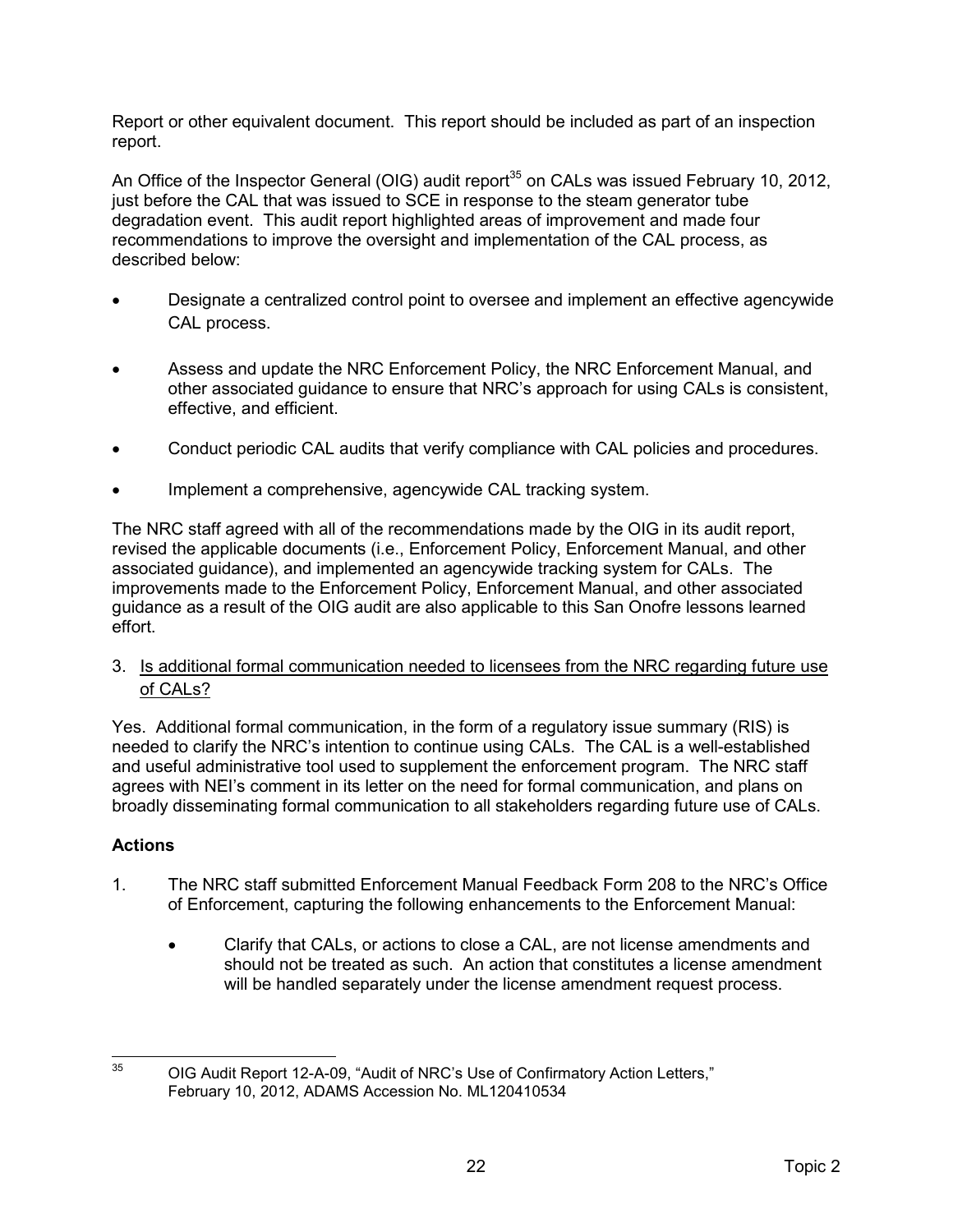Report or other equivalent document. This report should be included as part of an inspection report.

An Office of the Inspector General (OIG) audit report[35] on CALs was issued February 10, 2012, just before the CAL that was issued to SCE in response to the steam generator tube degradation event. This audit report highlighted areas of improvement and made four recommendations to improve the oversight and implementation of the CAL process, as described below:

- Designate a centralized control point to oversee and implement an effective agencywide CAL process.
- Assess and update the NRC Enforcement Policy, the NRC Enforcement Manual, and other associated guidance to ensure that NRC's approach for using CALs is consistent, effective, and efficient.
- Conduct periodic CAL audits that verify compliance with CAL policies and procedures.
- Implement a comprehensive, agencywide CAL tracking system.

The NRC staff agreed with all of the recommendations made by the OIG in its audit report, revised the applicable documents (i.e., Enforcement Policy, Enforcement Manual, and other associated guidance), and implemented an agencywide tracking system for CALs. The improvements made to the Enforcement Policy, Enforcement Manual, and other associated guidance as a result of the OIG audit are also applicable to this San Onofre lessons learned effort.

3. Is additional formal communication needed to licensees from the NRC regarding future use of CALs?

Yes. Additional formal communication, in the form of a regulatory issue summary (RIS) is needed to clarify the NRC's intention to continue using CALs. The CAL is a well-established and useful administrative tool used to supplement the enforcement program. The NRC staff agrees with NEI's comment in its letter on the need for formal communication, and plans on broadly disseminating formal communication to all stakeholders regarding future use of CALs.

**Actions**

1. The NRC staff submitted Enforcement Manual Feedback Form 208 to the NRC's Office of Enforcement, capturing the following enhancements to the Enforcement Manual:
   - Clarify that CALs, or actions to close a CAL, are not license amendments and should not be treated as such. An action that constitutes a license amendment will be handled separately under the license amendment request process.

[35] OIG Audit Report 12-A-09, "Audit of NRC's Use of Confirmatory Action Letters," February 10, 2012, ADAMS Accession No. ML120410534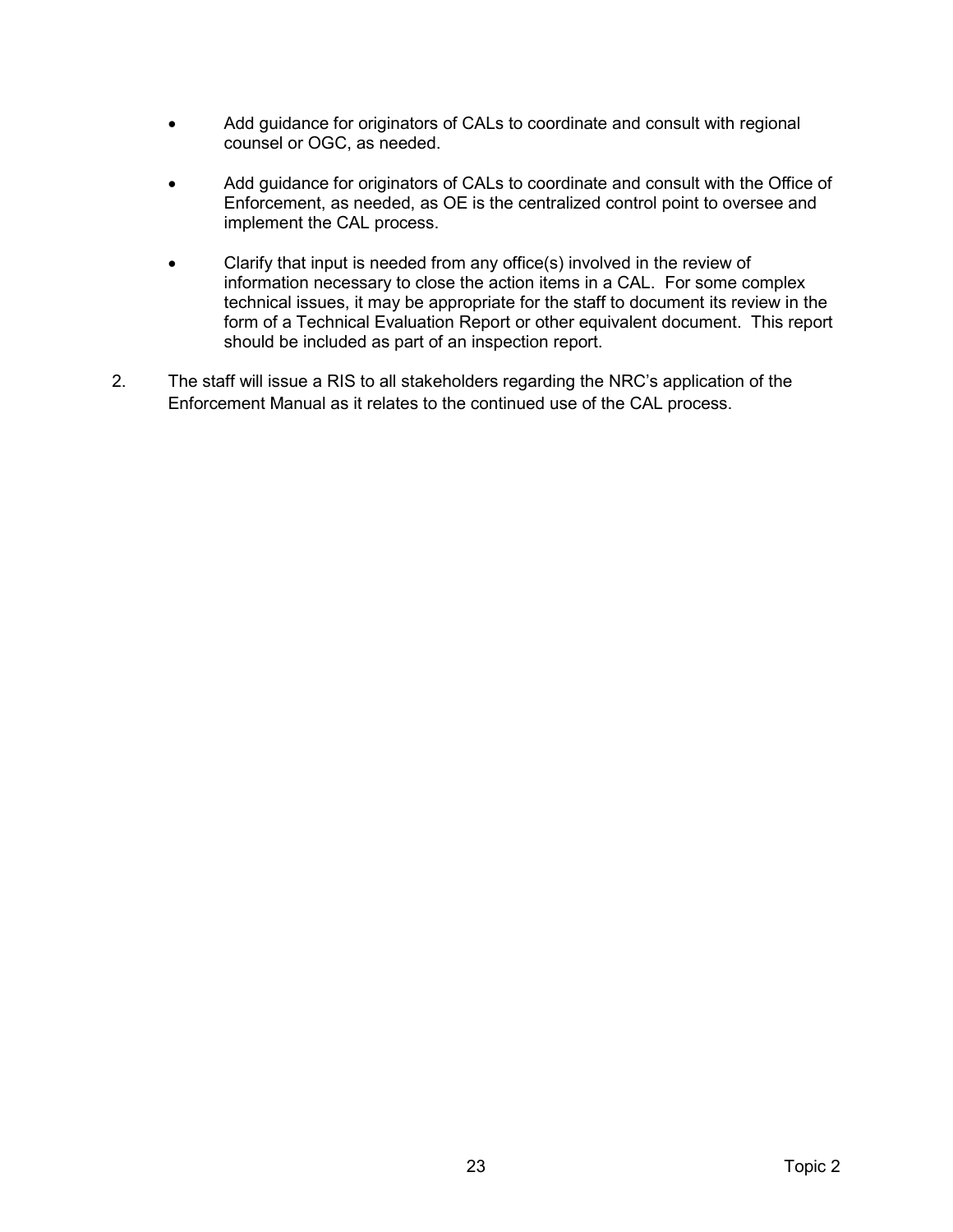- Add guidance for originators of CALs to coordinate and consult with regional counsel or OGC, as needed.

- Add guidance for originators of CALs to coordinate and consult with the Office of Enforcement, as needed, as OE is the centralized control point to oversee and implement the CAL process.

- Clarify that input is needed from any office(s) involved in the review of information necessary to close the action items in a CAL. For some complex technical issues, it may be appropriate for the staff to document its review in the form of a Technical Evaluation Report or other equivalent document. This report should be included as part of an inspection report.

2. The staff will issue a RIS to all stakeholders regarding the NRC's application of the Enforcement Manual as it relates to the continued use of the CAL process.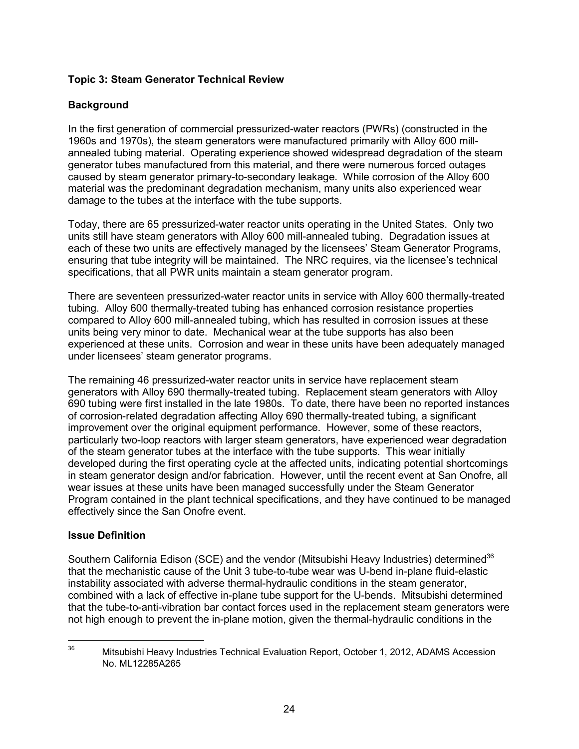### Topic 3: Steam Generator Technical Review

#### Background

In the first generation of commercial pressurized-water reactors (PWRs) (constructed in the 1960s and 1970s), the steam generators were manufactured primarily with Alloy 600 mill-annealed tubing material. Operating experience showed widespread degradation of the steam generator tubes manufactured from this material, and there were numerous forced outages caused by steam generator primary-to-secondary leakage. While corrosion of the Alloy 600 material was the predominant degradation mechanism, many units also experienced wear damage to the tubes at the interface with the tube supports.

Today, there are 65 pressurized-water reactor units operating in the United States. Only two units still have steam generators with Alloy 600 mill-annealed tubing. Degradation issues at each of these two units are effectively managed by the licensees' Steam Generator Programs, ensuring that tube integrity will be maintained. The NRC requires, via the licensee's technical specifications, that all PWR units maintain a steam generator program.

There are seventeen pressurized-water reactor units in service with Alloy 600 thermally-treated tubing. Alloy 600 thermally-treated tubing has enhanced corrosion resistance properties compared to Alloy 600 mill-annealed tubing, which has resulted in corrosion issues at these units being very minor to date. Mechanical wear at the tube supports has also been experienced at these units. Corrosion and wear in these units have been adequately managed under licensees' steam generator programs.

The remaining 46 pressurized-water reactor units in service have replacement steam generators with Alloy 690 thermally-treated tubing. Replacement steam generators with Alloy 690 tubing were first installed in the late 1980s. To date, there have been no reported instances of corrosion-related degradation affecting Alloy 690 thermally-treated tubing, a significant improvement over the original equipment performance. However, some of these reactors, particularly two-loop reactors with larger steam generators, have experienced wear degradation of the steam generator tubes at the interface with the tube supports. This wear initially developed during the first operating cycle at the affected units, indicating potential shortcomings in steam generator design and/or fabrication. However, until the recent event at San Onofre, all wear issues at these units have been managed successfully under the Steam Generator Program contained in the plant technical specifications, and they have continued to be managed effectively since the San Onofre event.

#### Issue Definition

Southern California Edison (SCE) and the vendor (Mitsubishi Heavy Industries) determined[36] that the mechanistic cause of the Unit 3 tube-to-tube wear was U-bend in-plane fluid-elastic instability associated with adverse thermal-hydraulic conditions in the steam generator, combined with a lack of effective in-plane tube support for the U-bends. Mitsubishi determined that the tube-to-anti-vibration bar contact forces used in the replacement steam generators were not high enough to prevent the in-plane motion, given the thermal-hydraulic conditions in the

[36] Mitsubishi Heavy Industries Technical Evaluation Report, October 1, 2012, ADAMS Accession No. ML12285A265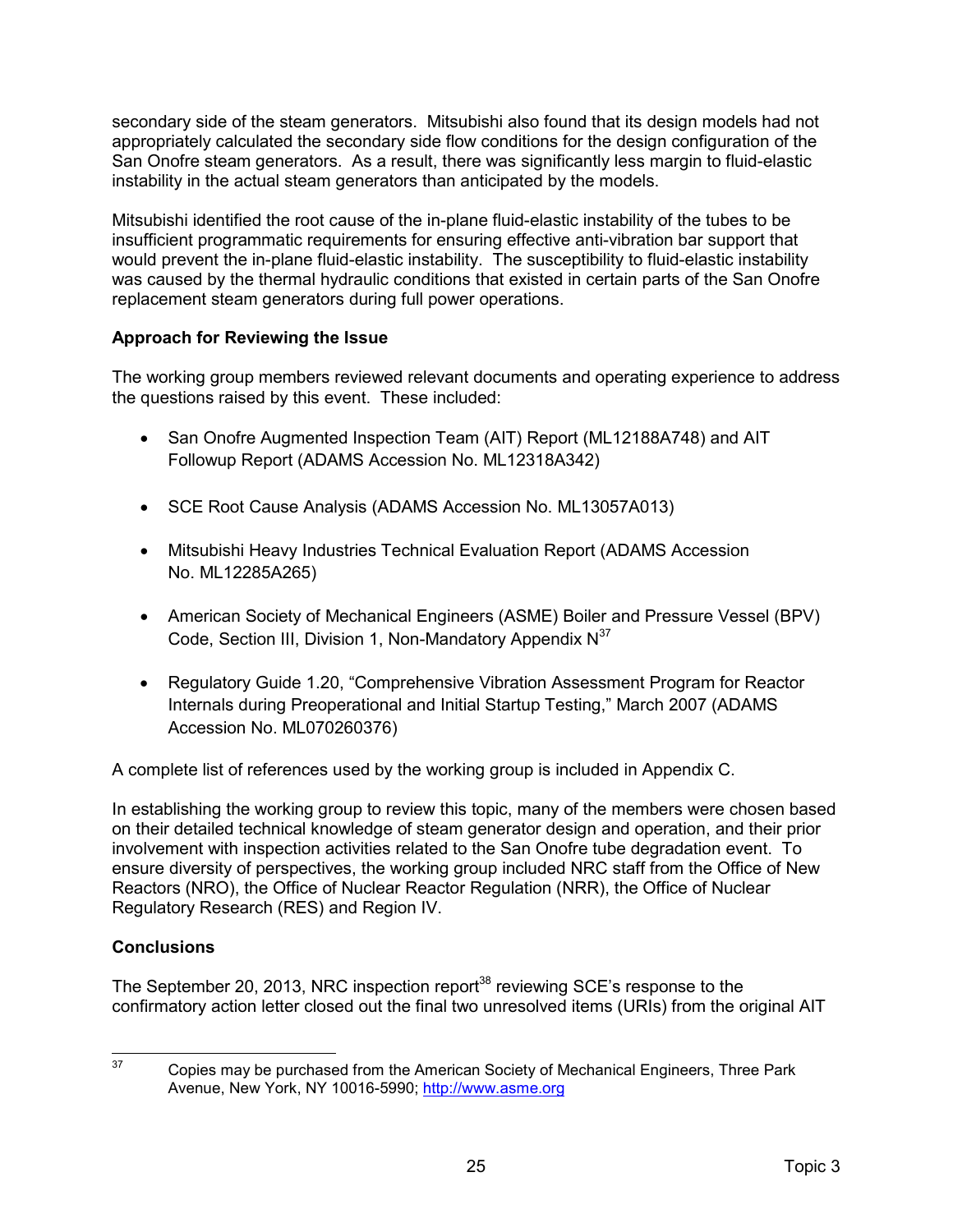secondary side of the steam generators. Mitsubishi also found that its design models had not appropriately calculated the secondary side flow conditions for the design configuration of the San Onofre steam generators. As a result, there was significantly less margin to fluid-elastic instability in the actual steam generators than anticipated by the models.

Mitsubishi identified the root cause of the in-plane fluid-elastic instability of the tubes to be insufficient programmatic requirements for ensuring effective anti-vibration bar support that would prevent the in-plane fluid-elastic instability. The susceptibility to fluid-elastic instability was caused by the thermal hydraulic conditions that existed in certain parts of the San Onofre replacement steam generators during full power operations.

**Approach for Reviewing the Issue**

The working group members reviewed relevant documents and operating experience to address the questions raised by this event. These included:

- San Onofre Augmented Inspection Team (AIT) Report (ML12188A748) and AIT Followup Report (ADAMS Accession No. ML12318A342)
- SCE Root Cause Analysis (ADAMS Accession No. ML13057A013)
- Mitsubishi Heavy Industries Technical Evaluation Report (ADAMS Accession No. ML12285A265)
- American Society of Mechanical Engineers (ASME) Boiler and Pressure Vessel (BPV) Code, Section III, Division 1, Non-Mandatory Appendix N[37]
- Regulatory Guide 1.20, "Comprehensive Vibration Assessment Program for Reactor Internals during Preoperational and Initial Startup Testing," March 2007 (ADAMS Accession No. ML070260376)

A complete list of references used by the working group is included in Appendix C.

In establishing the working group to review this topic, many of the members were chosen based on their detailed technical knowledge of steam generator design and operation, and their prior involvement with inspection activities related to the San Onofre tube degradation event. To ensure diversity of perspectives, the working group included NRC staff from the Office of New Reactors (NRO), the Office of Nuclear Reactor Regulation (NRR), the Office of Nuclear Regulatory Research (RES) and Region IV.

**Conclusions**

The September 20, 2013, NRC inspection report[38] reviewing SCE's response to the confirmatory action letter closed out the final two unresolved items (URIs) from the original AIT

[37] Copies may be purchased from the American Society of Mechanical Engineers, Three Park Avenue, New York, NY 10016-5990; http://www.asme.org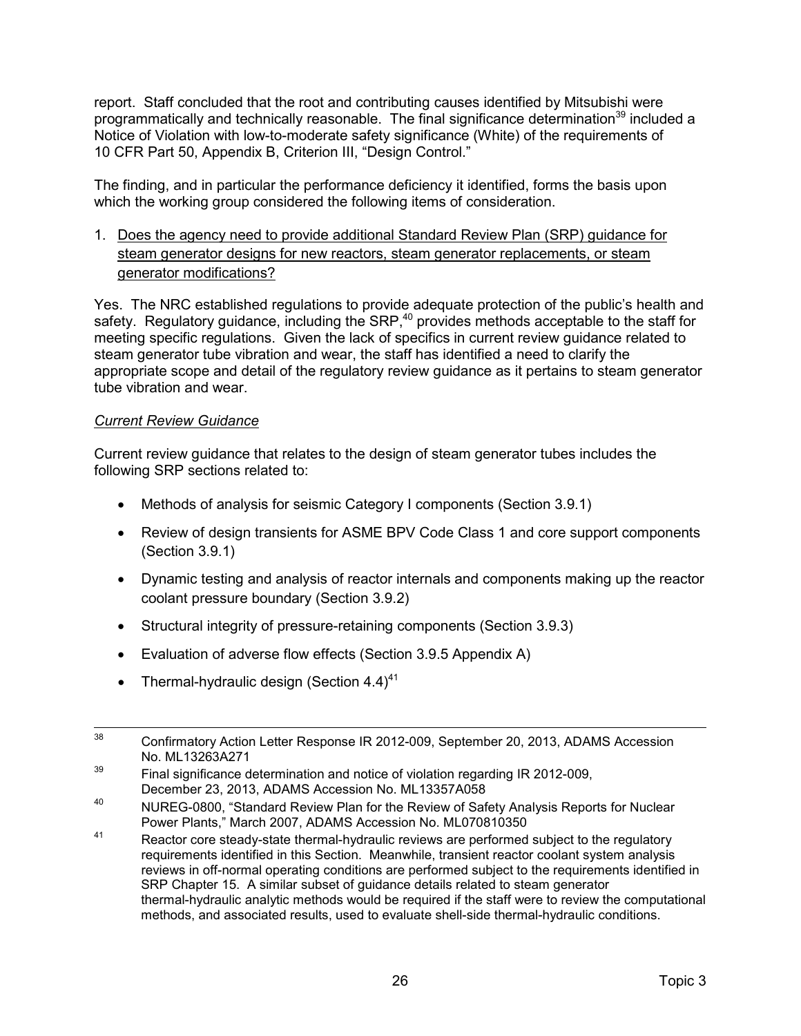report. Staff concluded that the root and contributing causes identified by Mitsubishi were programmatically and technically reasonable. The final significance determination[39] included a Notice of Violation with low-to-moderate safety significance (White) of the requirements of 10 CFR Part 50, Appendix B, Criterion III, "Design Control."

The finding, and in particular the performance deficiency it identified, forms the basis upon which the working group considered the following items of consideration.

1. Does the agency need to provide additional Standard Review Plan (SRP) guidance for steam generator designs for new reactors, steam generator replacements, or steam generator modifications?

Yes. The NRC established regulations to provide adequate protection of the public's health and safety. Regulatory guidance, including the SRP,[40] provides methods acceptable to the staff for meeting specific regulations. Given the lack of specifics in current review guidance related to steam generator tube vibration and wear, the staff has identified a need to clarify the appropriate scope and detail of the regulatory review guidance as it pertains to steam generator tube vibration and wear.

*Current Review Guidance*

Current review guidance that relates to the design of steam generator tubes includes the following SRP sections related to:

- Methods of analysis for seismic Category I components (Section 3.9.1)
- Review of design transients for ASME BPV Code Class 1 and core support components (Section 3.9.1)
- Dynamic testing and analysis of reactor internals and components making up the reactor coolant pressure boundary (Section 3.9.2)
- Structural integrity of pressure-retaining components (Section 3.9.3)
- Evaluation of adverse flow effects (Section 3.9.5 Appendix A)
- Thermal-hydraulic design (Section 4.4)[41]

---

[38] Confirmatory Action Letter Response IR 2012-009, September 20, 2013, ADAMS Accession No. ML13263A271

[39] Final significance determination and notice of violation regarding IR 2012-009, December 23, 2013, ADAMS Accession No. ML13357A058

[40] NUREG-0800, "Standard Review Plan for the Review of Safety Analysis Reports for Nuclear Power Plants," March 2007, ADAMS Accession No. ML070810350

[41] Reactor core steady-state thermal-hydraulic reviews are performed subject to the regulatory requirements identified in this Section. Meanwhile, transient reactor coolant system analysis reviews in off-normal operating conditions are performed subject to the requirements identified in SRP Chapter 15. A similar subset of guidance details related to steam generator thermal-hydraulic analytic methods would be required if the staff were to review the computational methods, and associated results, used to evaluate shell-side thermal-hydraulic conditions.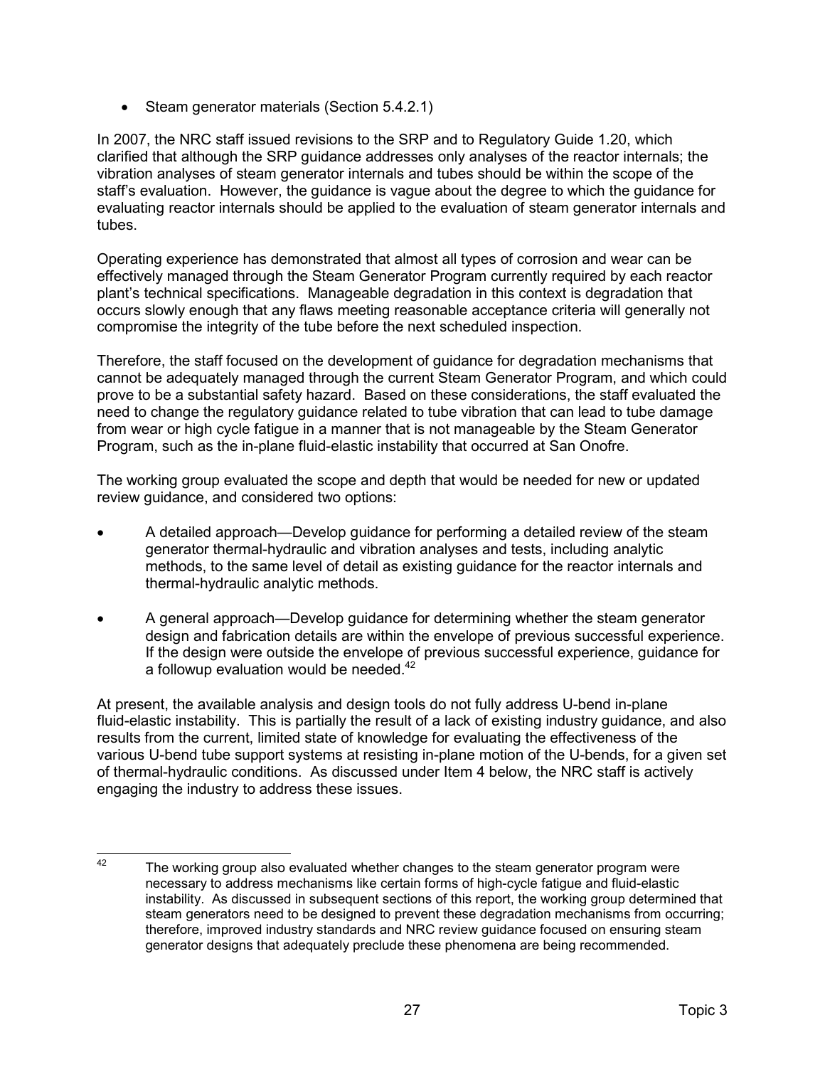- Steam generator materials (Section 5.4.2.1)

In 2007, the NRC staff issued revisions to the SRP and to Regulatory Guide 1.20, which clarified that although the SRP guidance addresses only analyses of the reactor internals; the vibration analyses of steam generator internals and tubes should be within the scope of the staff's evaluation. However, the guidance is vague about the degree to which the guidance for evaluating reactor internals should be applied to the evaluation of steam generator internals and tubes.

Operating experience has demonstrated that almost all types of corrosion and wear can be effectively managed through the Steam Generator Program currently required by each reactor plant's technical specifications. Manageable degradation in this context is degradation that occurs slowly enough that any flaws meeting reasonable acceptance criteria will generally not compromise the integrity of the tube before the next scheduled inspection.

Therefore, the staff focused on the development of guidance for degradation mechanisms that cannot be adequately managed through the current Steam Generator Program, and which could prove to be a substantial safety hazard. Based on these considerations, the staff evaluated the need to change the regulatory guidance related to tube vibration that can lead to tube damage from wear or high cycle fatigue in a manner that is not manageable by the Steam Generator Program, such as the in-plane fluid-elastic instability that occurred at San Onofre.

The working group evaluated the scope and depth that would be needed for new or updated review guidance, and considered two options:

- A detailed approach—Develop guidance for performing a detailed review of the steam generator thermal-hydraulic and vibration analyses and tests, including analytic methods, to the same level of detail as existing guidance for the reactor internals and thermal-hydraulic analytic methods.
- A general approach—Develop guidance for determining whether the steam generator design and fabrication details are within the envelope of previous successful experience. If the design were outside the envelope of previous successful experience, guidance for a followup evaluation would be needed.[42]

At present, the available analysis and design tools do not fully address U-bend in-plane fluid-elastic instability. This is partially the result of a lack of existing industry guidance, and also results from the current, limited state of knowledge for evaluating the effectiveness of the various U-bend tube support systems at resisting in-plane motion of the U-bends, for a given set of thermal-hydraulic conditions. As discussed under Item 4 below, the NRC staff is actively engaging the industry to address these issues.

---

[42] The working group also evaluated whether changes to the steam generator program were necessary to address mechanisms like certain forms of high-cycle fatigue and fluid-elastic instability. As discussed in subsequent sections of this report, the working group determined that steam generators need to be designed to prevent these degradation mechanisms from occurring; therefore, improved industry standards and NRC review guidance focused on ensuring steam generator designs that adequately preclude these phenomena are being recommended.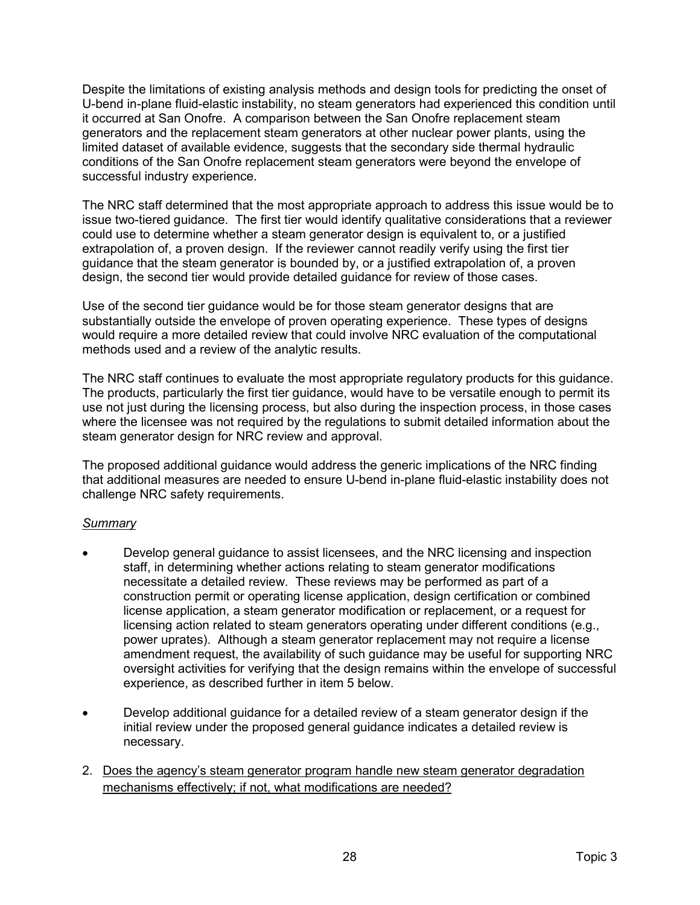Despite the limitations of existing analysis methods and design tools for predicting the onset of U-bend in-plane fluid-elastic instability, no steam generators had experienced this condition until it occurred at San Onofre. A comparison between the San Onofre replacement steam generators and the replacement steam generators at other nuclear power plants, using the limited dataset of available evidence, suggests that the secondary side thermal hydraulic conditions of the San Onofre replacement steam generators were beyond the envelope of successful industry experience.

The NRC staff determined that the most appropriate approach to address this issue would be to issue two-tiered guidance. The first tier would identify qualitative considerations that a reviewer could use to determine whether a steam generator design is equivalent to, or a justified extrapolation of, a proven design. If the reviewer cannot readily verify using the first tier guidance that the steam generator is bounded by, or a justified extrapolation of, a proven design, the second tier would provide detailed guidance for review of those cases.

Use of the second tier guidance would be for those steam generator designs that are substantially outside the envelope of proven operating experience. These types of designs would require a more detailed review that could involve NRC evaluation of the computational methods used and a review of the analytic results.

The NRC staff continues to evaluate the most appropriate regulatory products for this guidance. The products, particularly the first tier guidance, would have to be versatile enough to permit its use not just during the licensing process, but also during the inspection process, in those cases where the licensee was not required by the regulations to submit detailed information about the steam generator design for NRC review and approval.

The proposed additional guidance would address the generic implications of the NRC finding that additional measures are needed to ensure U-bend in-plane fluid-elastic instability does not challenge NRC safety requirements.

*Summary*

- Develop general guidance to assist licensees, and the NRC licensing and inspection staff, in determining whether actions relating to steam generator modifications necessitate a detailed review. These reviews may be performed as part of a construction permit or operating license application, design certification or combined license application, a steam generator modification or replacement, or a request for licensing action related to steam generators operating under different conditions (e.g., power uprates). Although a steam generator replacement may not require a license amendment request, the availability of such guidance may be useful for supporting NRC oversight activities for verifying that the design remains within the envelope of successful experience, as described further in item 5 below.

- Develop additional guidance for a detailed review of a steam generator design if the initial review under the proposed general guidance indicates a detailed review is necessary.

2. Does the agency's steam generator program handle new steam generator degradation mechanisms effectively; if not, what modifications are needed?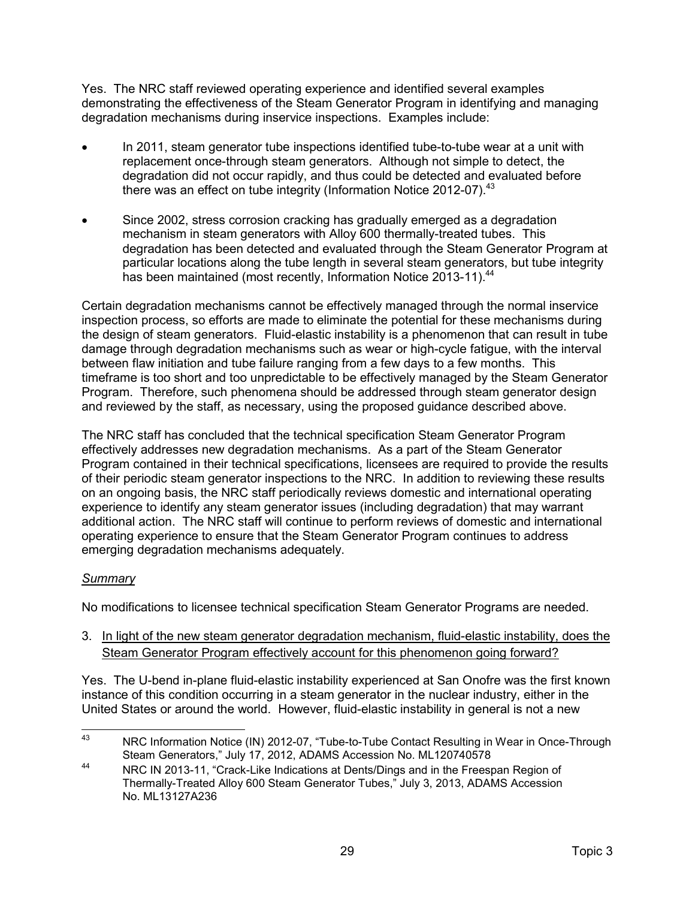Yes. The NRC staff reviewed operating experience and identified several examples demonstrating the effectiveness of the Steam Generator Program in identifying and managing degradation mechanisms during inservice inspections. Examples include:

- In 2011, steam generator tube inspections identified tube-to-tube wear at a unit with replacement once-through steam generators. Although not simple to detect, the degradation did not occur rapidly, and thus could be detected and evaluated before there was an effect on tube integrity (Information Notice 2012-07).[43]

- Since 2002, stress corrosion cracking has gradually emerged as a degradation mechanism in steam generators with Alloy 600 thermally-treated tubes. This degradation has been detected and evaluated through the Steam Generator Program at particular locations along the tube length in several steam generators, but tube integrity has been maintained (most recently, Information Notice 2013-11).[44]

Certain degradation mechanisms cannot be effectively managed through the normal inservice inspection process, so efforts are made to eliminate the potential for these mechanisms during the design of steam generators. Fluid-elastic instability is a phenomenon that can result in tube damage through degradation mechanisms such as wear or high-cycle fatigue, with the interval between flaw initiation and tube failure ranging from a few days to a few months. This timeframe is too short and too unpredictable to be effectively managed by the Steam Generator Program. Therefore, such phenomena should be addressed through steam generator design and reviewed by the staff, as necessary, using the proposed guidance described above.

The NRC staff has concluded that the technical specification Steam Generator Program effectively addresses new degradation mechanisms. As a part of the Steam Generator Program contained in their technical specifications, licensees are required to provide the results of their periodic steam generator inspections to the NRC. In addition to reviewing these results on an ongoing basis, the NRC staff periodically reviews domestic and international operating experience to identify any steam generator issues (including degradation) that may warrant additional action. The NRC staff will continue to perform reviews of domestic and international operating experience to ensure that the Steam Generator Program continues to address emerging degradation mechanisms adequately.

*Summary*

No modifications to licensee technical specification Steam Generator Programs are needed.

3. In light of the new steam generator degradation mechanism, fluid-elastic instability, does the Steam Generator Program effectively account for this phenomenon going forward?

Yes. The U-bend in-plane fluid-elastic instability experienced at San Onofre was the first known instance of this condition occurring in a steam generator in the nuclear industry, either in the United States or around the world. However, fluid-elastic instability in general is not a new

---

[43] NRC Information Notice (IN) 2012-07, "Tube-to-Tube Contact Resulting in Wear in Once-Through Steam Generators," July 17, 2012, ADAMS Accession No. ML120740578

[44] NRC IN 2013-11, "Crack-Like Indications at Dents/Dings and in the Freespan Region of Thermally-Treated Alloy 600 Steam Generator Tubes," July 3, 2013, ADAMS Accession No. ML13127A236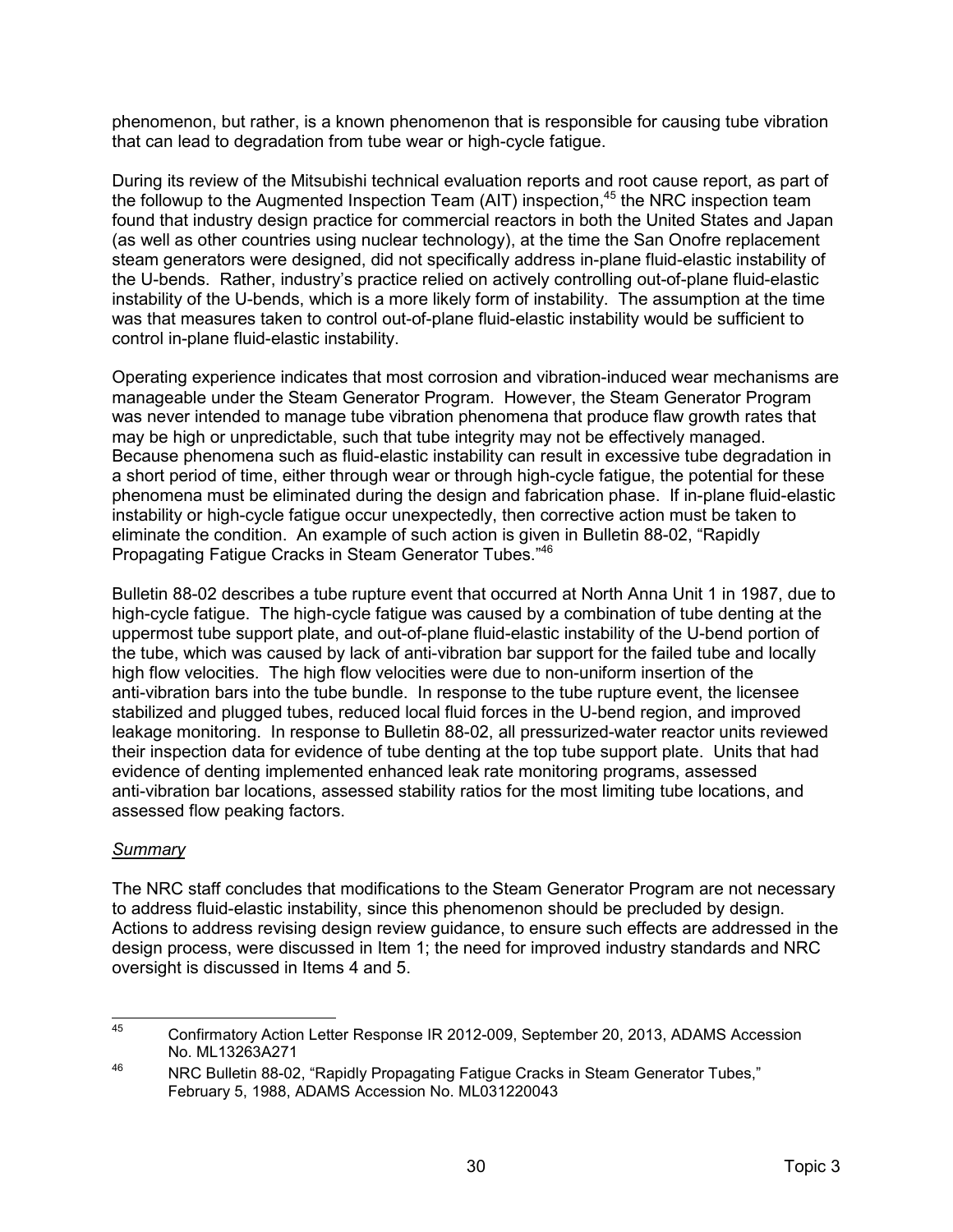phenomenon, but rather, is a known phenomenon that is responsible for causing tube vibration that can lead to degradation from tube wear or high-cycle fatigue.

During its review of the Mitsubishi technical evaluation reports and root cause report, as part of the followup to the Augmented Inspection Team (AIT) inspection,[45] the NRC inspection team found that industry design practice for commercial reactors in both the United States and Japan (as well as other countries using nuclear technology), at the time the San Onofre replacement steam generators were designed, did not specifically address in-plane fluid-elastic instability of the U-bends. Rather, industry's practice relied on actively controlling out-of-plane fluid-elastic instability of the U-bends, which is a more likely form of instability. The assumption at the time was that measures taken to control out-of-plane fluid-elastic instability would be sufficient to control in-plane fluid-elastic instability.

Operating experience indicates that most corrosion and vibration-induced wear mechanisms are manageable under the Steam Generator Program. However, the Steam Generator Program was never intended to manage tube vibration phenomena that produce flaw growth rates that may be high or unpredictable, such that tube integrity may not be effectively managed. Because phenomena such as fluid-elastic instability can result in excessive tube degradation in a short period of time, either through wear or through high-cycle fatigue, the potential for these phenomena must be eliminated during the design and fabrication phase. If in-plane fluid-elastic instability or high-cycle fatigue occur unexpectedly, then corrective action must be taken to eliminate the condition. An example of such action is given in Bulletin 88-02, "Rapidly Propagating Fatigue Cracks in Steam Generator Tubes."[46]

Bulletin 88-02 describes a tube rupture event that occurred at North Anna Unit 1 in 1987, due to high-cycle fatigue. The high-cycle fatigue was caused by a combination of tube denting at the uppermost tube support plate, and out-of-plane fluid-elastic instability of the U-bend portion of the tube, which was caused by lack of anti-vibration bar support for the failed tube and locally high flow velocities. The high flow velocities were due to non-uniform insertion of the anti-vibration bars into the tube bundle. In response to the tube rupture event, the licensee stabilized and plugged tubes, reduced local fluid forces in the U-bend region, and improved leakage monitoring. In response to Bulletin 88-02, all pressurized-water reactor units reviewed their inspection data for evidence of tube denting at the top tube support plate. Units that had evidence of denting implemented enhanced leak rate monitoring programs, assessed anti-vibration bar locations, assessed stability ratios for the most limiting tube locations, and assessed flow peaking factors.

*Summary*

The NRC staff concludes that modifications to the Steam Generator Program are not necessary to address fluid-elastic instability, since this phenomenon should be precluded by design. Actions to address revising design review guidance, to ensure such effects are addressed in the design process, were discussed in Item 1; the need for improved industry standards and NRC oversight is discussed in Items 4 and 5.

---

[45] Confirmatory Action Letter Response IR 2012-009, September 20, 2013, ADAMS Accession No. ML13263A271

[46] NRC Bulletin 88-02, "Rapidly Propagating Fatigue Cracks in Steam Generator Tubes," February 5, 1988, ADAMS Accession No. ML031220043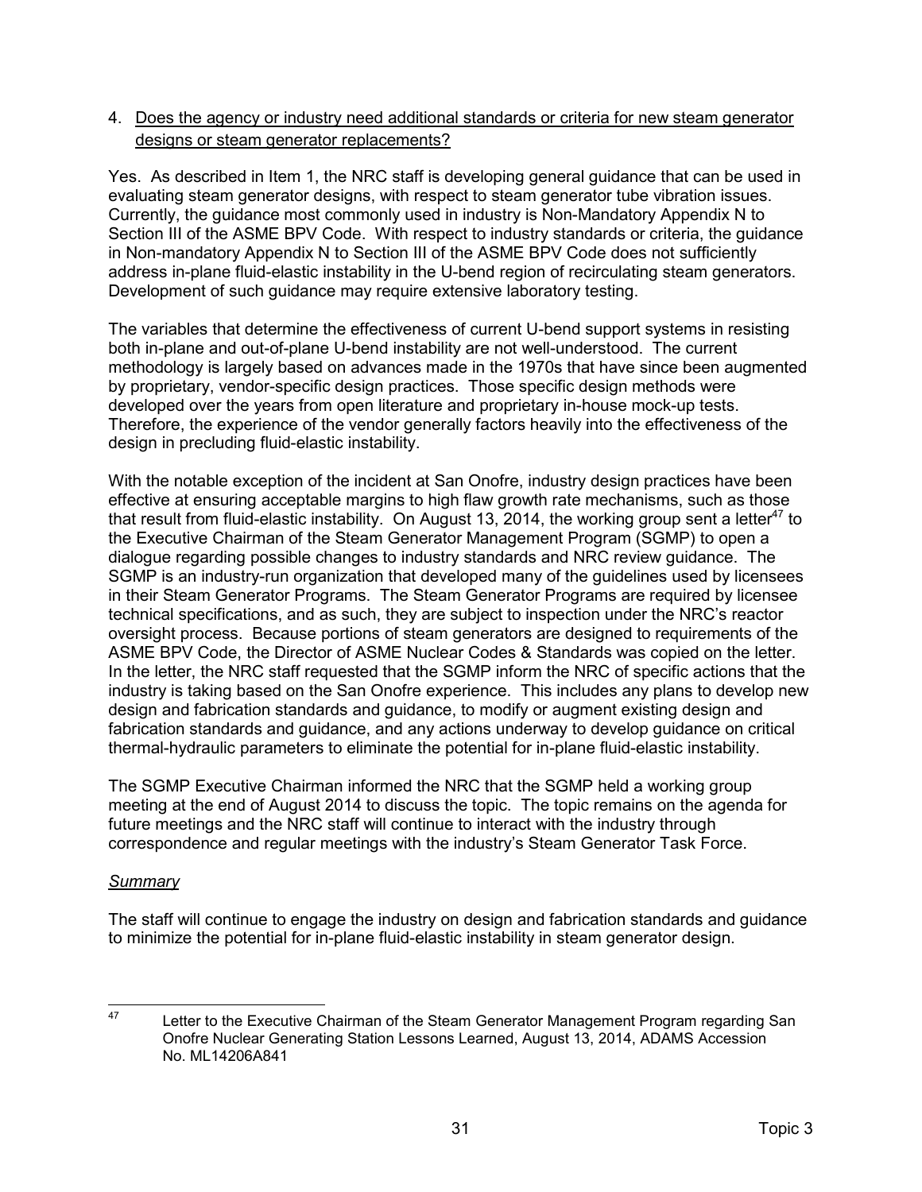4. Does the agency or industry need additional standards or criteria for new steam generator designs or steam generator replacements?

Yes. As described in Item 1, the NRC staff is developing general guidance that can be used in evaluating steam generator designs, with respect to steam generator tube vibration issues. Currently, the guidance most commonly used in industry is Non-Mandatory Appendix N to Section III of the ASME BPV Code. With respect to industry standards or criteria, the guidance in Non-mandatory Appendix N to Section III of the ASME BPV Code does not sufficiently address in-plane fluid-elastic instability in the U-bend region of recirculating steam generators. Development of such guidance may require extensive laboratory testing.

The variables that determine the effectiveness of current U-bend support systems in resisting both in-plane and out-of-plane U-bend instability are not well-understood. The current methodology is largely based on advances made in the 1970s that have since been augmented by proprietary, vendor-specific design practices. Those specific design methods were developed over the years from open literature and proprietary in-house mock-up tests. Therefore, the experience of the vendor generally factors heavily into the effectiveness of the design in precluding fluid-elastic instability.

With the notable exception of the incident at San Onofre, industry design practices have been effective at ensuring acceptable margins to high flaw growth rate mechanisms, such as those that result from fluid-elastic instability. On August 13, 2014, the working group sent a letter[47] to the Executive Chairman of the Steam Generator Management Program (SGMP) to open a dialogue regarding possible changes to industry standards and NRC review guidance. The SGMP is an industry-run organization that developed many of the guidelines used by licensees in their Steam Generator Programs. The Steam Generator Programs are required by licensee technical specifications, and as such, they are subject to inspection under the NRC's reactor oversight process. Because portions of steam generators are designed to requirements of the ASME BPV Code, the Director of ASME Nuclear Codes & Standards was copied on the letter. In the letter, the NRC staff requested that the SGMP inform the NRC of specific actions that the industry is taking based on the San Onofre experience. This includes any plans to develop new design and fabrication standards and guidance, to modify or augment existing design and fabrication standards and guidance, and any actions underway to develop guidance on critical thermal-hydraulic parameters to eliminate the potential for in-plane fluid-elastic instability.

The SGMP Executive Chairman informed the NRC that the SGMP held a working group meeting at the end of August 2014 to discuss the topic. The topic remains on the agenda for future meetings and the NRC staff will continue to interact with the industry through correspondence and regular meetings with the industry's Steam Generator Task Force.

*Summary*

The staff will continue to engage the industry on design and fabrication standards and guidance to minimize the potential for in-plane fluid-elastic instability in steam generator design.

---

[47] Letter to the Executive Chairman of the Steam Generator Management Program regarding San Onofre Nuclear Generating Station Lessons Learned, August 13, 2014, ADAMS Accession No. ML14206A841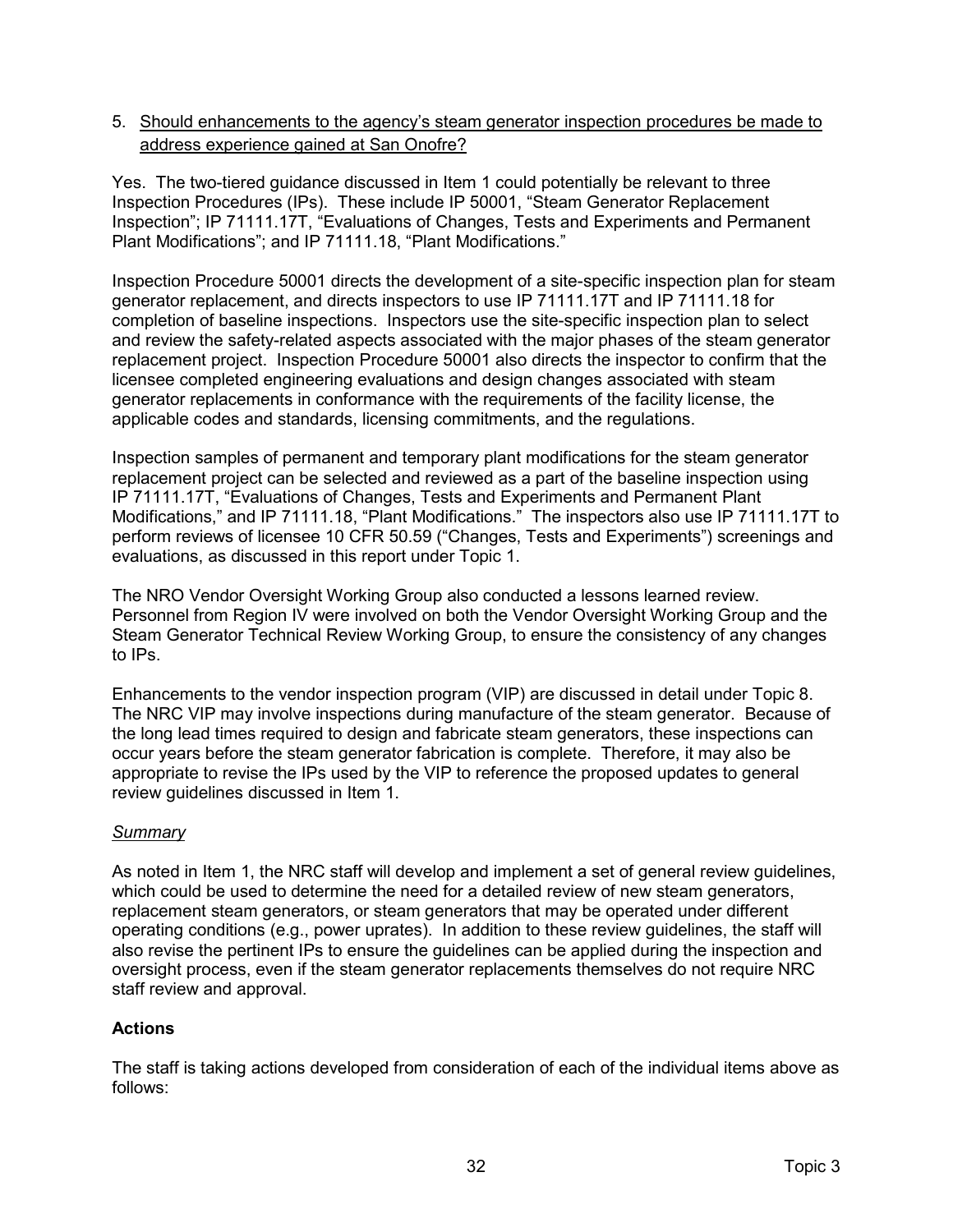5. <u>Should enhancements to the agency's steam generator inspection procedures be made to address experience gained at San Onofre?</u>

Yes. The two-tiered guidance discussed in Item 1 could potentially be relevant to three Inspection Procedures (IPs). These include IP 50001, "Steam Generator Replacement Inspection"; IP 71111.17T, "Evaluations of Changes, Tests and Experiments and Permanent Plant Modifications"; and IP 71111.18, "Plant Modifications."

Inspection Procedure 50001 directs the development of a site-specific inspection plan for steam generator replacement, and directs inspectors to use IP 71111.17T and IP 71111.18 for completion of baseline inspections. Inspectors use the site-specific inspection plan to select and review the safety-related aspects associated with the major phases of the steam generator replacement project. Inspection Procedure 50001 also directs the inspector to confirm that the licensee completed engineering evaluations and design changes associated with steam generator replacements in conformance with the requirements of the facility license, the applicable codes and standards, licensing commitments, and the regulations.

Inspection samples of permanent and temporary plant modifications for the steam generator replacement project can be selected and reviewed as a part of the baseline inspection using IP 71111.17T, "Evaluations of Changes, Tests and Experiments and Permanent Plant Modifications," and IP 71111.18, "Plant Modifications." The inspectors also use IP 71111.17T to perform reviews of licensee 10 CFR 50.59 ("Changes, Tests and Experiments") screenings and evaluations, as discussed in this report under Topic 1.

The NRO Vendor Oversight Working Group also conducted a lessons learned review. Personnel from Region IV were involved on both the Vendor Oversight Working Group and the Steam Generator Technical Review Working Group, to ensure the consistency of any changes to IPs.

Enhancements to the vendor inspection program (VIP) are discussed in detail under Topic 8. The NRC VIP may involve inspections during manufacture of the steam generator. Because of the long lead times required to design and fabricate steam generators, these inspections can occur years before the steam generator fabrication is complete. Therefore, it may also be appropriate to revise the IPs used by the VIP to reference the proposed updates to general review guidelines discussed in Item 1.

*<u>Summary</u>*

As noted in Item 1, the NRC staff will develop and implement a set of general review guidelines, which could be used to determine the need for a detailed review of new steam generators, replacement steam generators, or steam generators that may be operated under different operating conditions (e.g., power uprates). In addition to these review guidelines, the staff will also revise the pertinent IPs to ensure the guidelines can be applied during the inspection and oversight process, even if the steam generator replacements themselves do not require NRC staff review and approval.

**Actions**

The staff is taking actions developed from consideration of each of the individual items above as follows: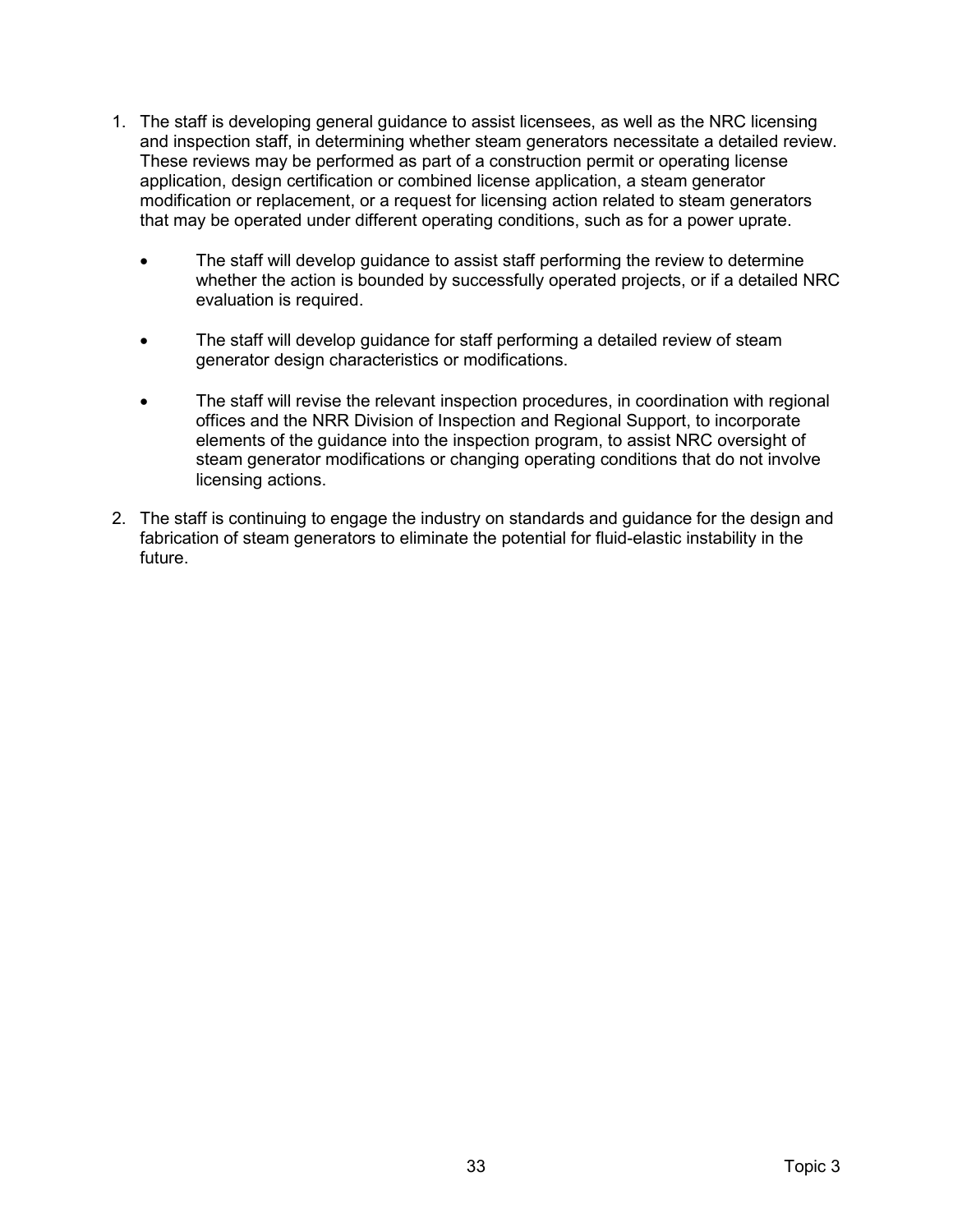1. The staff is developing general guidance to assist licensees, as well as the NRC licensing and inspection staff, in determining whether steam generators necessitate a detailed review. These reviews may be performed as part of a construction permit or operating license application, design certification or combined license application, a steam generator modification or replacement, or a request for licensing action related to steam generators that may be operated under different operating conditions, such as for a power uprate.

   - The staff will develop guidance to assist staff performing the review to determine whether the action is bounded by successfully operated projects, or if a detailed NRC evaluation is required.

   - The staff will develop guidance for staff performing a detailed review of steam generator design characteristics or modifications.

   - The staff will revise the relevant inspection procedures, in coordination with regional offices and the NRR Division of Inspection and Regional Support, to incorporate elements of the guidance into the inspection program, to assist NRC oversight of steam generator modifications or changing operating conditions that do not involve licensing actions.

2. The staff is continuing to engage the industry on standards and guidance for the design and fabrication of steam generators to eliminate the potential for fluid-elastic instability in the future.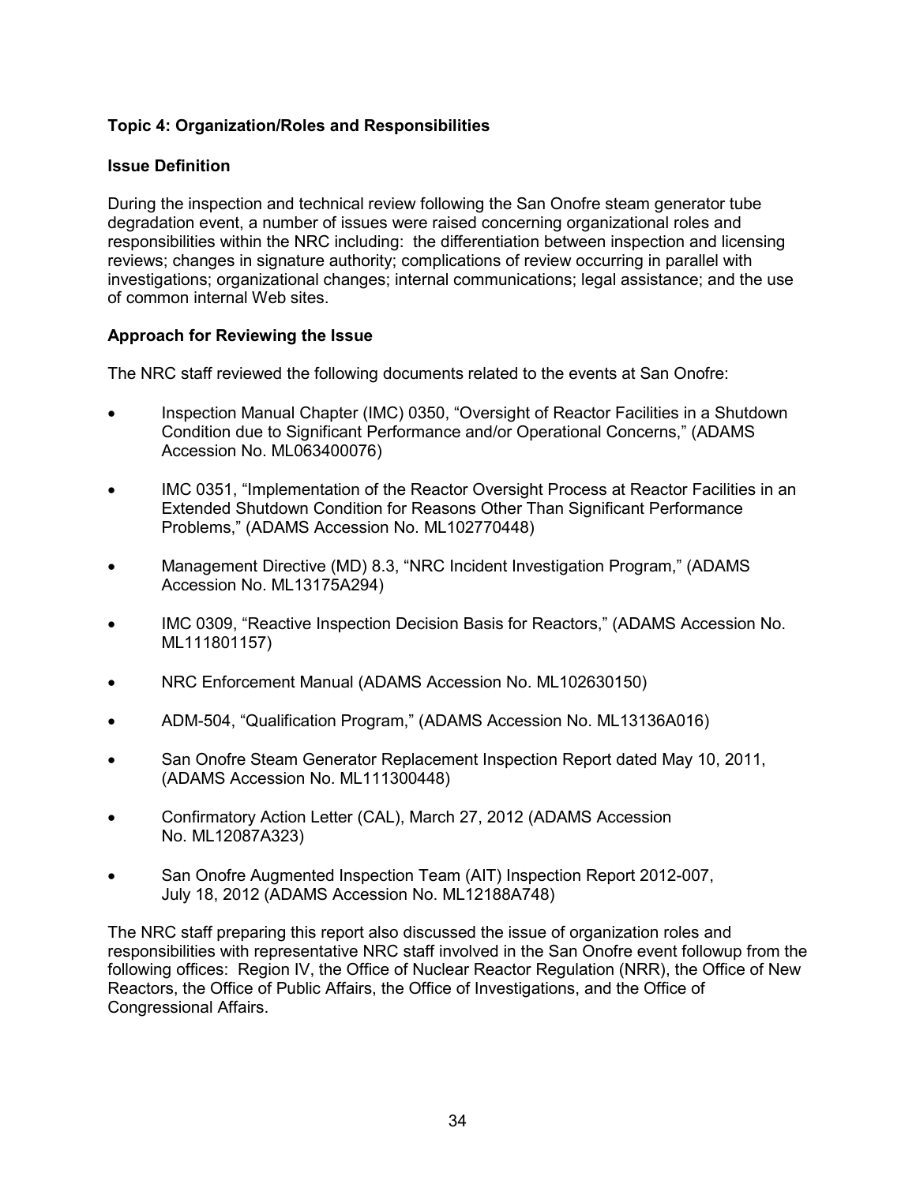## Topic 4: Organization/Roles and Responsibilities

### Issue Definition

During the inspection and technical review following the San Onofre steam generator tube degradation event, a number of issues were raised concerning organizational roles and responsibilities within the NRC including: the differentiation between inspection and licensing reviews; changes in signature authority; complications of review occurring in parallel with investigations; organizational changes; internal communications; legal assistance; and the use of common internal Web sites.

### Approach for Reviewing the Issue

The NRC staff reviewed the following documents related to the events at San Onofre:

- Inspection Manual Chapter (IMC) 0350, "Oversight of Reactor Facilities in a Shutdown Condition due to Significant Performance and/or Operational Concerns," (ADAMS Accession No. ML063400076)
- IMC 0351, "Implementation of the Reactor Oversight Process at Reactor Facilities in an Extended Shutdown Condition for Reasons Other Than Significant Performance Problems," (ADAMS Accession No. ML102770448)
- Management Directive (MD) 8.3, "NRC Incident Investigation Program," (ADAMS Accession No. ML13175A294)
- IMC 0309, "Reactive Inspection Decision Basis for Reactors," (ADAMS Accession No. ML111801157)
- NRC Enforcement Manual (ADAMS Accession No. ML102630150)
- ADM-504, "Qualification Program," (ADAMS Accession No. ML13136A016)
- San Onofre Steam Generator Replacement Inspection Report dated May 10, 2011, (ADAMS Accession No. ML111300448)
- Confirmatory Action Letter (CAL), March 27, 2012 (ADAMS Accession No. ML12087A323)
- San Onofre Augmented Inspection Team (AIT) Inspection Report 2012-007, July 18, 2012 (ADAMS Accession No. ML12188A748)

The NRC staff preparing this report also discussed the issue of organization roles and responsibilities with representative NRC staff involved in the San Onofre event followup from the following offices: Region IV, the Office of Nuclear Reactor Regulation (NRR), the Office of New Reactors, the Office of Public Affairs, the Office of Investigations, and the Office of Congressional Affairs.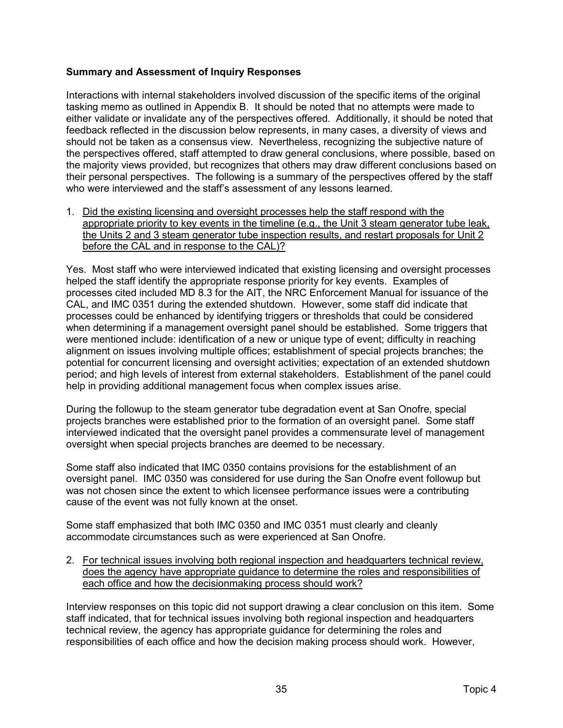**Summary and Assessment of Inquiry Responses**

Interactions with internal stakeholders involved discussion of the specific items of the original tasking memo as outlined in Appendix B. It should be noted that no attempts were made to either validate or invalidate any of the perspectives offered. Additionally, it should be noted that feedback reflected in the discussion below represents, in many cases, a diversity of views and should not be taken as a consensus view. Nevertheless, recognizing the subjective nature of the perspectives offered, staff attempted to draw general conclusions, where possible, based on the majority views provided, but recognizes that others may draw different conclusions based on their personal perspectives. The following is a summary of the perspectives offered by the staff who were interviewed and the staff's assessment of any lessons learned.

1. <u>Did the existing licensing and oversight processes help the staff respond with the appropriate priority to key events in the timeline (e.g., the Unit 3 steam generator tube leak, the Units 2 and 3 steam generator tube inspection results, and restart proposals for Unit 2 before the CAL and in response to the CAL)?</u>

Yes. Most staff who were interviewed indicated that existing licensing and oversight processes helped the staff identify the appropriate response priority for key events. Examples of processes cited included MD 8.3 for the AIT, the NRC Enforcement Manual for issuance of the CAL, and IMC 0351 during the extended shutdown. However, some staff did indicate that processes could be enhanced by identifying triggers or thresholds that could be considered when determining if a management oversight panel should be established. Some triggers that were mentioned include: identification of a new or unique type of event; difficulty in reaching alignment on issues involving multiple offices; establishment of special projects branches; the potential for concurrent licensing and oversight activities; expectation of an extended shutdown period; and high levels of interest from external stakeholders. Establishment of the panel could help in providing additional management focus when complex issues arise.

During the followup to the steam generator tube degradation event at San Onofre, special projects branches were established prior to the formation of an oversight panel. Some staff interviewed indicated that the oversight panel provides a commensurate level of management oversight when special projects branches are deemed to be necessary.

Some staff also indicated that IMC 0350 contains provisions for the establishment of an oversight panel. IMC 0350 was considered for use during the San Onofre event followup but was not chosen since the extent to which licensee performance issues were a contributing cause of the event was not fully known at the onset.

Some staff emphasized that both IMC 0350 and IMC 0351 must clearly and cleanly accommodate circumstances such as were experienced at San Onofre.

2. <u>For technical issues involving both regional inspection and headquarters technical review, does the agency have appropriate guidance to determine the roles and responsibilities of each office and how the decisionmaking process should work?</u>

Interview responses on this topic did not support drawing a clear conclusion on this item. Some staff indicated, that for technical issues involving both regional inspection and headquarters technical review, the agency has appropriate guidance for determining the roles and responsibilities of each office and how the decision making process should work. However,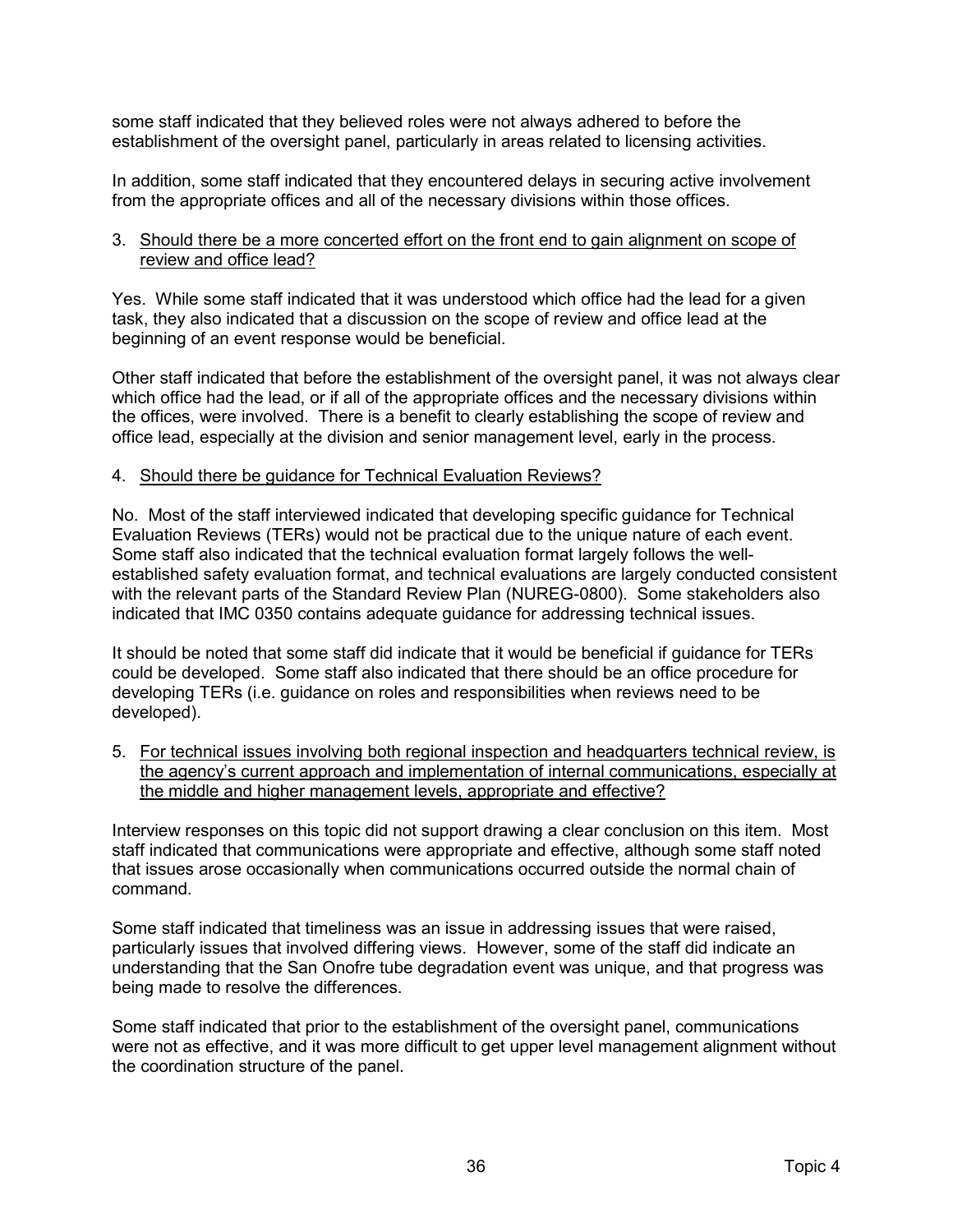some staff indicated that they believed roles were not always adhered to before the establishment of the oversight panel, particularly in areas related to licensing activities.

In addition, some staff indicated that they encountered delays in securing active involvement from the appropriate offices and all of the necessary divisions within those offices.

3. <u>Should there be a more concerted effort on the front end to gain alignment on scope of review and office lead?</u>

Yes. While some staff indicated that it was understood which office had the lead for a given task, they also indicated that a discussion on the scope of review and office lead at the beginning of an event response would be beneficial.

Other staff indicated that before the establishment of the oversight panel, it was not always clear which office had the lead, or if all of the appropriate offices and the necessary divisions within the offices, were involved. There is a benefit to clearly establishing the scope of review and office lead, especially at the division and senior management level, early in the process.

4. <u>Should there be guidance for Technical Evaluation Reviews?</u>

No. Most of the staff interviewed indicated that developing specific guidance for Technical Evaluation Reviews (TERs) would not be practical due to the unique nature of each event. Some staff also indicated that the technical evaluation format largely follows the well-established safety evaluation format, and technical evaluations are largely conducted consistent with the relevant parts of the Standard Review Plan (NUREG-0800). Some stakeholders also indicated that IMC 0350 contains adequate guidance for addressing technical issues.

It should be noted that some staff did indicate that it would be beneficial if guidance for TERs could be developed. Some staff also indicated that there should be an office procedure for developing TERs (i.e. guidance on roles and responsibilities when reviews need to be developed).

5. <u>For technical issues involving both regional inspection and headquarters technical review, is the agency's current approach and implementation of internal communications, especially at the middle and higher management levels, appropriate and effective?</u>

Interview responses on this topic did not support drawing a clear conclusion on this item. Most staff indicated that communications were appropriate and effective, although some staff noted that issues arose occasionally when communications occurred outside the normal chain of command.

Some staff indicated that timeliness was an issue in addressing issues that were raised, particularly issues that involved differing views. However, some of the staff did indicate an understanding that the San Onofre tube degradation event was unique, and that progress was being made to resolve the differences.

Some staff indicated that prior to the establishment of the oversight panel, communications were not as effective, and it was more difficult to get upper level management alignment without the coordination structure of the panel.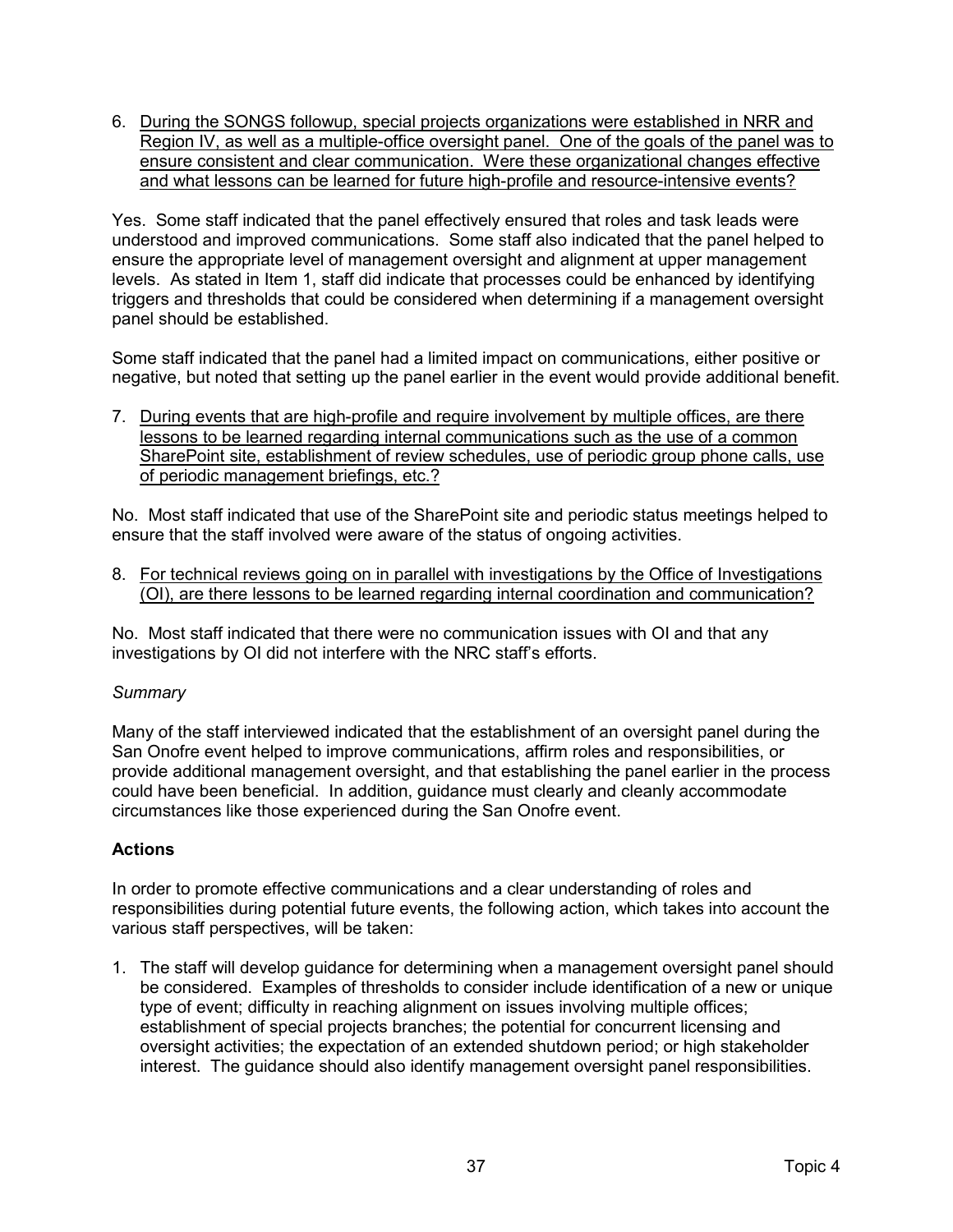6. <u>During the SONGS followup, special projects organizations were established in NRR and Region IV, as well as a multiple-office oversight panel. One of the goals of the panel was to ensure consistent and clear communication. Were these organizational changes effective and what lessons can be learned for future high-profile and resource-intensive events?</u>

Yes. Some staff indicated that the panel effectively ensured that roles and task leads were understood and improved communications. Some staff also indicated that the panel helped to ensure the appropriate level of management oversight and alignment at upper management levels. As stated in Item 1, staff did indicate that processes could be enhanced by identifying triggers and thresholds that could be considered when determining if a management oversight panel should be established.

Some staff indicated that the panel had a limited impact on communications, either positive or negative, but noted that setting up the panel earlier in the event would provide additional benefit.

7. <u>During events that are high-profile and require involvement by multiple offices, are there lessons to be learned regarding internal communications such as the use of a common SharePoint site, establishment of review schedules, use of periodic group phone calls, use of periodic management briefings, etc.?</u>

No. Most staff indicated that use of the SharePoint site and periodic status meetings helped to ensure that the staff involved were aware of the status of ongoing activities.

8. <u>For technical reviews going on in parallel with investigations by the Office of Investigations (OI), are there lessons to be learned regarding internal coordination and communication?</u>

No. Most staff indicated that there were no communication issues with OI and that any investigations by OI did not interfere with the NRC staff's efforts.

*Summary*

Many of the staff interviewed indicated that the establishment of an oversight panel during the San Onofre event helped to improve communications, affirm roles and responsibilities, or provide additional management oversight, and that establishing the panel earlier in the process could have been beneficial. In addition, guidance must clearly and cleanly accommodate circumstances like those experienced during the San Onofre event.

**Actions**

In order to promote effective communications and a clear understanding of roles and responsibilities during potential future events, the following action, which takes into account the various staff perspectives, will be taken:

1. The staff will develop guidance for determining when a management oversight panel should be considered. Examples of thresholds to consider include identification of a new or unique type of event; difficulty in reaching alignment on issues involving multiple offices; establishment of special projects branches; the potential for concurrent licensing and oversight activities; the expectation of an extended shutdown period; or high stakeholder interest. The guidance should also identify management oversight panel responsibilities.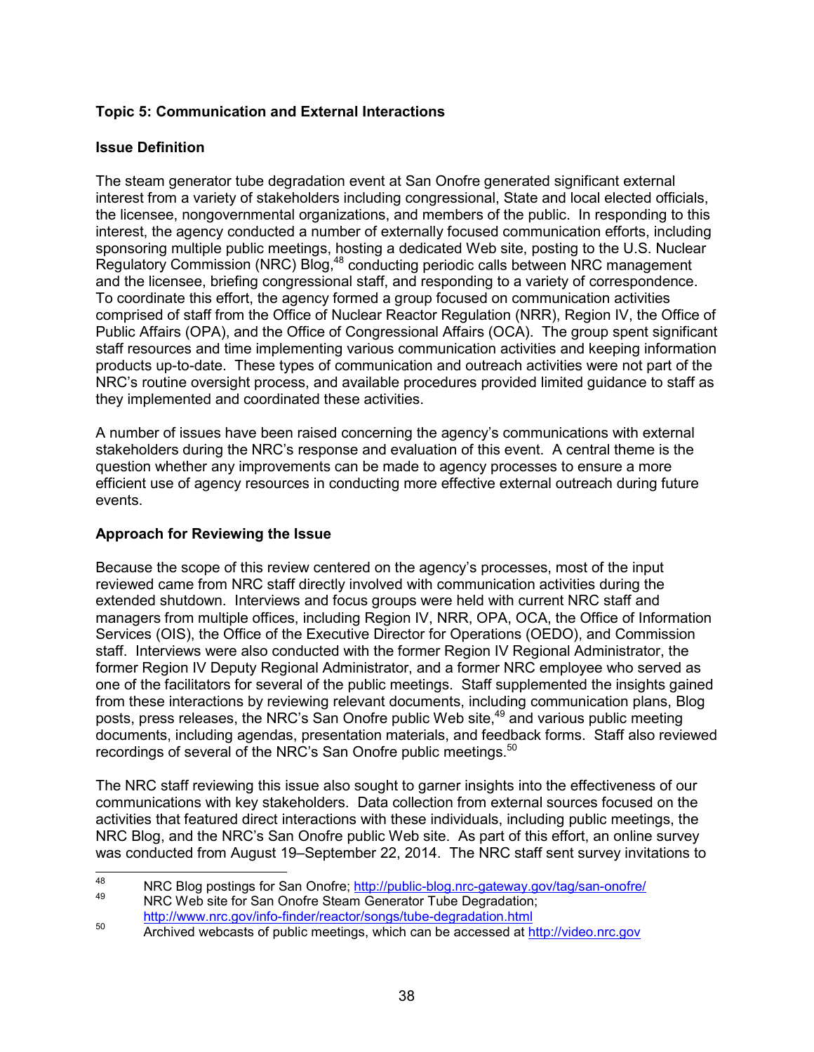**Topic 5: Communication and External Interactions**

**Issue Definition**

The steam generator tube degradation event at San Onofre generated significant external interest from a variety of stakeholders including congressional, State and local elected officials, the licensee, nongovernmental organizations, and members of the public. In responding to this interest, the agency conducted a number of externally focused communication efforts, including sponsoring multiple public meetings, hosting a dedicated Web site, posting to the U.S. Nuclear Regulatory Commission (NRC) Blog,[48] conducting periodic calls between NRC management and the licensee, briefing congressional staff, and responding to a variety of correspondence. To coordinate this effort, the agency formed a group focused on communication activities comprised of staff from the Office of Nuclear Reactor Regulation (NRR), Region IV, the Office of Public Affairs (OPA), and the Office of Congressional Affairs (OCA). The group spent significant staff resources and time implementing various communication activities and keeping information products up-to-date. These types of communication and outreach activities were not part of the NRC's routine oversight process, and available procedures provided limited guidance to staff as they implemented and coordinated these activities.

A number of issues have been raised concerning the agency's communications with external stakeholders during the NRC's response and evaluation of this event. A central theme is the question whether any improvements can be made to agency processes to ensure a more efficient use of agency resources in conducting more effective external outreach during future events.

**Approach for Reviewing the Issue**

Because the scope of this review centered on the agency's processes, most of the input reviewed came from NRC staff directly involved with communication activities during the extended shutdown. Interviews and focus groups were held with current NRC staff and managers from multiple offices, including Region IV, NRR, OPA, OCA, the Office of Information Services (OIS), the Office of the Executive Director for Operations (OEDO), and Commission staff. Interviews were also conducted with the former Region IV Regional Administrator, the former Region IV Deputy Regional Administrator, and a former NRC employee who served as one of the facilitators for several of the public meetings. Staff supplemented the insights gained from these interactions by reviewing relevant documents, including communication plans, Blog posts, press releases, the NRC's San Onofre public Web site,[49] and various public meeting documents, including agendas, presentation materials, and feedback forms. Staff also reviewed recordings of several of the NRC's San Onofre public meetings.[50]

The NRC staff reviewing this issue also sought to garner insights into the effectiveness of our communications with key stakeholders. Data collection from external sources focused on the activities that featured direct interactions with these individuals, including public meetings, the NRC Blog, and the NRC's San Onofre public Web site. As part of this effort, an online survey was conducted from August 19–September 22, 2014. The NRC staff sent survey invitations to

---

[48] NRC Blog postings for San Onofre; http://public-blog.nrc-gateway.gov/tag/san-onofre/

[49] NRC Web site for San Onofre Steam Generator Tube Degradation; http://www.nrc.gov/info-finder/reactor/songs/tube-degradation.html

[50] Archived webcasts of public meetings, which can be accessed at http://video.nrc.gov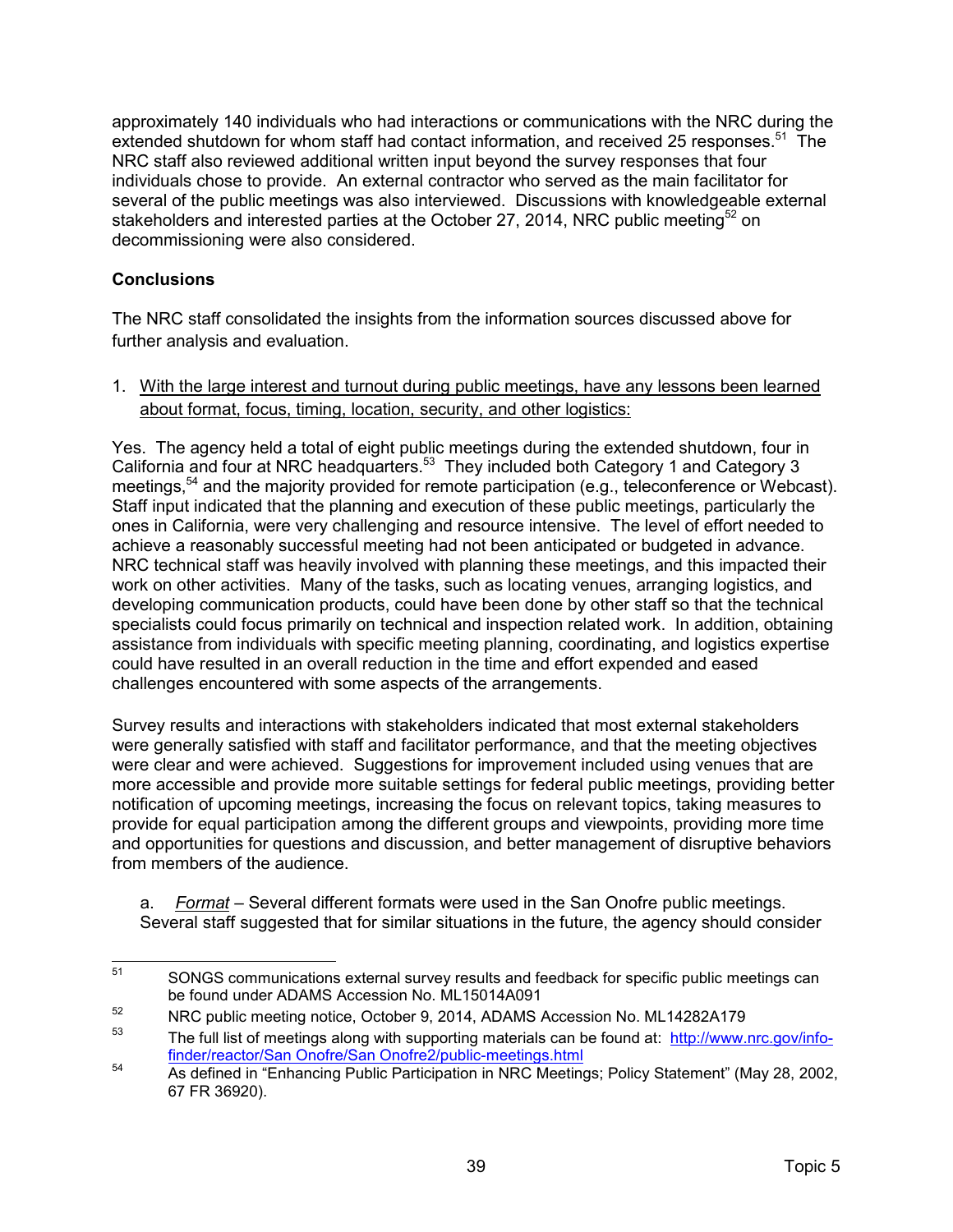approximately 140 individuals who had interactions or communications with the NRC during the extended shutdown for whom staff had contact information, and received 25 responses.[51] The NRC staff also reviewed additional written input beyond the survey responses that four individuals chose to provide. An external contractor who served as the main facilitator for several of the public meetings was also interviewed. Discussions with knowledgeable external stakeholders and interested parties at the October 27, 2014, NRC public meeting[52] on decommissioning were also considered.

**Conclusions**

The NRC staff consolidated the insights from the information sources discussed above for further analysis and evaluation.

1. <u>With the large interest and turnout during public meetings, have any lessons been learned about format, focus, timing, location, security, and other logistics:</u>

Yes. The agency held a total of eight public meetings during the extended shutdown, four in California and four at NRC headquarters.[53] They included both Category 1 and Category 3 meetings,[54] and the majority provided for remote participation (e.g., teleconference or Webcast). Staff input indicated that the planning and execution of these public meetings, particularly the ones in California, were very challenging and resource intensive. The level of effort needed to achieve a reasonably successful meeting had not been anticipated or budgeted in advance. NRC technical staff was heavily involved with planning these meetings, and this impacted their work on other activities. Many of the tasks, such as locating venues, arranging logistics, and developing communication products, could have been done by other staff so that the technical specialists could focus primarily on technical and inspection related work. In addition, obtaining assistance from individuals with specific meeting planning, coordinating, and logistics expertise could have resulted in an overall reduction in the time and effort expended and eased challenges encountered with some aspects of the arrangements.

Survey results and interactions with stakeholders indicated that most external stakeholders were generally satisfied with staff and facilitator performance, and that the meeting objectives were clear and were achieved. Suggestions for improvement included using venues that are more accessible and provide more suitable settings for federal public meetings, providing better notification of upcoming meetings, increasing the focus on relevant topics, taking measures to provide for equal participation among the different groups and viewpoints, providing more time and opportunities for questions and discussion, and better management of disruptive behaviors from members of the audience.

a. *<u>Format</u>* – Several different formats were used in the San Onofre public meetings. Several staff suggested that for similar situations in the future, the agency should consider

---

[51] SONGS communications external survey results and feedback for specific public meetings can be found under ADAMS Accession No. ML15014A091

[52] NRC public meeting notice, October 9, 2014, ADAMS Accession No. ML14282A179

[53] The full list of meetings along with supporting materials can be found at: http://www.nrc.gov/info-finder/reactor/San Onofre/San Onofre2/public-meetings.html

[54] As defined in "Enhancing Public Participation in NRC Meetings; Policy Statement" (May 28, 2002, 67 FR 36920).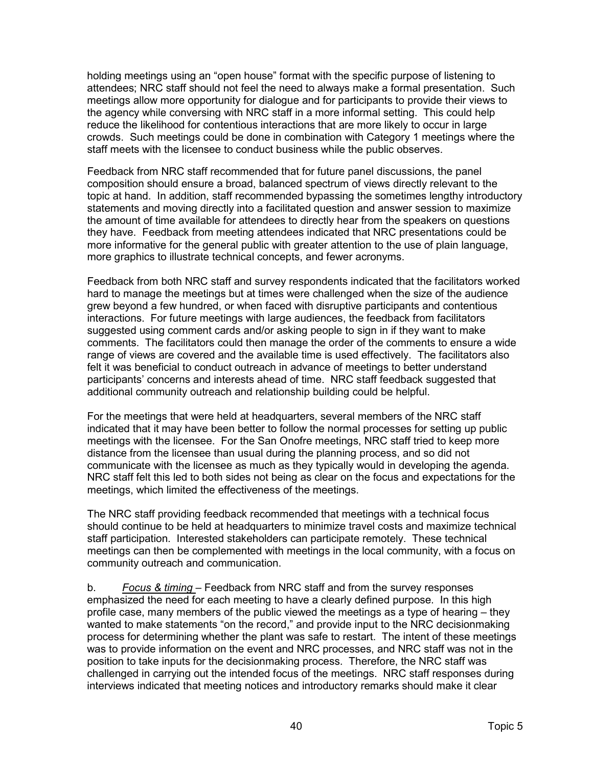holding meetings using an "open house" format with the specific purpose of listening to attendees; NRC staff should not feel the need to always make a formal presentation. Such meetings allow more opportunity for dialogue and for participants to provide their views to the agency while conversing with NRC staff in a more informal setting. This could help reduce the likelihood for contentious interactions that are more likely to occur in large crowds. Such meetings could be done in combination with Category 1 meetings where the staff meets with the licensee to conduct business while the public observes.

Feedback from NRC staff recommended that for future panel discussions, the panel composition should ensure a broad, balanced spectrum of views directly relevant to the topic at hand. In addition, staff recommended bypassing the sometimes lengthy introductory statements and moving directly into a facilitated question and answer session to maximize the amount of time available for attendees to directly hear from the speakers on questions they have. Feedback from meeting attendees indicated that NRC presentations could be more informative for the general public with greater attention to the use of plain language, more graphics to illustrate technical concepts, and fewer acronyms.

Feedback from both NRC staff and survey respondents indicated that the facilitators worked hard to manage the meetings but at times were challenged when the size of the audience grew beyond a few hundred, or when faced with disruptive participants and contentious interactions. For future meetings with large audiences, the feedback from facilitators suggested using comment cards and/or asking people to sign in if they want to make comments. The facilitators could then manage the order of the comments to ensure a wide range of views are covered and the available time is used effectively. The facilitators also felt it was beneficial to conduct outreach in advance of meetings to better understand participants' concerns and interests ahead of time. NRC staff feedback suggested that additional community outreach and relationship building could be helpful.

For the meetings that were held at headquarters, several members of the NRC staff indicated that it may have been better to follow the normal processes for setting up public meetings with the licensee. For the San Onofre meetings, NRC staff tried to keep more distance from the licensee than usual during the planning process, and so did not communicate with the licensee as much as they typically would in developing the agenda. NRC staff felt this led to both sides not being as clear on the focus and expectations for the meetings, which limited the effectiveness of the meetings.

The NRC staff providing feedback recommended that meetings with a technical focus should continue to be held at headquarters to minimize travel costs and maximize technical staff participation. Interested stakeholders can participate remotely. These technical meetings can then be complemented with meetings in the local community, with a focus on community outreach and communication.

b. *Focus & timing* – Feedback from NRC staff and from the survey responses emphasized the need for each meeting to have a clearly defined purpose. In this high profile case, many members of the public viewed the meetings as a type of hearing – they wanted to make statements "on the record," and provide input to the NRC decisionmaking process for determining whether the plant was safe to restart. The intent of these meetings was to provide information on the event and NRC processes, and NRC staff was not in the position to take inputs for the decisionmaking process. Therefore, the NRC staff was challenged in carrying out the intended focus of the meetings. NRC staff responses during interviews indicated that meeting notices and introductory remarks should make it clear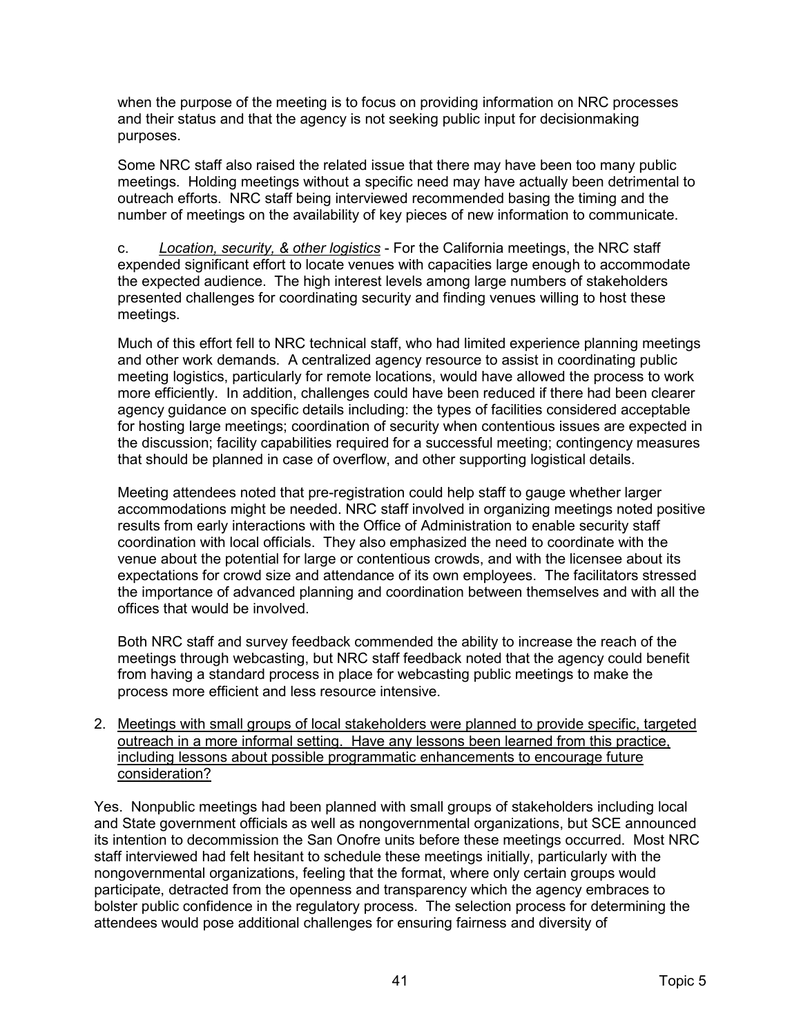when the purpose of the meeting is to focus on providing information on NRC processes and their status and that the agency is not seeking public input for decisionmaking purposes.

Some NRC staff also raised the related issue that there may have been too many public meetings. Holding meetings without a specific need may have actually been detrimental to outreach efforts. NRC staff being interviewed recommended basing the timing and the number of meetings on the availability of key pieces of new information to communicate.

c. *Location, security, & other logistics* - For the California meetings, the NRC staff expended significant effort to locate venues with capacities large enough to accommodate the expected audience. The high interest levels among large numbers of stakeholders presented challenges for coordinating security and finding venues willing to host these meetings.

Much of this effort fell to NRC technical staff, who had limited experience planning meetings and other work demands. A centralized agency resource to assist in coordinating public meeting logistics, particularly for remote locations, would have allowed the process to work more efficiently. In addition, challenges could have been reduced if there had been clearer agency guidance on specific details including: the types of facilities considered acceptable for hosting large meetings; coordination of security when contentious issues are expected in the discussion; facility capabilities required for a successful meeting; contingency measures that should be planned in case of overflow, and other supporting logistical details.

Meeting attendees noted that pre-registration could help staff to gauge whether larger accommodations might be needed. NRC staff involved in organizing meetings noted positive results from early interactions with the Office of Administration to enable security staff coordination with local officials. They also emphasized the need to coordinate with the venue about the potential for large or contentious crowds, and with the licensee about its expectations for crowd size and attendance of its own employees. The facilitators stressed the importance of advanced planning and coordination between themselves and with all the offices that would be involved.

Both NRC staff and survey feedback commended the ability to increase the reach of the meetings through webcasting, but NRC staff feedback noted that the agency could benefit from having a standard process in place for webcasting public meetings to make the process more efficient and less resource intensive.

2. Meetings with small groups of local stakeholders were planned to provide specific, targeted outreach in a more informal setting. Have any lessons been learned from this practice, including lessons about possible programmatic enhancements to encourage future consideration?

Yes. Nonpublic meetings had been planned with small groups of stakeholders including local and State government officials as well as nongovernmental organizations, but SCE announced its intention to decommission the San Onofre units before these meetings occurred. Most NRC staff interviewed had felt hesitant to schedule these meetings initially, particularly with the nongovernmental organizations, feeling that the format, where only certain groups would participate, detracted from the openness and transparency which the agency embraces to bolster public confidence in the regulatory process. The selection process for determining the attendees would pose additional challenges for ensuring fairness and diversity of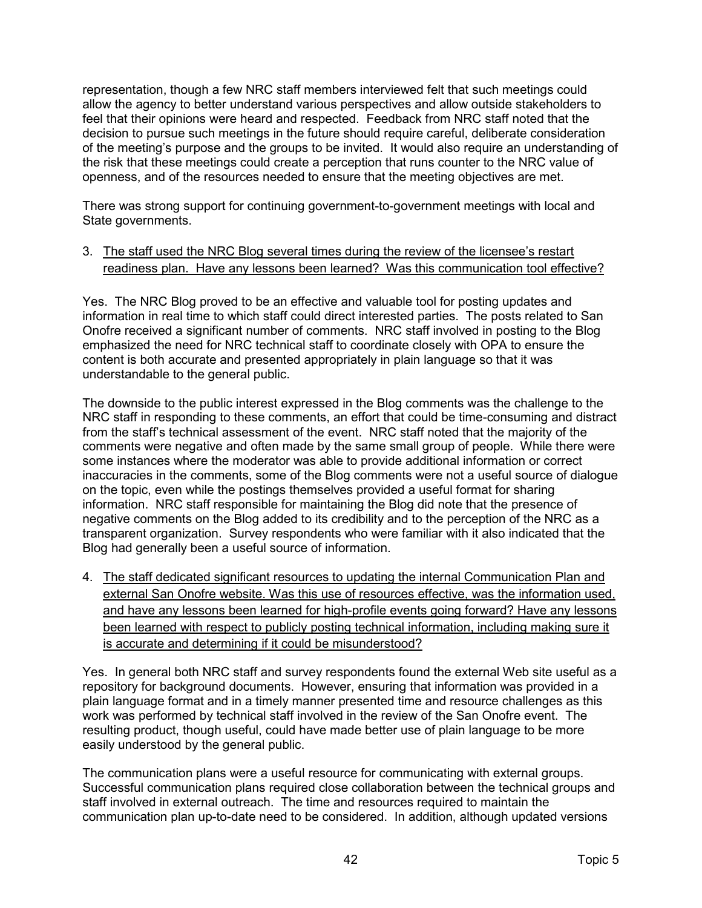representation, though a few NRC staff members interviewed felt that such meetings could allow the agency to better understand various perspectives and allow outside stakeholders to feel that their opinions were heard and respected. Feedback from NRC staff noted that the decision to pursue such meetings in the future should require careful, deliberate consideration of the meeting's purpose and the groups to be invited. It would also require an understanding of the risk that these meetings could create a perception that runs counter to the NRC value of openness, and of the resources needed to ensure that the meeting objectives are met.

There was strong support for continuing government-to-government meetings with local and State governments.

3. <u>The staff used the NRC Blog several times during the review of the licensee's restart readiness plan. Have any lessons been learned? Was this communication tool effective?</u>

Yes. The NRC Blog proved to be an effective and valuable tool for posting updates and information in real time to which staff could direct interested parties. The posts related to San Onofre received a significant number of comments. NRC staff involved in posting to the Blog emphasized the need for NRC technical staff to coordinate closely with OPA to ensure the content is both accurate and presented appropriately in plain language so that it was understandable to the general public.

The downside to the public interest expressed in the Blog comments was the challenge to the NRC staff in responding to these comments, an effort that could be time-consuming and distract from the staff's technical assessment of the event. NRC staff noted that the majority of the comments were negative and often made by the same small group of people. While there were some instances where the moderator was able to provide additional information or correct inaccuracies in the comments, some of the Blog comments were not a useful source of dialogue on the topic, even while the postings themselves provided a useful format for sharing information. NRC staff responsible for maintaining the Blog did note that the presence of negative comments on the Blog added to its credibility and to the perception of the NRC as a transparent organization. Survey respondents who were familiar with it also indicated that the Blog had generally been a useful source of information.

4. <u>The staff dedicated significant resources to updating the internal Communication Plan and external San Onofre website. Was this use of resources effective, was the information used, and have any lessons been learned for high-profile events going forward? Have any lessons been learned with respect to publicly posting technical information, including making sure it is accurate and determining if it could be misunderstood?</u>

Yes. In general both NRC staff and survey respondents found the external Web site useful as a repository for background documents. However, ensuring that information was provided in a plain language format and in a timely manner presented time and resource challenges as this work was performed by technical staff involved in the review of the San Onofre event. The resulting product, though useful, could have made better use of plain language to be more easily understood by the general public.

The communication plans were a useful resource for communicating with external groups. Successful communication plans required close collaboration between the technical groups and staff involved in external outreach. The time and resources required to maintain the communication plan up-to-date need to be considered. In addition, although updated versions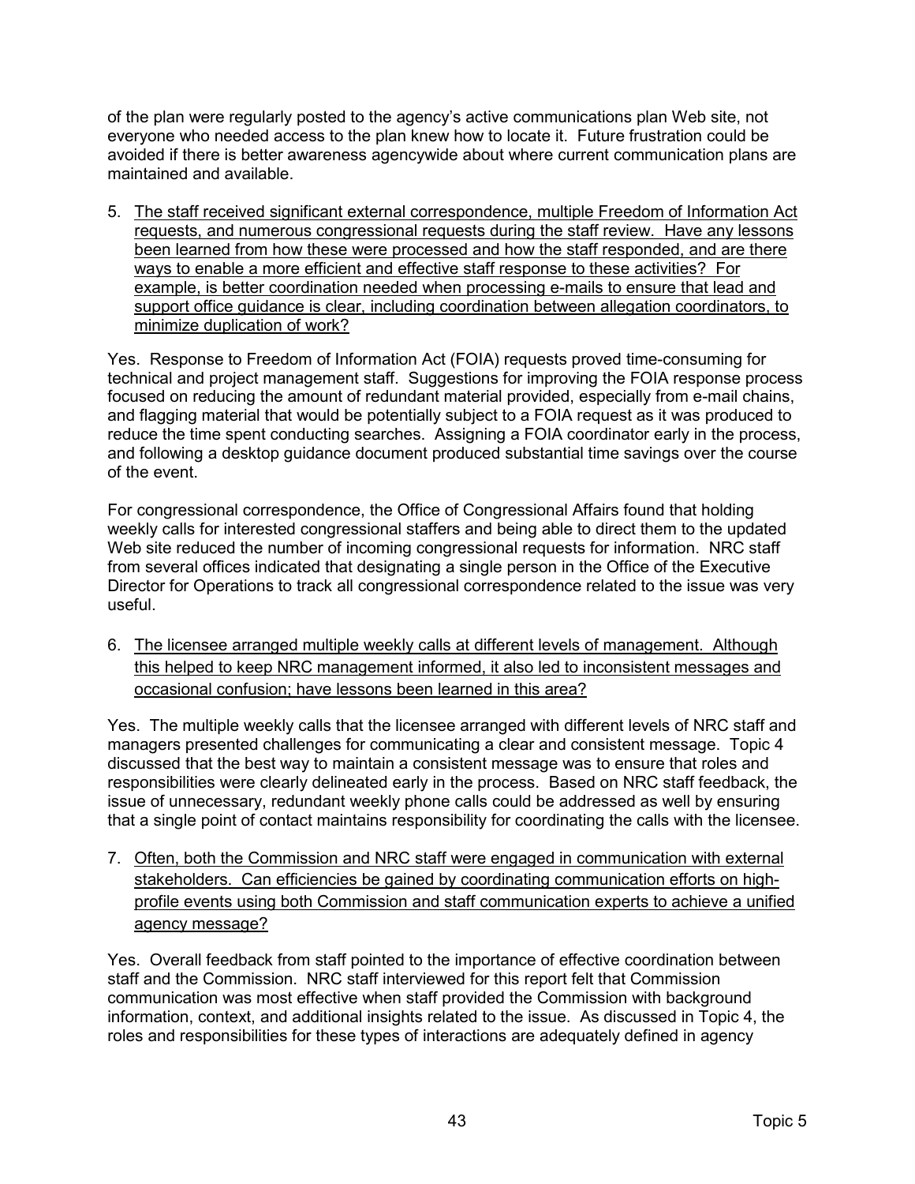of the plan were regularly posted to the agency's active communications plan Web site, not everyone who needed access to the plan knew how to locate it. Future frustration could be avoided if there is better awareness agencywide about where current communication plans are maintained and available.

5. The staff received significant external correspondence, multiple Freedom of Information Act requests, and numerous congressional requests during the staff review. Have any lessons been learned from how these were processed and how the staff responded, and are there ways to enable a more efficient and effective staff response to these activities? For example, is better coordination needed when processing e-mails to ensure that lead and support office guidance is clear, including coordination between allegation coordinators, to minimize duplication of work?

Yes. Response to Freedom of Information Act (FOIA) requests proved time-consuming for technical and project management staff. Suggestions for improving the FOIA response process focused on reducing the amount of redundant material provided, especially from e-mail chains, and flagging material that would be potentially subject to a FOIA request as it was produced to reduce the time spent conducting searches. Assigning a FOIA coordinator early in the process, and following a desktop guidance document produced substantial time savings over the course of the event.

For congressional correspondence, the Office of Congressional Affairs found that holding weekly calls for interested congressional staffers and being able to direct them to the updated Web site reduced the number of incoming congressional requests for information. NRC staff from several offices indicated that designating a single person in the Office of the Executive Director for Operations to track all congressional correspondence related to the issue was very useful.

6. The licensee arranged multiple weekly calls at different levels of management. Although this helped to keep NRC management informed, it also led to inconsistent messages and occasional confusion; have lessons been learned in this area?

Yes. The multiple weekly calls that the licensee arranged with different levels of NRC staff and managers presented challenges for communicating a clear and consistent message. Topic 4 discussed that the best way to maintain a consistent message was to ensure that roles and responsibilities were clearly delineated early in the process. Based on NRC staff feedback, the issue of unnecessary, redundant weekly phone calls could be addressed as well by ensuring that a single point of contact maintains responsibility for coordinating the calls with the licensee.

7. Often, both the Commission and NRC staff were engaged in communication with external stakeholders. Can efficiencies be gained by coordinating communication efforts on high-profile events using both Commission and staff communication experts to achieve a unified agency message?

Yes. Overall feedback from staff pointed to the importance of effective coordination between staff and the Commission. NRC staff interviewed for this report felt that Commission communication was most effective when staff provided the Commission with background information, context, and additional insights related to the issue. As discussed in Topic 4, the roles and responsibilities for these types of interactions are adequately defined in agency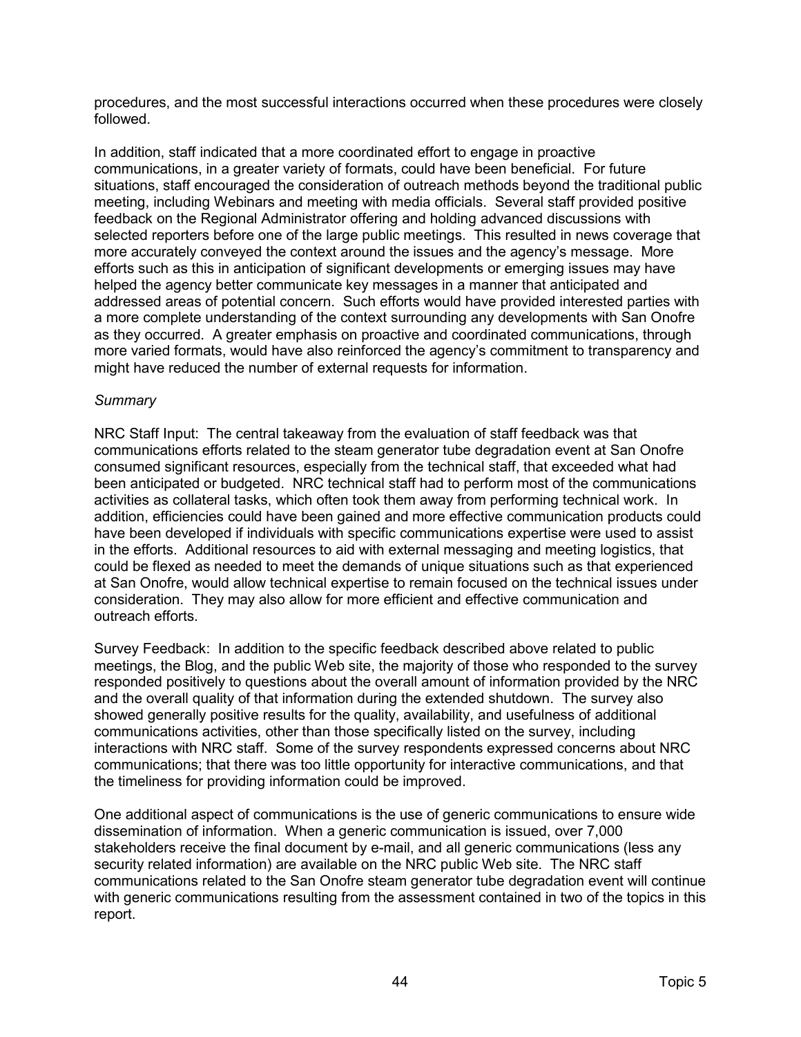procedures, and the most successful interactions occurred when these procedures were closely followed.

In addition, staff indicated that a more coordinated effort to engage in proactive communications, in a greater variety of formats, could have been beneficial. For future situations, staff encouraged the consideration of outreach methods beyond the traditional public meeting, including Webinars and meeting with media officials. Several staff provided positive feedback on the Regional Administrator offering and holding advanced discussions with selected reporters before one of the large public meetings. This resulted in news coverage that more accurately conveyed the context around the issues and the agency's message. More efforts such as this in anticipation of significant developments or emerging issues may have helped the agency better communicate key messages in a manner that anticipated and addressed areas of potential concern. Such efforts would have provided interested parties with a more complete understanding of the context surrounding any developments with San Onofre as they occurred. A greater emphasis on proactive and coordinated communications, through more varied formats, would have also reinforced the agency's commitment to transparency and might have reduced the number of external requests for information.

*Summary*

NRC Staff Input: The central takeaway from the evaluation of staff feedback was that communications efforts related to the steam generator tube degradation event at San Onofre consumed significant resources, especially from the technical staff, that exceeded what had been anticipated or budgeted. NRC technical staff had to perform most of the communications activities as collateral tasks, which often took them away from performing technical work. In addition, efficiencies could have been gained and more effective communication products could have been developed if individuals with specific communications expertise were used to assist in the efforts. Additional resources to aid with external messaging and meeting logistics, that could be flexed as needed to meet the demands of unique situations such as that experienced at San Onofre, would allow technical expertise to remain focused on the technical issues under consideration. They may also allow for more efficient and effective communication and outreach efforts.

Survey Feedback: In addition to the specific feedback described above related to public meetings, the Blog, and the public Web site, the majority of those who responded to the survey responded positively to questions about the overall amount of information provided by the NRC and the overall quality of that information during the extended shutdown. The survey also showed generally positive results for the quality, availability, and usefulness of additional communications activities, other than those specifically listed on the survey, including interactions with NRC staff. Some of the survey respondents expressed concerns about NRC communications; that there was too little opportunity for interactive communications, and that the timeliness for providing information could be improved.

One additional aspect of communications is the use of generic communications to ensure wide dissemination of information. When a generic communication is issued, over 7,000 stakeholders receive the final document by e-mail, and all generic communications (less any security related information) are available on the NRC public Web site. The NRC staff communications related to the San Onofre steam generator tube degradation event will continue with generic communications resulting from the assessment contained in two of the topics in this report.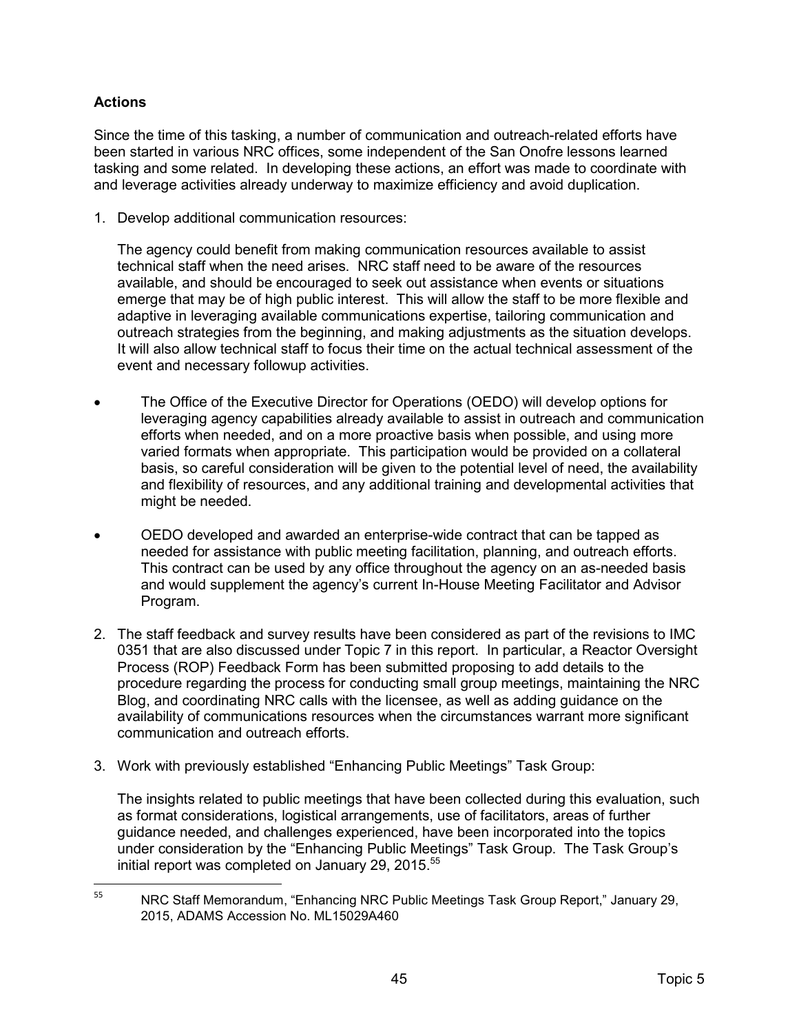### Actions

Since the time of this tasking, a number of communication and outreach-related efforts have been started in various NRC offices, some independent of the San Onofre lessons learned tasking and some related. In developing these actions, an effort was made to coordinate with and leverage activities already underway to maximize efficiency and avoid duplication.

1. Develop additional communication resources:

   The agency could benefit from making communication resources available to assist technical staff when the need arises. NRC staff need to be aware of the resources available, and should be encouraged to seek out assistance when events or situations emerge that may be of high public interest. This will allow the staff to be more flexible and adaptive in leveraging available communications expertise, tailoring communication and outreach strategies from the beginning, and making adjustments as the situation develops. It will also allow technical staff to focus their time on the actual technical assessment of the event and necessary followup activities.

- The Office of the Executive Director for Operations (OEDO) will develop options for leveraging agency capabilities already available to assist in outreach and communication efforts when needed, and on a more proactive basis when possible, and using more varied formats when appropriate. This participation would be provided on a collateral basis, so careful consideration will be given to the potential level of need, the availability and flexibility of resources, and any additional training and developmental activities that might be needed.
- OEDO developed and awarded an enterprise-wide contract that can be tapped as needed for assistance with public meeting facilitation, planning, and outreach efforts. This contract can be used by any office throughout the agency on an as-needed basis and would supplement the agency's current In-House Meeting Facilitator and Advisor Program.

2. The staff feedback and survey results have been considered as part of the revisions to IMC 0351 that are also discussed under Topic 7 in this report. In particular, a Reactor Oversight Process (ROP) Feedback Form has been submitted proposing to add details to the procedure regarding the process for conducting small group meetings, maintaining the NRC Blog, and coordinating NRC calls with the licensee, as well as adding guidance on the availability of communications resources when the circumstances warrant more significant communication and outreach efforts.

3. Work with previously established "Enhancing Public Meetings" Task Group:

   The insights related to public meetings that have been collected during this evaluation, such as format considerations, logistical arrangements, use of facilitators, areas of further guidance needed, and challenges experienced, have been incorporated into the topics under consideration by the "Enhancing Public Meetings" Task Group. The Task Group's initial report was completed on January 29, 2015.[55]

---

[55] NRC Staff Memorandum, "Enhancing NRC Public Meetings Task Group Report," January 29, 2015, ADAMS Accession No. ML15029A460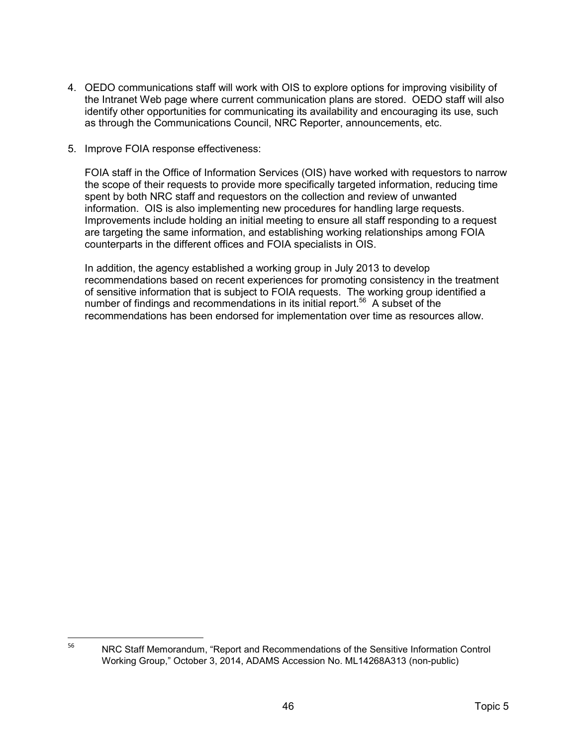4. OEDO communications staff will work with OIS to explore options for improving visibility of the Intranet Web page where current communication plans are stored. OEDO staff will also identify other opportunities for communicating its availability and encouraging its use, such as through the Communications Council, NRC Reporter, announcements, etc.

5. Improve FOIA response effectiveness:

   FOIA staff in the Office of Information Services (OIS) have worked with requestors to narrow the scope of their requests to provide more specifically targeted information, reducing time spent by both NRC staff and requestors on the collection and review of unwanted information. OIS is also implementing new procedures for handling large requests. Improvements include holding an initial meeting to ensure all staff responding to a request are targeting the same information, and establishing working relationships among FOIA counterparts in the different offices and FOIA specialists in OIS.

   In addition, the agency established a working group in July 2013 to develop recommendations based on recent experiences for promoting consistency in the treatment of sensitive information that is subject to FOIA requests. The working group identified a number of findings and recommendations in its initial report.[56] A subset of the recommendations has been endorsed for implementation over time as resources allow.

---

[56] NRC Staff Memorandum, "Report and Recommendations of the Sensitive Information Control Working Group," October 3, 2014, ADAMS Accession No. ML14268A313 (non-public)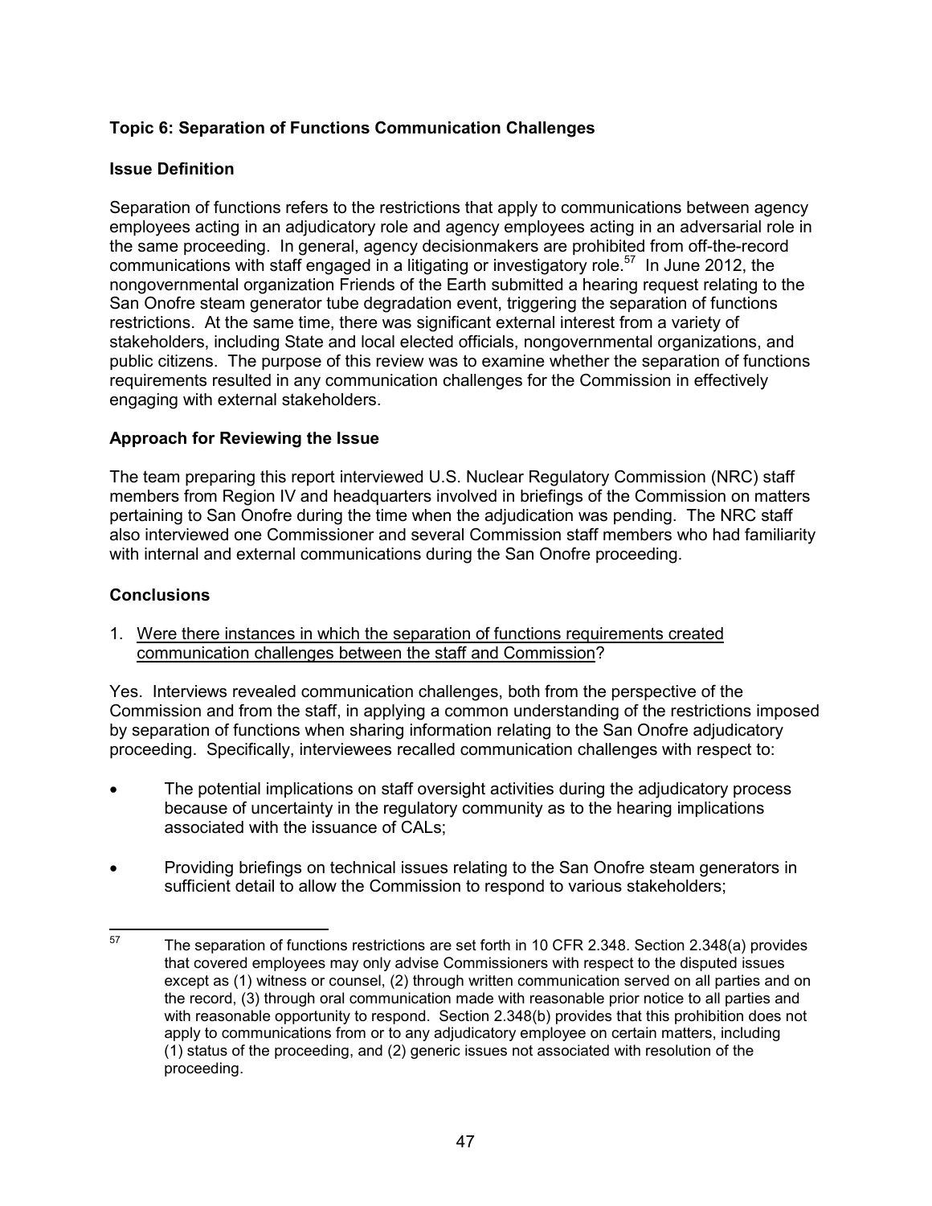### Topic 6: Separation of Functions Communication Challenges

#### Issue Definition

Separation of functions refers to the restrictions that apply to communications between agency employees acting in an adjudicatory role and agency employees acting in an adversarial role in the same proceeding. In general, agency decisionmakers are prohibited from off-the-record communications with staff engaged in a litigating or investigatory role.[57] In June 2012, the nongovernmental organization Friends of the Earth submitted a hearing request relating to the San Onofre steam generator tube degradation event, triggering the separation of functions restrictions. At the same time, there was significant external interest from a variety of stakeholders, including State and local elected officials, nongovernmental organizations, and public citizens. The purpose of this review was to examine whether the separation of functions requirements resulted in any communication challenges for the Commission in effectively engaging with external stakeholders.

#### Approach for Reviewing the Issue

The team preparing this report interviewed U.S. Nuclear Regulatory Commission (NRC) staff members from Region IV and headquarters involved in briefings of the Commission on matters pertaining to San Onofre during the time when the adjudication was pending. The NRC staff also interviewed one Commissioner and several Commission staff members who had familiarity with internal and external communications during the San Onofre proceeding.

#### Conclusions

1. <u>Were there instances in which the separation of functions requirements created communication challenges between the staff and Commission</u>?

Yes. Interviews revealed communication challenges, both from the perspective of the Commission and from the staff, in applying a common understanding of the restrictions imposed by separation of functions when sharing information relating to the San Onofre adjudicatory proceeding. Specifically, interviewees recalled communication challenges with respect to:

- The potential implications on staff oversight activities during the adjudicatory process because of uncertainty in the regulatory community as to the hearing implications associated with the issuance of CALs;
- Providing briefings on technical issues relating to the San Onofre steam generators in sufficient detail to allow the Commission to respond to various stakeholders;

---

[57] The separation of functions restrictions are set forth in 10 CFR 2.348. Section 2.348(a) provides that covered employees may only advise Commissioners with respect to the disputed issues except as (1) witness or counsel, (2) through written communication served on all parties and on the record, (3) through oral communication made with reasonable prior notice to all parties and with reasonable opportunity to respond. Section 2.348(b) provides that this prohibition does not apply to communications from or to any adjudicatory employee on certain matters, including (1) status of the proceeding, and (2) generic issues not associated with resolution of the proceeding.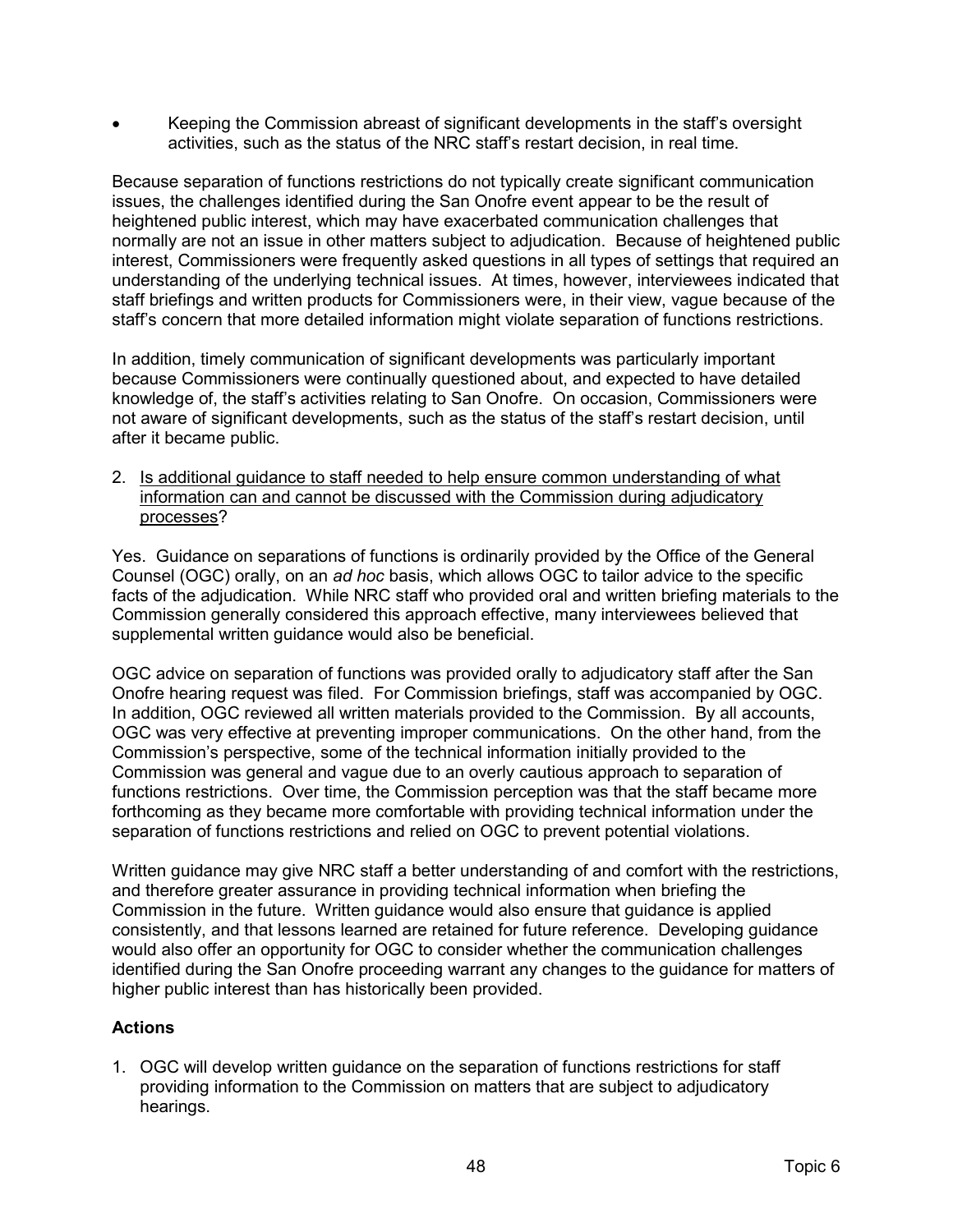- Keeping the Commission abreast of significant developments in the staff's oversight activities, such as the status of the NRC staff's restart decision, in real time.

Because separation of functions restrictions do not typically create significant communication issues, the challenges identified during the San Onofre event appear to be the result of heightened public interest, which may have exacerbated communication challenges that normally are not an issue in other matters subject to adjudication. Because of heightened public interest, Commissioners were frequently asked questions in all types of settings that required an understanding of the underlying technical issues. At times, however, interviewees indicated that staff briefings and written products for Commissioners were, in their view, vague because of the staff's concern that more detailed information might violate separation of functions restrictions.

In addition, timely communication of significant developments was particularly important because Commissioners were continually questioned about, and expected to have detailed knowledge of, the staff's activities relating to San Onofre. On occasion, Commissioners were not aware of significant developments, such as the status of the staff's restart decision, until after it became public.

2. Is additional guidance to staff needed to help ensure common understanding of what information can and cannot be discussed with the Commission during adjudicatory processes?

Yes. Guidance on separations of functions is ordinarily provided by the Office of the General Counsel (OGC) orally, on an *ad hoc* basis, which allows OGC to tailor advice to the specific facts of the adjudication. While NRC staff who provided oral and written briefing materials to the Commission generally considered this approach effective, many interviewees believed that supplemental written guidance would also be beneficial.

OGC advice on separation of functions was provided orally to adjudicatory staff after the San Onofre hearing request was filed. For Commission briefings, staff was accompanied by OGC. In addition, OGC reviewed all written materials provided to the Commission. By all accounts, OGC was very effective at preventing improper communications. On the other hand, from the Commission's perspective, some of the technical information initially provided to the Commission was general and vague due to an overly cautious approach to separation of functions restrictions. Over time, the Commission perception was that the staff became more forthcoming as they became more comfortable with providing technical information under the separation of functions restrictions and relied on OGC to prevent potential violations.

Written guidance may give NRC staff a better understanding of and comfort with the restrictions, and therefore greater assurance in providing technical information when briefing the Commission in the future. Written guidance would also ensure that guidance is applied consistently, and that lessons learned are retained for future reference. Developing guidance would also offer an opportunity for OGC to consider whether the communication challenges identified during the San Onofre proceeding warrant any changes to the guidance for matters of higher public interest than has historically been provided.

**Actions**

1. OGC will develop written guidance on the separation of functions restrictions for staff providing information to the Commission on matters that are subject to adjudicatory hearings.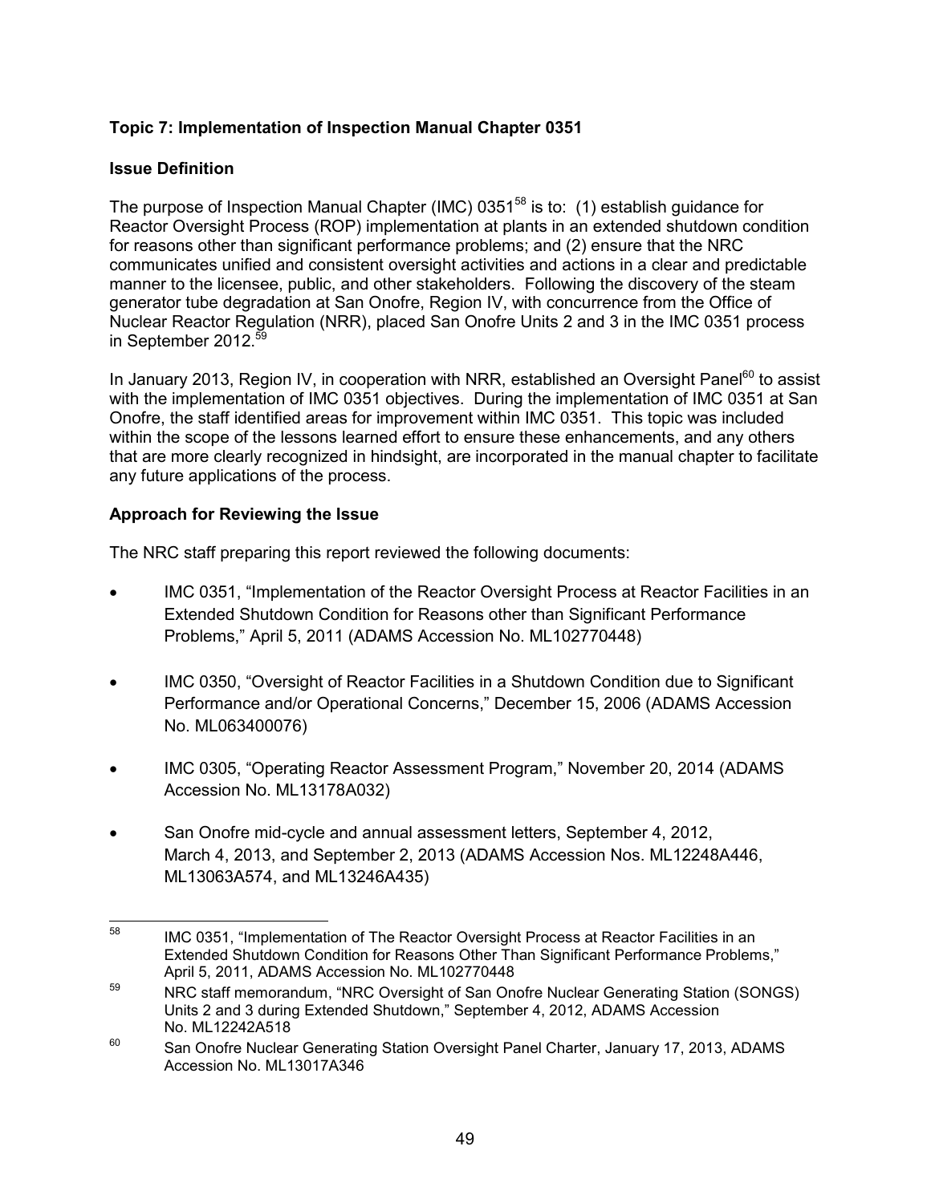**Topic 7: Implementation of Inspection Manual Chapter 0351**

**Issue Definition**

The purpose of Inspection Manual Chapter (IMC) 0351[58] is to: (1) establish guidance for Reactor Oversight Process (ROP) implementation at plants in an extended shutdown condition for reasons other than significant performance problems; and (2) ensure that the NRC communicates unified and consistent oversight activities and actions in a clear and predictable manner to the licensee, public, and other stakeholders. Following the discovery of the steam generator tube degradation at San Onofre, Region IV, with concurrence from the Office of Nuclear Reactor Regulation (NRR), placed San Onofre Units 2 and 3 in the IMC 0351 process in September 2012.[59]

In January 2013, Region IV, in cooperation with NRR, established an Oversight Panel[60] to assist with the implementation of IMC 0351 objectives. During the implementation of IMC 0351 at San Onofre, the staff identified areas for improvement within IMC 0351. This topic was included within the scope of the lessons learned effort to ensure these enhancements, and any others that are more clearly recognized in hindsight, are incorporated in the manual chapter to facilitate any future applications of the process.

**Approach for Reviewing the Issue**

The NRC staff preparing this report reviewed the following documents:

- IMC 0351, "Implementation of the Reactor Oversight Process at Reactor Facilities in an Extended Shutdown Condition for Reasons other than Significant Performance Problems," April 5, 2011 (ADAMS Accession No. ML102770448)

- IMC 0350, "Oversight of Reactor Facilities in a Shutdown Condition due to Significant Performance and/or Operational Concerns," December 15, 2006 (ADAMS Accession No. ML063400076)

- IMC 0305, "Operating Reactor Assessment Program," November 20, 2014 (ADAMS Accession No. ML13178A032)

- San Onofre mid-cycle and annual assessment letters, September 4, 2012, March 4, 2013, and September 2, 2013 (ADAMS Accession Nos. ML12248A446, ML13063A574, and ML13246A435)

---

[58] IMC 0351, "Implementation of The Reactor Oversight Process at Reactor Facilities in an Extended Shutdown Condition for Reasons Other Than Significant Performance Problems," April 5, 2011, ADAMS Accession No. ML102770448

[59] NRC staff memorandum, "NRC Oversight of San Onofre Nuclear Generating Station (SONGS) Units 2 and 3 during Extended Shutdown," September 4, 2012, ADAMS Accession No. ML12242A518

[60] San Onofre Nuclear Generating Station Oversight Panel Charter, January 17, 2013, ADAMS Accession No. ML13017A346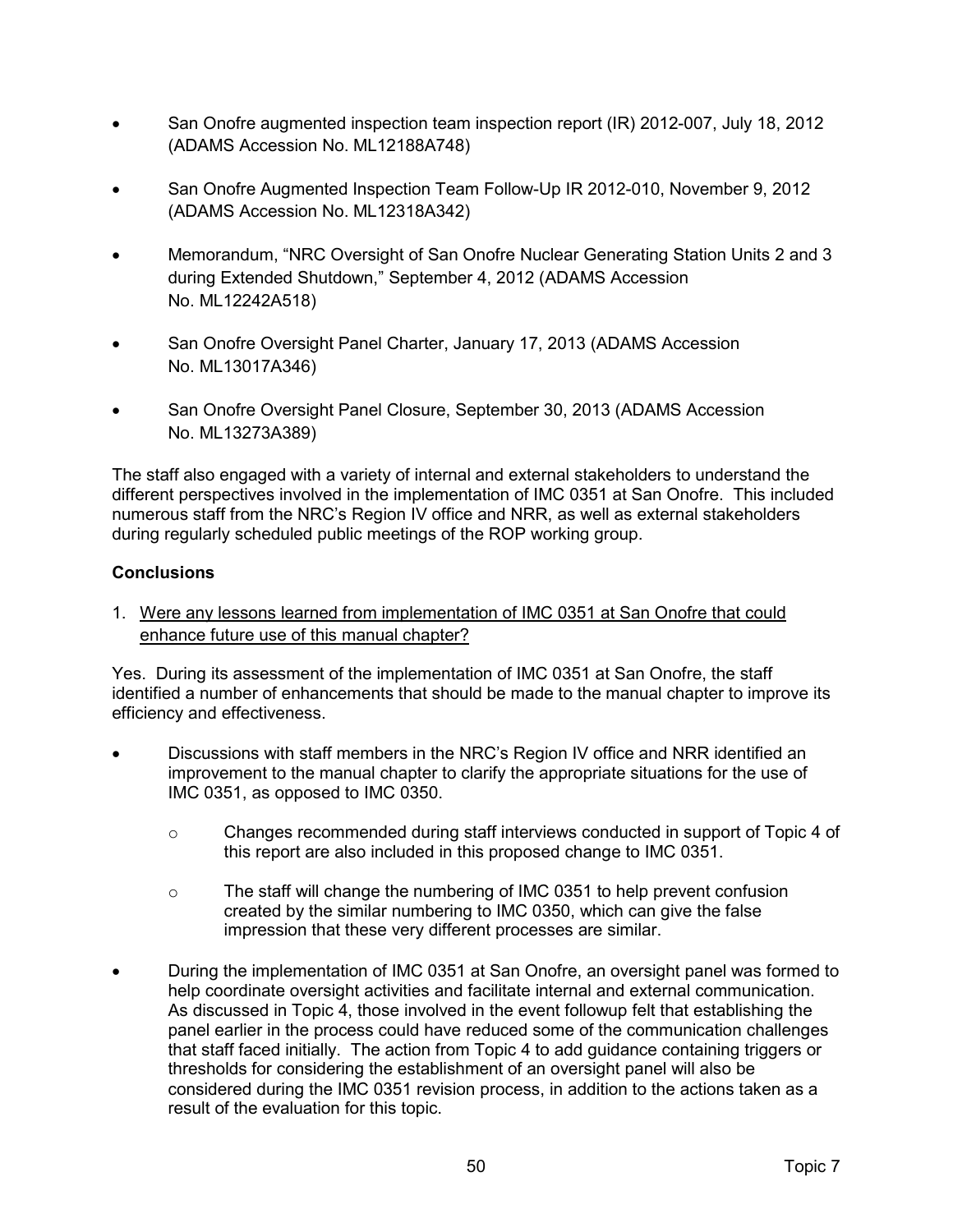- San Onofre augmented inspection team inspection report (IR) 2012-007, July 18, 2012 (ADAMS Accession No. ML12188A748)
- San Onofre Augmented Inspection Team Follow-Up IR 2012-010, November 9, 2012 (ADAMS Accession No. ML12318A342)
- Memorandum, "NRC Oversight of San Onofre Nuclear Generating Station Units 2 and 3 during Extended Shutdown," September 4, 2012 (ADAMS Accession No. ML12242A518)
- San Onofre Oversight Panel Charter, January 17, 2013 (ADAMS Accession No. ML13017A346)
- San Onofre Oversight Panel Closure, September 30, 2013 (ADAMS Accession No. ML13273A389)

The staff also engaged with a variety of internal and external stakeholders to understand the different perspectives involved in the implementation of IMC 0351 at San Onofre. This included numerous staff from the NRC's Region IV office and NRR, as well as external stakeholders during regularly scheduled public meetings of the ROP working group.

**Conclusions**

1. Were any lessons learned from implementation of IMC 0351 at San Onofre that could enhance future use of this manual chapter?

Yes. During its assessment of the implementation of IMC 0351 at San Onofre, the staff identified a number of enhancements that should be made to the manual chapter to improve its efficiency and effectiveness.

- Discussions with staff members in the NRC's Region IV office and NRR identified an improvement to the manual chapter to clarify the appropriate situations for the use of IMC 0351, as opposed to IMC 0350.
    - Changes recommended during staff interviews conducted in support of Topic 4 of this report are also included in this proposed change to IMC 0351.
    - The staff will change the numbering of IMC 0351 to help prevent confusion created by the similar numbering to IMC 0350, which can give the false impression that these very different processes are similar.
- During the implementation of IMC 0351 at San Onofre, an oversight panel was formed to help coordinate oversight activities and facilitate internal and external communication. As discussed in Topic 4, those involved in the event followup felt that establishing the panel earlier in the process could have reduced some of the communication challenges that staff faced initially. The action from Topic 4 to add guidance containing triggers or thresholds for considering the establishment of an oversight panel will also be considered during the IMC 0351 revision process, in addition to the actions taken as a result of the evaluation for this topic.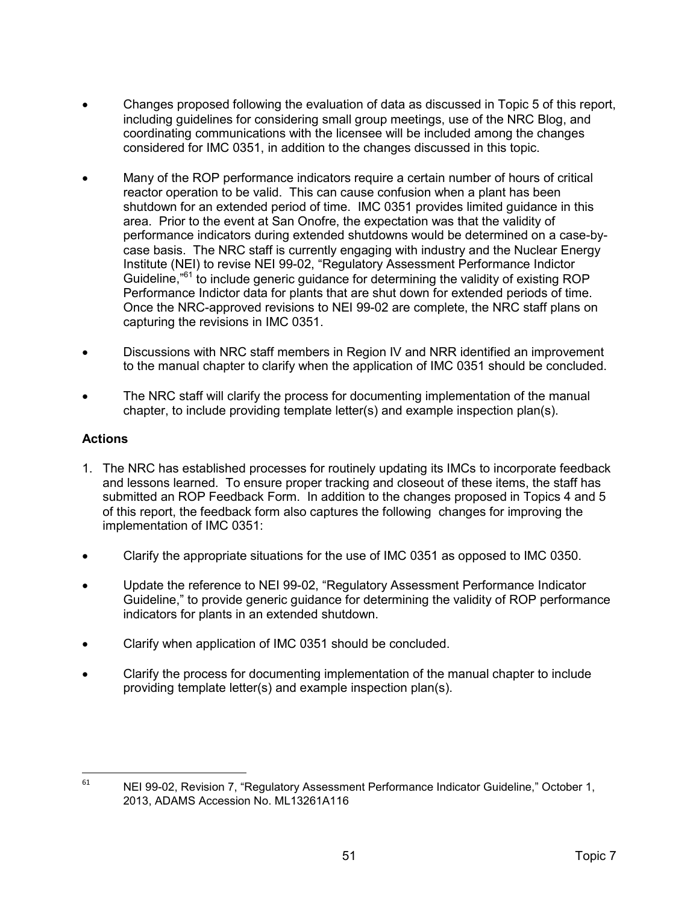- Changes proposed following the evaluation of data as discussed in Topic 5 of this report, including guidelines for considering small group meetings, use of the NRC Blog, and coordinating communications with the licensee will be included among the changes considered for IMC 0351, in addition to the changes discussed in this topic.

- Many of the ROP performance indicators require a certain number of hours of critical reactor operation to be valid. This can cause confusion when a plant has been shutdown for an extended period of time. IMC 0351 provides limited guidance in this area. Prior to the event at San Onofre, the expectation was that the validity of performance indicators during extended shutdowns would be determined on a case-by-case basis. The NRC staff is currently engaging with industry and the Nuclear Energy Institute (NEI) to revise NEI 99-02, "Regulatory Assessment Performance Indictor Guideline,"[61] to include generic guidance for determining the validity of existing ROP Performance Indictor data for plants that are shut down for extended periods of time. Once the NRC-approved revisions to NEI 99-02 are complete, the NRC staff plans on capturing the revisions in IMC 0351.

- Discussions with NRC staff members in Region IV and NRR identified an improvement to the manual chapter to clarify when the application of IMC 0351 should be concluded.

- The NRC staff will clarify the process for documenting implementation of the manual chapter, to include providing template letter(s) and example inspection plan(s).

**Actions**

1. The NRC has established processes for routinely updating its IMCs to incorporate feedback and lessons learned. To ensure proper tracking and closeout of these items, the staff has submitted an ROP Feedback Form. In addition to the changes proposed in Topics 4 and 5 of this report, the feedback form also captures the following changes for improving the implementation of IMC 0351:

- Clarify the appropriate situations for the use of IMC 0351 as opposed to IMC 0350.

- Update the reference to NEI 99-02, "Regulatory Assessment Performance Indicator Guideline," to provide generic guidance for determining the validity of ROP performance indicators for plants in an extended shutdown.

- Clarify when application of IMC 0351 should be concluded.

- Clarify the process for documenting implementation of the manual chapter to include providing template letter(s) and example inspection plan(s).

---

[61] NEI 99-02, Revision 7, "Regulatory Assessment Performance Indicator Guideline," October 1, 2013, ADAMS Accession No. ML13261A116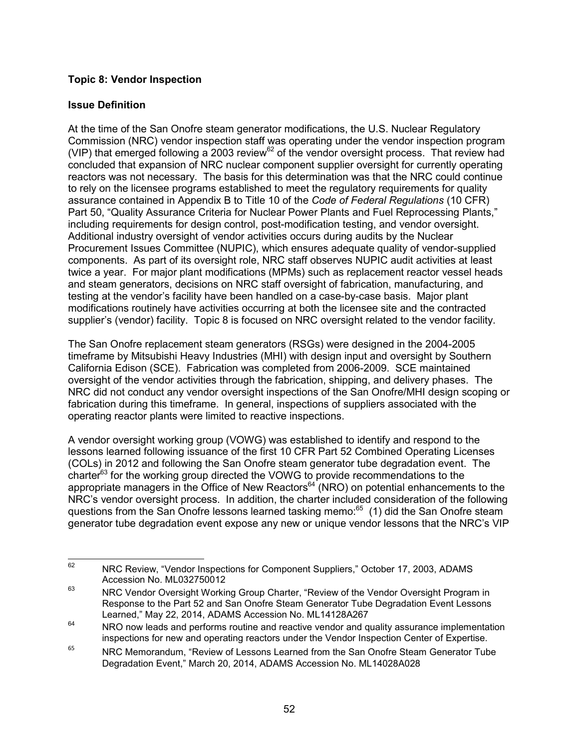**Topic 8: Vendor Inspection**

**Issue Definition**

At the time of the San Onofre steam generator modifications, the U.S. Nuclear Regulatory Commission (NRC) vendor inspection staff was operating under the vendor inspection program (VIP) that emerged following a 2003 review[62] of the vendor oversight process. That review had concluded that expansion of NRC nuclear component supplier oversight for currently operating reactors was not necessary. The basis for this determination was that the NRC could continue to rely on the licensee programs established to meet the regulatory requirements for quality assurance contained in Appendix B to Title 10 of the *Code of Federal Regulations* (10 CFR) Part 50, "Quality Assurance Criteria for Nuclear Power Plants and Fuel Reprocessing Plants," including requirements for design control, post-modification testing, and vendor oversight. Additional industry oversight of vendor activities occurs during audits by the Nuclear Procurement Issues Committee (NUPIC), which ensures adequate quality of vendor-supplied components. As part of its oversight role, NRC staff observes NUPIC audit activities at least twice a year. For major plant modifications (MPMs) such as replacement reactor vessel heads and steam generators, decisions on NRC staff oversight of fabrication, manufacturing, and testing at the vendor's facility have been handled on a case-by-case basis. Major plant modifications routinely have activities occurring at both the licensee site and the contracted supplier's (vendor) facility. Topic 8 is focused on NRC oversight related to the vendor facility.

The San Onofre replacement steam generators (RSGs) were designed in the 2004-2005 timeframe by Mitsubishi Heavy Industries (MHI) with design input and oversight by Southern California Edison (SCE). Fabrication was completed from 2006-2009. SCE maintained oversight of the vendor activities through the fabrication, shipping, and delivery phases. The NRC did not conduct any vendor oversight inspections of the San Onofre/MHI design scoping or fabrication during this timeframe. In general, inspections of suppliers associated with the operating reactor plants were limited to reactive inspections.

A vendor oversight working group (VOWG) was established to identify and respond to the lessons learned following issuance of the first 10 CFR Part 52 Combined Operating Licenses (COLs) in 2012 and following the San Onofre steam generator tube degradation event. The charter[63] for the working group directed the VOWG to provide recommendations to the appropriate managers in the Office of New Reactors[64] (NRO) on potential enhancements to the NRC's vendor oversight process. In addition, the charter included consideration of the following questions from the San Onofre lessons learned tasking memo:[65] (1) did the San Onofre steam generator tube degradation event expose any new or unique vendor lessons that the NRC's VIP

---

[62] NRC Review, "Vendor Inspections for Component Suppliers," October 17, 2003, ADAMS Accession No. ML032750012

[63] NRC Vendor Oversight Working Group Charter, "Review of the Vendor Oversight Program in Response to the Part 52 and San Onofre Steam Generator Tube Degradation Event Lessons Learned," May 22, 2014, ADAMS Accession No. ML14128A267

[64] NRO now leads and performs routine and reactive vendor and quality assurance implementation inspections for new and operating reactors under the Vendor Inspection Center of Expertise.

[65] NRC Memorandum, "Review of Lessons Learned from the San Onofre Steam Generator Tube Degradation Event," March 20, 2014, ADAMS Accession No. ML14028A028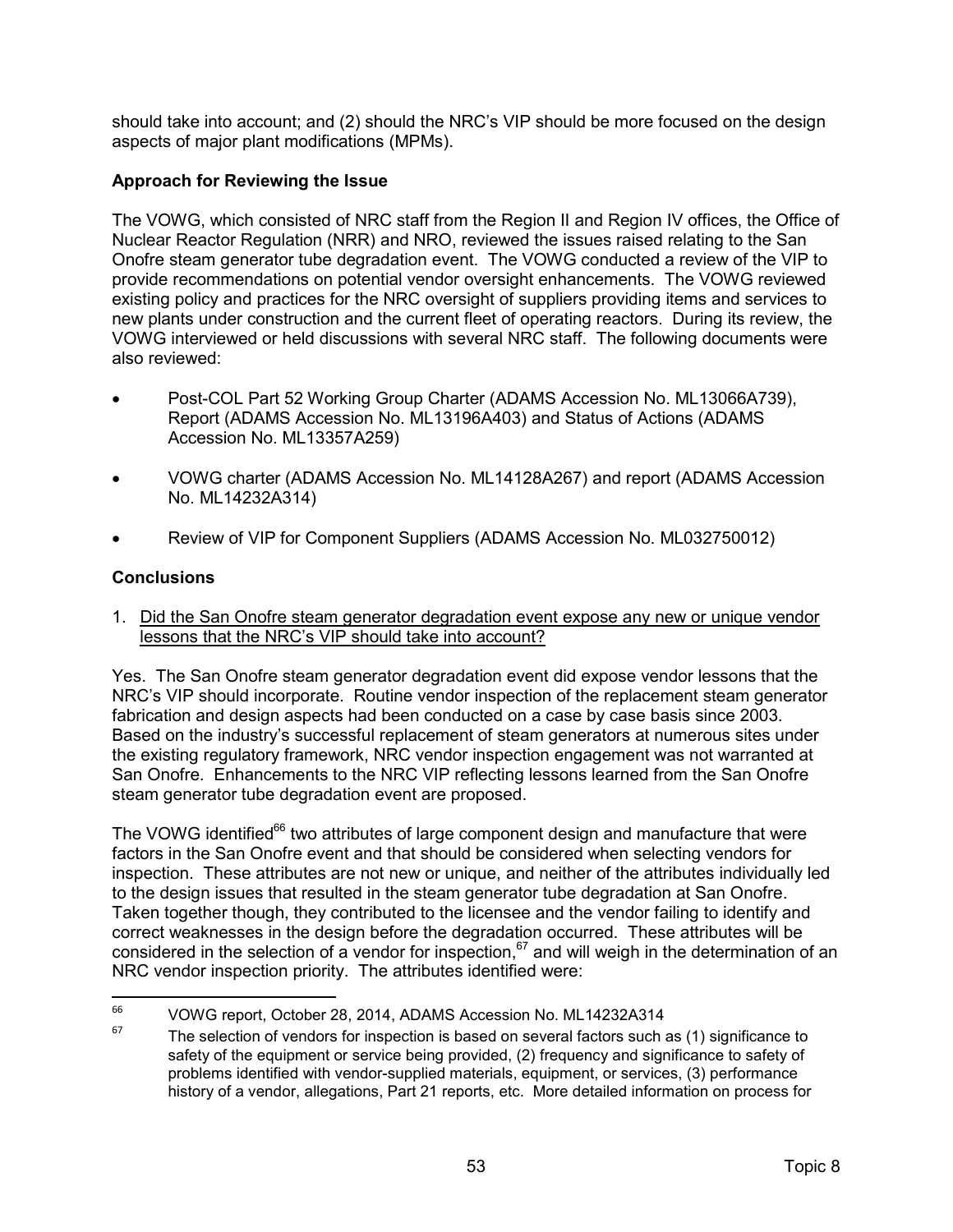should take into account; and (2) should the NRC's VIP should be more focused on the design aspects of major plant modifications (MPMs).

**Approach for Reviewing the Issue**

The VOWG, which consisted of NRC staff from the Region II and Region IV offices, the Office of Nuclear Reactor Regulation (NRR) and NRO, reviewed the issues raised relating to the San Onofre steam generator tube degradation event. The VOWG conducted a review of the VIP to provide recommendations on potential vendor oversight enhancements. The VOWG reviewed existing policy and practices for the NRC oversight of suppliers providing items and services to new plants under construction and the current fleet of operating reactors. During its review, the VOWG interviewed or held discussions with several NRC staff. The following documents were also reviewed:

- Post-COL Part 52 Working Group Charter (ADAMS Accession No. ML13066A739), Report (ADAMS Accession No. ML13196A403) and Status of Actions (ADAMS Accession No. ML13357A259)
- VOWG charter (ADAMS Accession No. ML14128A267) and report (ADAMS Accession No. ML14232A314)
- Review of VIP for Component Suppliers (ADAMS Accession No. ML032750012)

**Conclusions**

1. Did the San Onofre steam generator degradation event expose any new or unique vendor lessons that the NRC's VIP should take into account?

Yes. The San Onofre steam generator degradation event did expose vendor lessons that the NRC's VIP should incorporate. Routine vendor inspection of the replacement steam generator fabrication and design aspects had been conducted on a case by case basis since 2003. Based on the industry's successful replacement of steam generators at numerous sites under the existing regulatory framework, NRC vendor inspection engagement was not warranted at San Onofre. Enhancements to the NRC VIP reflecting lessons learned from the San Onofre steam generator tube degradation event are proposed.

The VOWG identified[66] two attributes of large component design and manufacture that were factors in the San Onofre event and that should be considered when selecting vendors for inspection. These attributes are not new or unique, and neither of the attributes individually led to the design issues that resulted in the steam generator tube degradation at San Onofre. Taken together though, they contributed to the licensee and the vendor failing to identify and correct weaknesses in the design before the degradation occurred. These attributes will be considered in the selection of a vendor for inspection,[67] and will weigh in the determination of an NRC vendor inspection priority. The attributes identified were:

[66] VOWG report, October 28, 2014, ADAMS Accession No. ML14232A314

[67] The selection of vendors for inspection is based on several factors such as (1) significance to safety of the equipment or service being provided, (2) frequency and significance to safety of problems identified with vendor-supplied materials, equipment, or services, (3) performance history of a vendor, allegations, Part 21 reports, etc. More detailed information on process for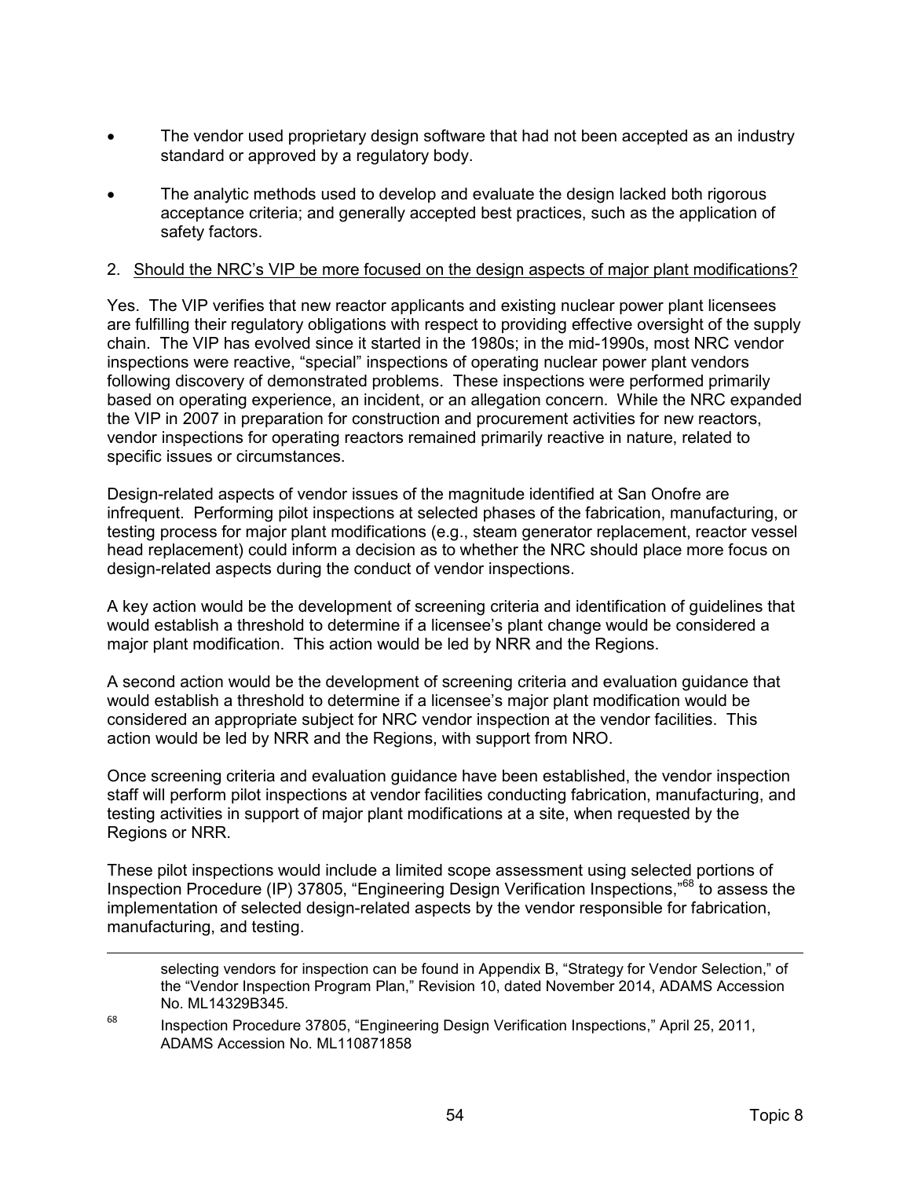- The vendor used proprietary design software that had not been accepted as an industry standard or approved by a regulatory body.
- The analytic methods used to develop and evaluate the design lacked both rigorous acceptance criteria; and generally accepted best practices, such as the application of safety factors.

2. Should the NRC's VIP be more focused on the design aspects of major plant modifications?

Yes. The VIP verifies that new reactor applicants and existing nuclear power plant licensees are fulfilling their regulatory obligations with respect to providing effective oversight of the supply chain. The VIP has evolved since it started in the 1980s; in the mid-1990s, most NRC vendor inspections were reactive, "special" inspections of operating nuclear power plant vendors following discovery of demonstrated problems. These inspections were performed primarily based on operating experience, an incident, or an allegation concern. While the NRC expanded the VIP in 2007 in preparation for construction and procurement activities for new reactors, vendor inspections for operating reactors remained primarily reactive in nature, related to specific issues or circumstances.

Design-related aspects of vendor issues of the magnitude identified at San Onofre are infrequent. Performing pilot inspections at selected phases of the fabrication, manufacturing, or testing process for major plant modifications (e.g., steam generator replacement, reactor vessel head replacement) could inform a decision as to whether the NRC should place more focus on design-related aspects during the conduct of vendor inspections.

A key action would be the development of screening criteria and identification of guidelines that would establish a threshold to determine if a licensee's plant change would be considered a major plant modification. This action would be led by NRR and the Regions.

A second action would be the development of screening criteria and evaluation guidance that would establish a threshold to determine if a licensee's major plant modification would be considered an appropriate subject for NRC vendor inspection at the vendor facilities. This action would be led by NRR and the Regions, with support from NRO.

Once screening criteria and evaluation guidance have been established, the vendor inspection staff will perform pilot inspections at vendor facilities conducting fabrication, manufacturing, and testing activities in support of major plant modifications at a site, when requested by the Regions or NRR.

These pilot inspections would include a limited scope assessment using selected portions of Inspection Procedure (IP) 37805, "Engineering Design Verification Inspections,"[68] to assess the implementation of selected design-related aspects by the vendor responsible for fabrication, manufacturing, and testing.

---

selecting vendors for inspection can be found in Appendix B, "Strategy for Vendor Selection," of the "Vendor Inspection Program Plan," Revision 10, dated November 2014, ADAMS Accession No. ML14329B345.

[68] Inspection Procedure 37805, "Engineering Design Verification Inspections," April 25, 2011, ADAMS Accession No. ML110871858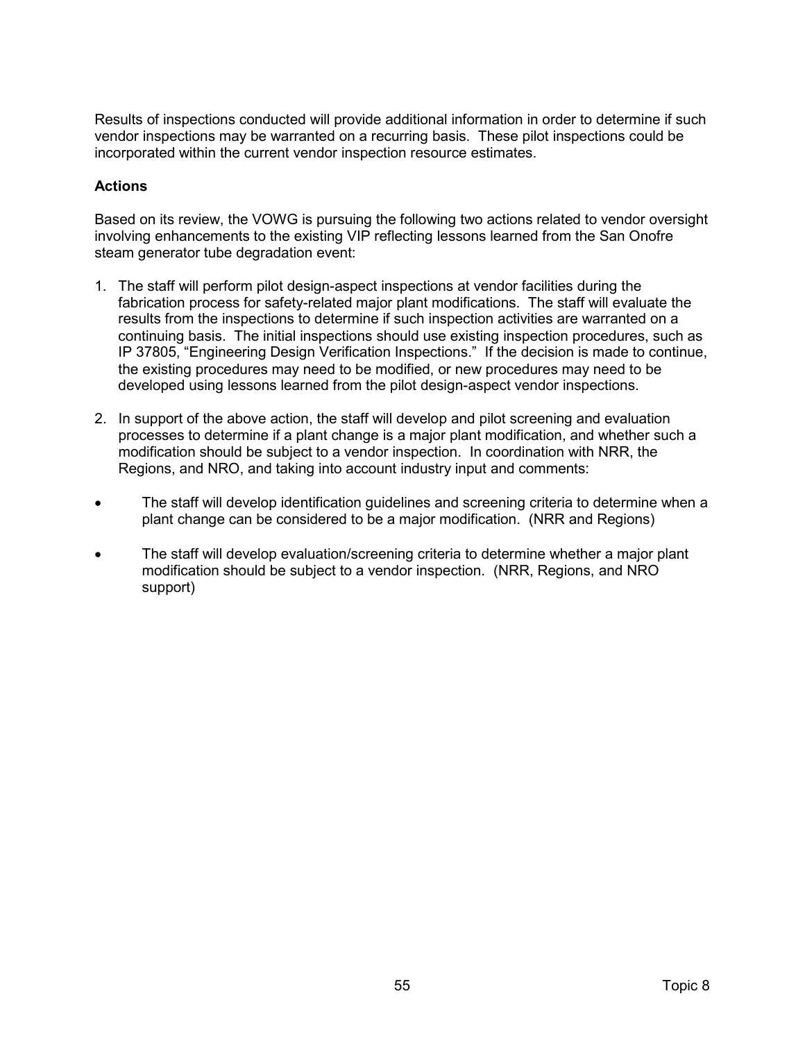Results of inspections conducted will provide additional information in order to determine if such vendor inspections may be warranted on a recurring basis. These pilot inspections could be incorporated within the current vendor inspection resource estimates.

### Actions

Based on its review, the VOWG is pursuing the following two actions related to vendor oversight involving enhancements to the existing VIP reflecting lessons learned from the San Onofre steam generator tube degradation event:

1. The staff will perform pilot design-aspect inspections at vendor facilities during the fabrication process for safety-related major plant modifications. The staff will evaluate the results from the inspections to determine if such inspection activities are warranted on a continuing basis. The initial inspections should use existing inspection procedures, such as IP 37805, "Engineering Design Verification Inspections." If the decision is made to continue, the existing procedures may need to be modified, or new procedures may need to be developed using lessons learned from the pilot design-aspect vendor inspections.

2. In support of the above action, the staff will develop and pilot screening and evaluation processes to determine if a plant change is a major plant modification, and whether such a modification should be subject to a vendor inspection. In coordination with NRR, the Regions, and NRO, and taking into account industry input and comments:

- The staff will develop identification guidelines and screening criteria to determine when a plant change can be considered to be a major modification. (NRR and Regions)

- The staff will develop evaluation/screening criteria to determine whether a major plant modification should be subject to a vendor inspection. (NRR, Regions, and NRO support)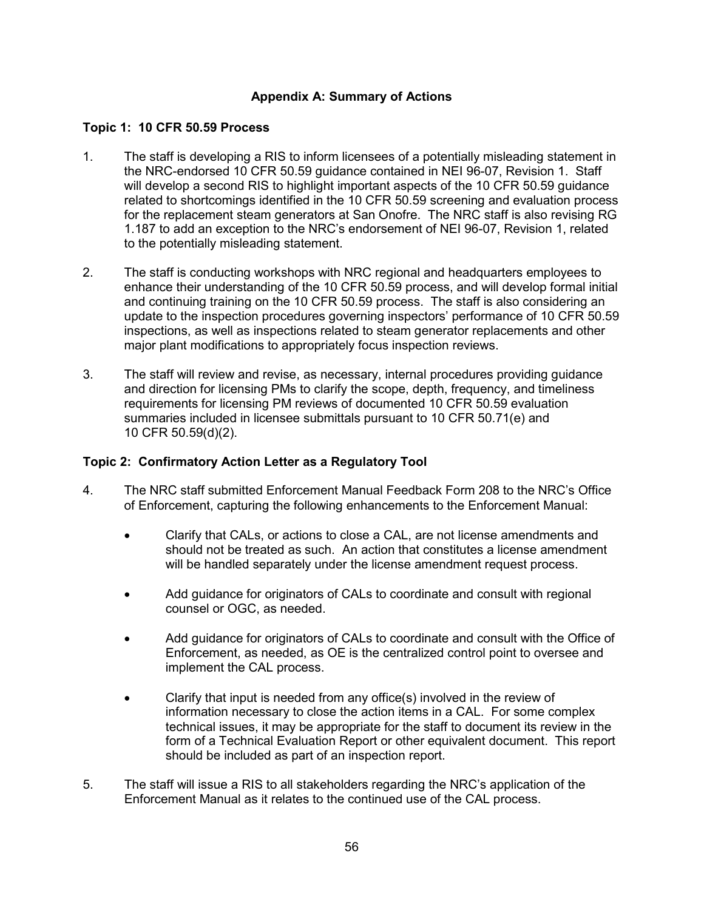## Appendix A: Summary of Actions

### Topic 1: 10 CFR 50.59 Process

1. The staff is developing a RIS to inform licensees of a potentially misleading statement in the NRC-endorsed 10 CFR 50.59 guidance contained in NEI 96-07, Revision 1. Staff will develop a second RIS to highlight important aspects of the 10 CFR 50.59 guidance related to shortcomings identified in the 10 CFR 50.59 screening and evaluation process for the replacement steam generators at San Onofre. The NRC staff is also revising RG 1.187 to add an exception to the NRC's endorsement of NEI 96-07, Revision 1, related to the potentially misleading statement.

2. The staff is conducting workshops with NRC regional and headquarters employees to enhance their understanding of the 10 CFR 50.59 process, and will develop formal initial and continuing training on the 10 CFR 50.59 process. The staff is also considering an update to the inspection procedures governing inspectors' performance of 10 CFR 50.59 inspections, as well as inspections related to steam generator replacements and other major plant modifications to appropriately focus inspection reviews.

3. The staff will review and revise, as necessary, internal procedures providing guidance and direction for licensing PMs to clarify the scope, depth, frequency, and timeliness requirements for licensing PM reviews of documented 10 CFR 50.59 evaluation summaries included in licensee submittals pursuant to 10 CFR 50.71(e) and 10 CFR 50.59(d)(2).

### Topic 2: Confirmatory Action Letter as a Regulatory Tool

4. The NRC staff submitted Enforcement Manual Feedback Form 208 to the NRC's Office of Enforcement, capturing the following enhancements to the Enforcement Manual:

   - Clarify that CALs, or actions to close a CAL, are not license amendments and should not be treated as such. An action that constitutes a license amendment will be handled separately under the license amendment request process.
   - Add guidance for originators of CALs to coordinate and consult with regional counsel or OGC, as needed.
   - Add guidance for originators of CALs to coordinate and consult with the Office of Enforcement, as needed, as OE is the centralized control point to oversee and implement the CAL process.
   - Clarify that input is needed from any office(s) involved in the review of information necessary to close the action items in a CAL. For some complex technical issues, it may be appropriate for the staff to document its review in the form of a Technical Evaluation Report or other equivalent document. This report should be included as part of an inspection report.

5. The staff will issue a RIS to all stakeholders regarding the NRC's application of the Enforcement Manual as it relates to the continued use of the CAL process.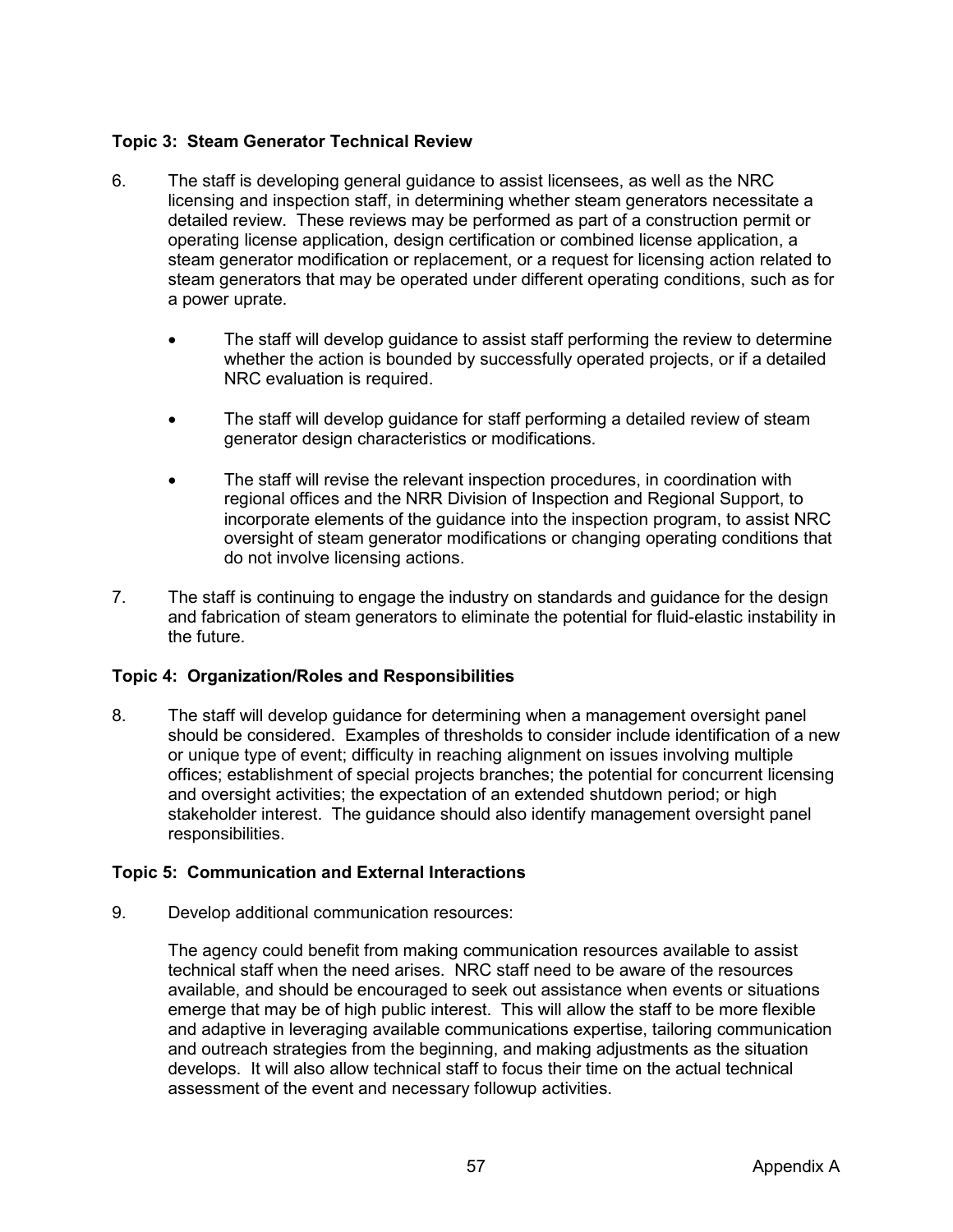**Topic 3: Steam Generator Technical Review**

6. The staff is developing general guidance to assist licensees, as well as the NRC licensing and inspection staff, in determining whether steam generators necessitate a detailed review. These reviews may be performed as part of a construction permit or operating license application, design certification or combined license application, a steam generator modification or replacement, or a request for licensing action related to steam generators that may be operated under different operating conditions, such as for a power uprate.

    - The staff will develop guidance to assist staff performing the review to determine whether the action is bounded by successfully operated projects, or if a detailed NRC evaluation is required.

    - The staff will develop guidance for staff performing a detailed review of steam generator design characteristics or modifications.

    - The staff will revise the relevant inspection procedures, in coordination with regional offices and the NRR Division of Inspection and Regional Support, to incorporate elements of the guidance into the inspection program, to assist NRC oversight of steam generator modifications or changing operating conditions that do not involve licensing actions.

7. The staff is continuing to engage the industry on standards and guidance for the design and fabrication of steam generators to eliminate the potential for fluid-elastic instability in the future.

**Topic 4: Organization/Roles and Responsibilities**

8. The staff will develop guidance for determining when a management oversight panel should be considered. Examples of thresholds to consider include identification of a new or unique type of event; difficulty in reaching alignment on issues involving multiple offices; establishment of special projects branches; the potential for concurrent licensing and oversight activities; the expectation of an extended shutdown period; or high stakeholder interest. The guidance should also identify management oversight panel responsibilities.

**Topic 5: Communication and External Interactions**

9. Develop additional communication resources:

    The agency could benefit from making communication resources available to assist technical staff when the need arises. NRC staff need to be aware of the resources available, and should be encouraged to seek out assistance when events or situations emerge that may be of high public interest. This will allow the staff to be more flexible and adaptive in leveraging available communications expertise, tailoring communication and outreach strategies from the beginning, and making adjustments as the situation develops. It will also allow technical staff to focus their time on the actual technical assessment of the event and necessary followup activities.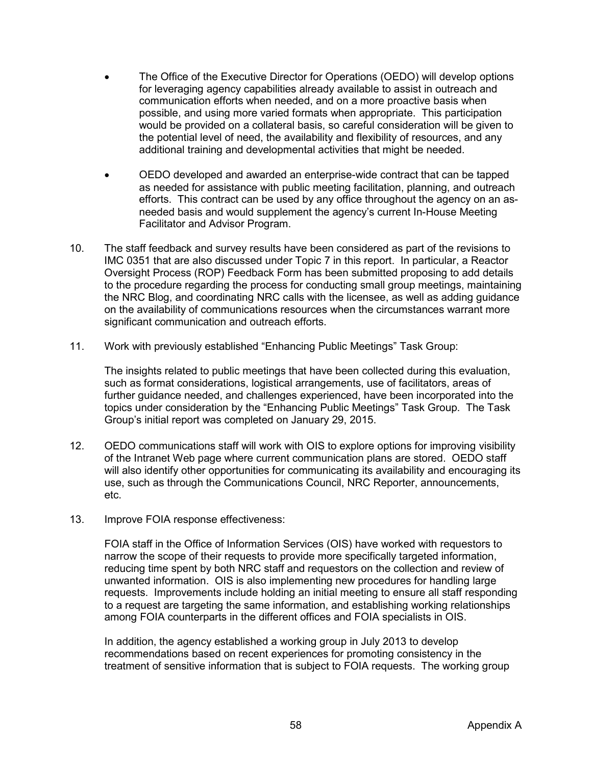- The Office of the Executive Director for Operations (OEDO) will develop options for leveraging agency capabilities already available to assist in outreach and communication efforts when needed, and on a more proactive basis when possible, and using more varied formats when appropriate. This participation would be provided on a collateral basis, so careful consideration will be given to the potential level of need, the availability and flexibility of resources, and any additional training and developmental activities that might be needed.

- OEDO developed and awarded an enterprise-wide contract that can be tapped as needed for assistance with public meeting facilitation, planning, and outreach efforts. This contract can be used by any office throughout the agency on an as-needed basis and would supplement the agency's current In-House Meeting Facilitator and Advisor Program.

10. The staff feedback and survey results have been considered as part of the revisions to IMC 0351 that are also discussed under Topic 7 in this report. In particular, a Reactor Oversight Process (ROP) Feedback Form has been submitted proposing to add details to the procedure regarding the process for conducting small group meetings, maintaining the NRC Blog, and coordinating NRC calls with the licensee, as well as adding guidance on the availability of communications resources when the circumstances warrant more significant communication and outreach efforts.

11. Work with previously established "Enhancing Public Meetings" Task Group:

    The insights related to public meetings that have been collected during this evaluation, such as format considerations, logistical arrangements, use of facilitators, areas of further guidance needed, and challenges experienced, have been incorporated into the topics under consideration by the "Enhancing Public Meetings" Task Group. The Task Group's initial report was completed on January 29, 2015.

12. OEDO communications staff will work with OIS to explore options for improving visibility of the Intranet Web page where current communication plans are stored. OEDO staff will also identify other opportunities for communicating its availability and encouraging its use, such as through the Communications Council, NRC Reporter, announcements, etc.

13. Improve FOIA response effectiveness:

    FOIA staff in the Office of Information Services (OIS) have worked with requestors to narrow the scope of their requests to provide more specifically targeted information, reducing time spent by both NRC staff and requestors on the collection and review of unwanted information. OIS is also implementing new procedures for handling large requests. Improvements include holding an initial meeting to ensure all staff responding to a request are targeting the same information, and establishing working relationships among FOIA counterparts in the different offices and FOIA specialists in OIS.

    In addition, the agency established a working group in July 2013 to develop recommendations based on recent experiences for promoting consistency in the treatment of sensitive information that is subject to FOIA requests. The working group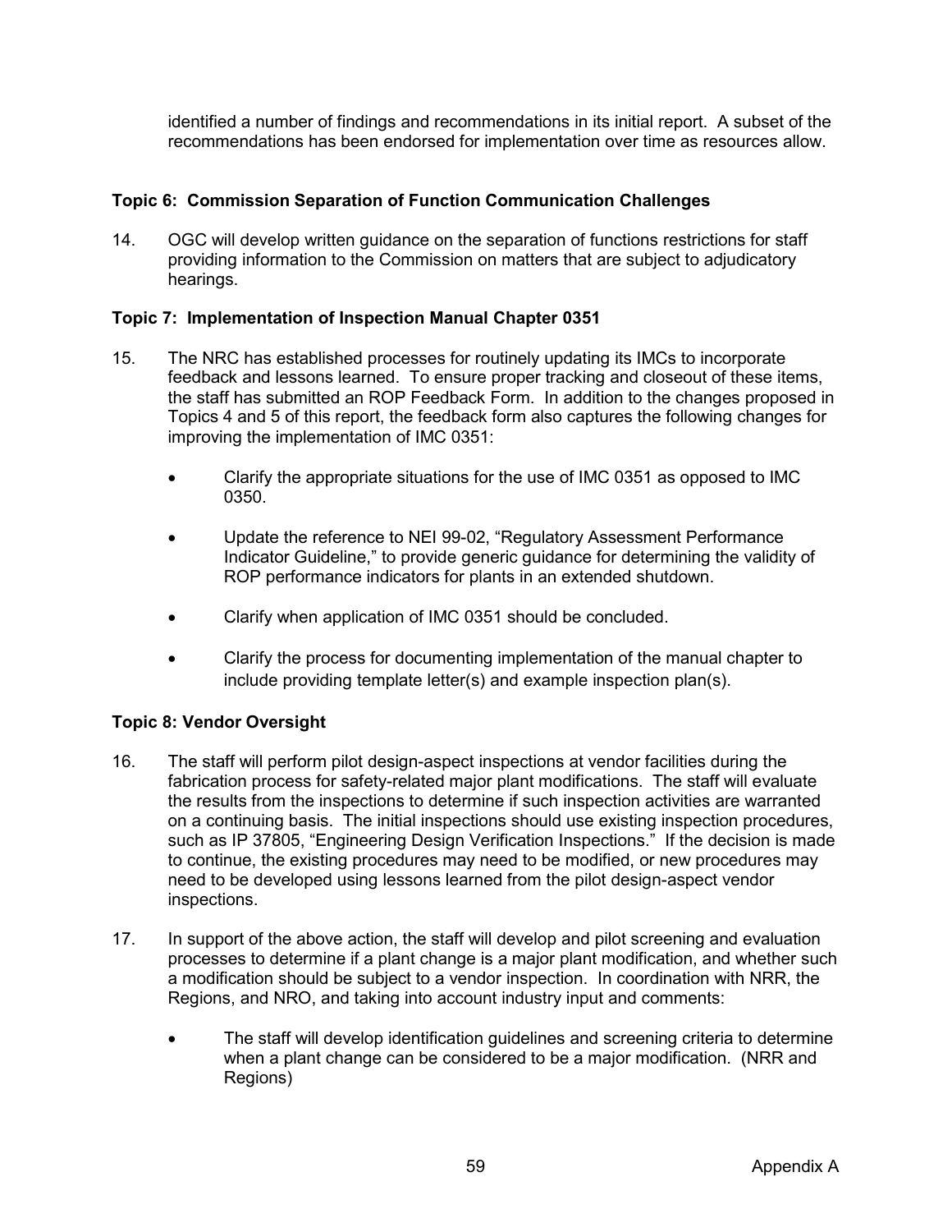identified a number of findings and recommendations in its initial report. A subset of the recommendations has been endorsed for implementation over time as resources allow.

**Topic 6: Commission Separation of Function Communication Challenges**

14. OGC will develop written guidance on the separation of functions restrictions for staff providing information to the Commission on matters that are subject to adjudicatory hearings.

**Topic 7: Implementation of Inspection Manual Chapter 0351**

15. The NRC has established processes for routinely updating its IMCs to incorporate feedback and lessons learned. To ensure proper tracking and closeout of these items, the staff has submitted an ROP Feedback Form. In addition to the changes proposed in Topics 4 and 5 of this report, the feedback form also captures the following changes for improving the implementation of IMC 0351:

    - Clarify the appropriate situations for the use of IMC 0351 as opposed to IMC 0350.
    - Update the reference to NEI 99-02, "Regulatory Assessment Performance Indicator Guideline," to provide generic guidance for determining the validity of ROP performance indicators for plants in an extended shutdown.
    - Clarify when application of IMC 0351 should be concluded.
    - Clarify the process for documenting implementation of the manual chapter to include providing template letter(s) and example inspection plan(s).

**Topic 8: Vendor Oversight**

16. The staff will perform pilot design-aspect inspections at vendor facilities during the fabrication process for safety-related major plant modifications. The staff will evaluate the results from the inspections to determine if such inspection activities are warranted on a continuing basis. The initial inspections should use existing inspection procedures, such as IP 37805, "Engineering Design Verification Inspections." If the decision is made to continue, the existing procedures may need to be modified, or new procedures may need to be developed using lessons learned from the pilot design-aspect vendor inspections.

17. In support of the above action, the staff will develop and pilot screening and evaluation processes to determine if a plant change is a major plant modification, and whether such a modification should be subject to a vendor inspection. In coordination with NRR, the Regions, and NRO, and taking into account industry input and comments:

    - The staff will develop identification guidelines and screening criteria to determine when a plant change can be considered to be a major modification. (NRR and Regions)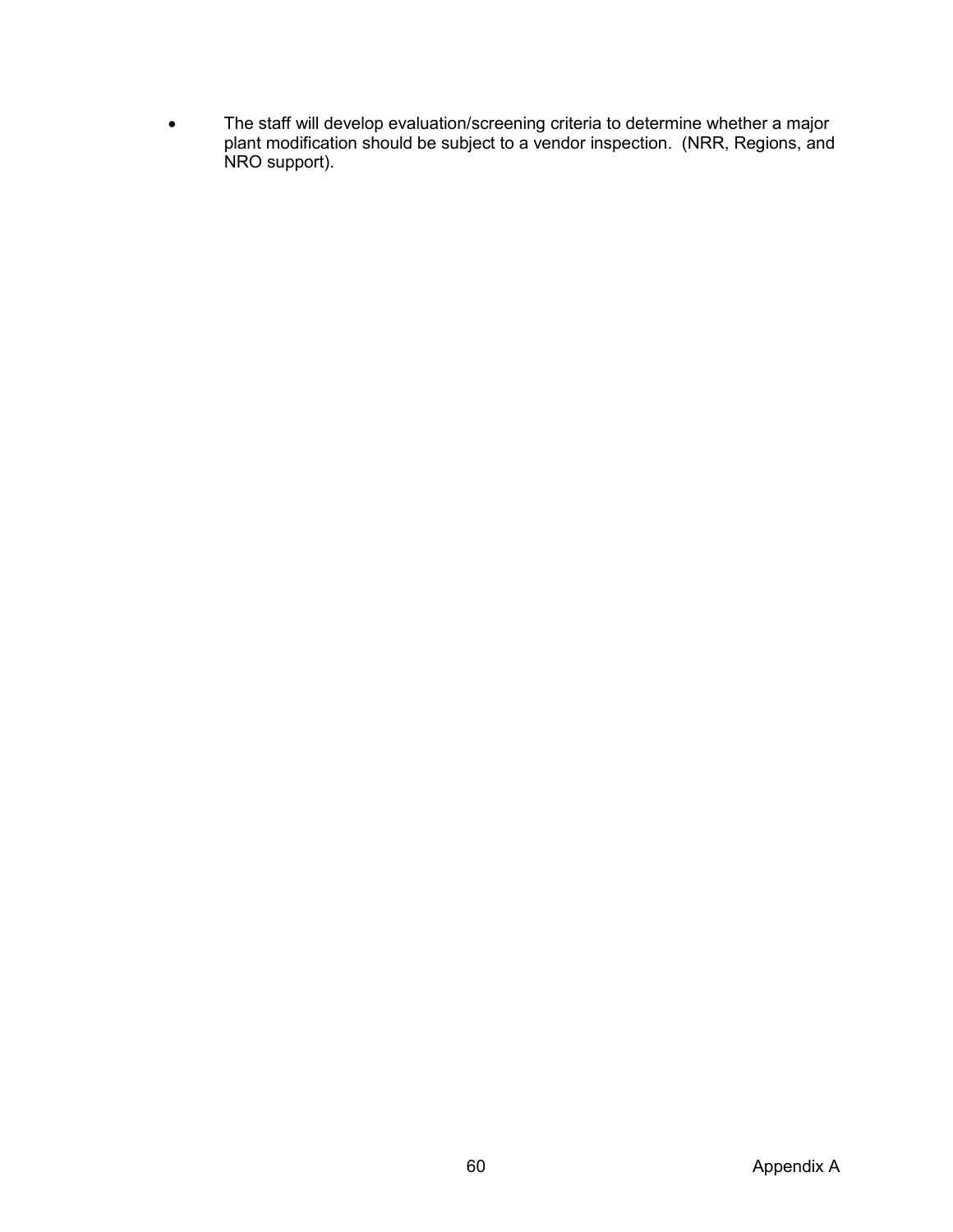- The staff will develop evaluation/screening criteria to determine whether a major plant modification should be subject to a vendor inspection. (NRR, Regions, and NRO support).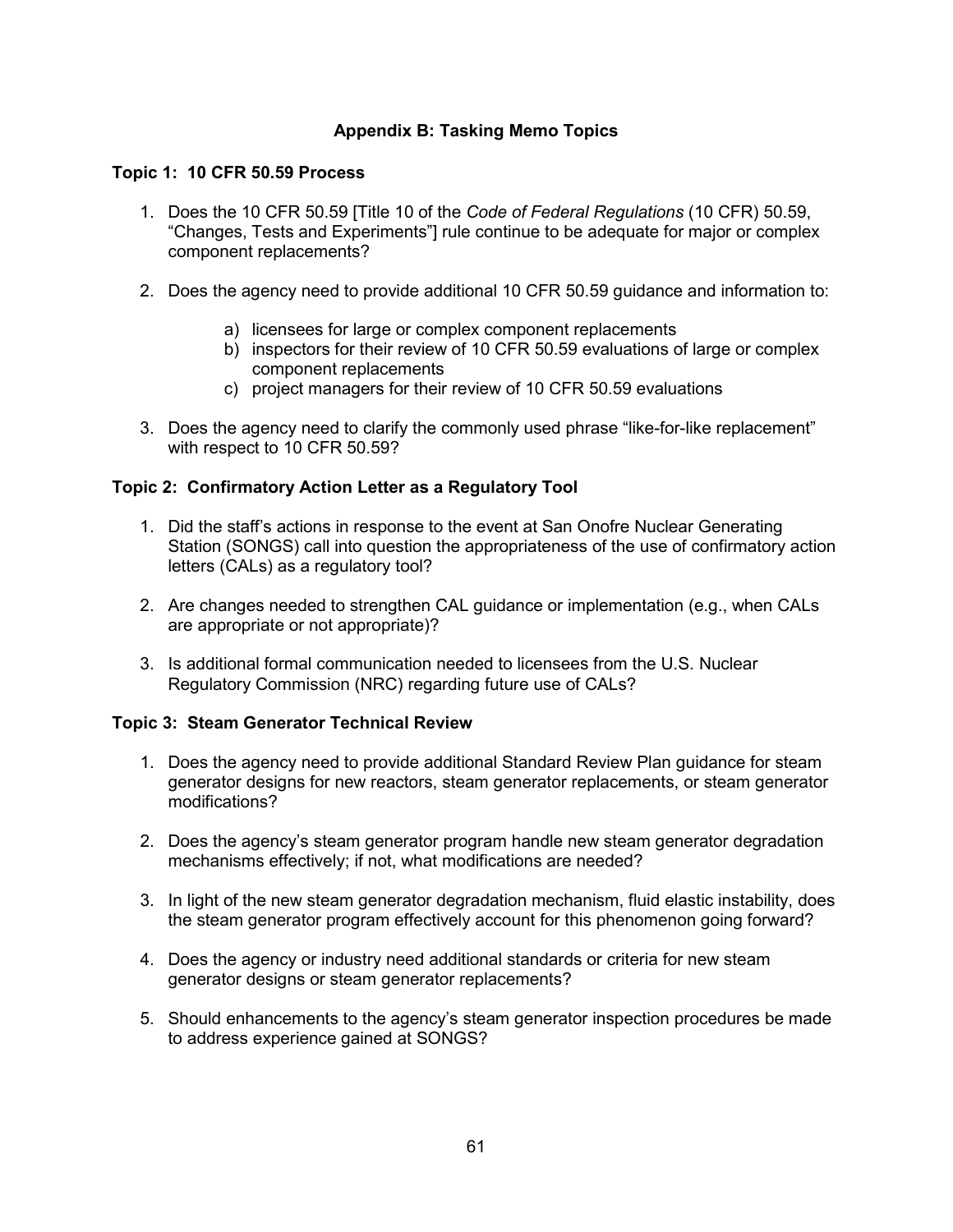## Appendix B: Tasking Memo Topics

### Topic 1: 10 CFR 50.59 Process

1. Does the 10 CFR 50.59 [Title 10 of the *Code of Federal Regulations* (10 CFR) 50.59, "Changes, Tests and Experiments"] rule continue to be adequate for major or complex component replacements?

2. Does the agency need to provide additional 10 CFR 50.59 guidance and information to:

   a) licensees for large or complex component replacements
   b) inspectors for their review of 10 CFR 50.59 evaluations of large or complex component replacements
   c) project managers for their review of 10 CFR 50.59 evaluations

3. Does the agency need to clarify the commonly used phrase "like-for-like replacement" with respect to 10 CFR 50.59?

### Topic 2: Confirmatory Action Letter as a Regulatory Tool

1. Did the staff's actions in response to the event at San Onofre Nuclear Generating Station (SONGS) call into question the appropriateness of the use of confirmatory action letters (CALs) as a regulatory tool?

2. Are changes needed to strengthen CAL guidance or implementation (e.g., when CALs are appropriate or not appropriate)?

3. Is additional formal communication needed to licensees from the U.S. Nuclear Regulatory Commission (NRC) regarding future use of CALs?

### Topic 3: Steam Generator Technical Review

1. Does the agency need to provide additional Standard Review Plan guidance for steam generator designs for new reactors, steam generator replacements, or steam generator modifications?

2. Does the agency's steam generator program handle new steam generator degradation mechanisms effectively; if not, what modifications are needed?

3. In light of the new steam generator degradation mechanism, fluid elastic instability, does the steam generator program effectively account for this phenomenon going forward?

4. Does the agency or industry need additional standards or criteria for new steam generator designs or steam generator replacements?

5. Should enhancements to the agency's steam generator inspection procedures be made to address experience gained at SONGS?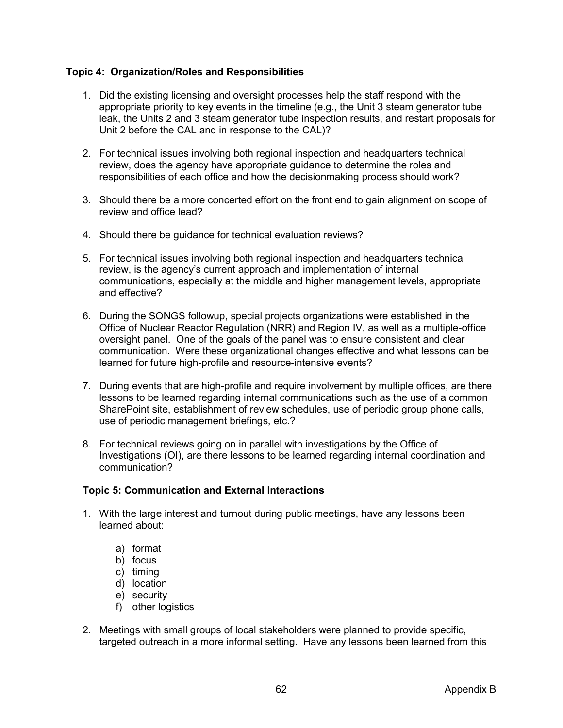**Topic 4: Organization/Roles and Responsibilities**

1. Did the existing licensing and oversight processes help the staff respond with the appropriate priority to key events in the timeline (e.g., the Unit 3 steam generator tube leak, the Units 2 and 3 steam generator tube inspection results, and restart proposals for Unit 2 before the CAL and in response to the CAL)?

2. For technical issues involving both regional inspection and headquarters technical review, does the agency have appropriate guidance to determine the roles and responsibilities of each office and how the decisionmaking process should work?

3. Should there be a more concerted effort on the front end to gain alignment on scope of review and office lead?

4. Should there be guidance for technical evaluation reviews?

5. For technical issues involving both regional inspection and headquarters technical review, is the agency's current approach and implementation of internal communications, especially at the middle and higher management levels, appropriate and effective?

6. During the SONGS followup, special projects organizations were established in the Office of Nuclear Reactor Regulation (NRR) and Region IV, as well as a multiple-office oversight panel. One of the goals of the panel was to ensure consistent and clear communication. Were these organizational changes effective and what lessons can be learned for future high-profile and resource-intensive events?

7. During events that are high-profile and require involvement by multiple offices, are there lessons to be learned regarding internal communications such as the use of a common SharePoint site, establishment of review schedules, use of periodic group phone calls, use of periodic management briefings, etc.?

8. For technical reviews going on in parallel with investigations by the Office of Investigations (OI), are there lessons to be learned regarding internal coordination and communication?

**Topic 5: Communication and External Interactions**

1. With the large interest and turnout during public meetings, have any lessons been learned about:

    a) format
    b) focus
    c) timing
    d) location
    e) security
    f) other logistics

2. Meetings with small groups of local stakeholders were planned to provide specific, targeted outreach in a more informal setting. Have any lessons been learned from this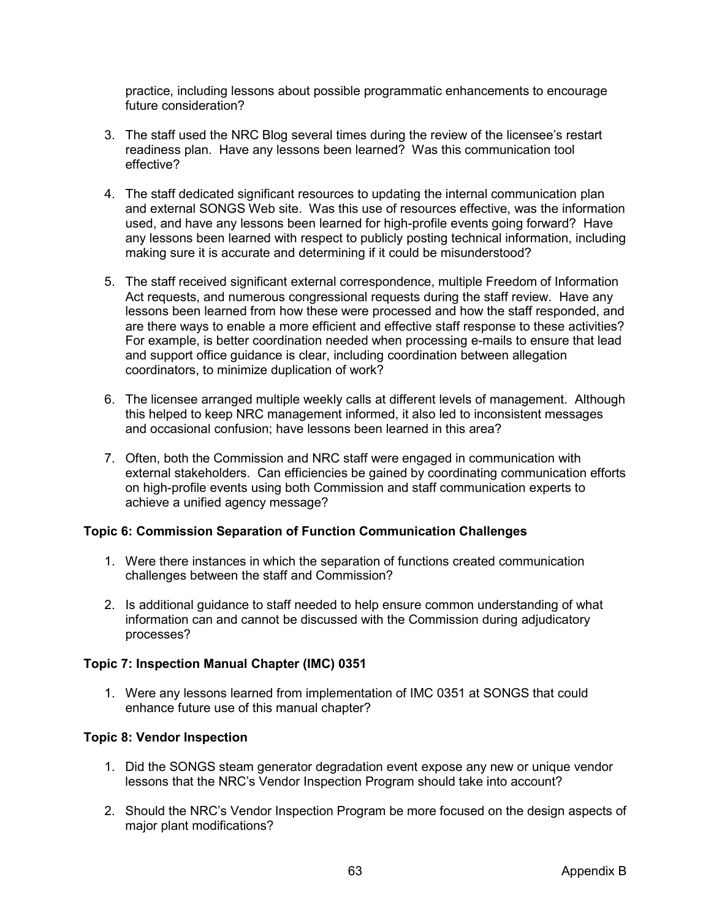practice, including lessons about possible programmatic enhancements to encourage future consideration?

3. The staff used the NRC Blog several times during the review of the licensee's restart readiness plan. Have any lessons been learned? Was this communication tool effective?

4. The staff dedicated significant resources to updating the internal communication plan and external SONGS Web site. Was this use of resources effective, was the information used, and have any lessons been learned for high-profile events going forward? Have any lessons been learned with respect to publicly posting technical information, including making sure it is accurate and determining if it could be misunderstood?

5. The staff received significant external correspondence, multiple Freedom of Information Act requests, and numerous congressional requests during the staff review. Have any lessons been learned from how these were processed and how the staff responded, and are there ways to enable a more efficient and effective staff response to these activities? For example, is better coordination needed when processing e-mails to ensure that lead and support office guidance is clear, including coordination between allegation coordinators, to minimize duplication of work?

6. The licensee arranged multiple weekly calls at different levels of management. Although this helped to keep NRC management informed, it also led to inconsistent messages and occasional confusion; have lessons been learned in this area?

7. Often, both the Commission and NRC staff were engaged in communication with external stakeholders. Can efficiencies be gained by coordinating communication efforts on high-profile events using both Commission and staff communication experts to achieve a unified agency message?

**Topic 6: Commission Separation of Function Communication Challenges**

1. Were there instances in which the separation of functions created communication challenges between the staff and Commission?

2. Is additional guidance to staff needed to help ensure common understanding of what information can and cannot be discussed with the Commission during adjudicatory processes?

**Topic 7: Inspection Manual Chapter (IMC) 0351**

1. Were any lessons learned from implementation of IMC 0351 at SONGS that could enhance future use of this manual chapter?

**Topic 8: Vendor Inspection**

1. Did the SONGS steam generator degradation event expose any new or unique vendor lessons that the NRC's Vendor Inspection Program should take into account?

2. Should the NRC's Vendor Inspection Program be more focused on the design aspects of major plant modifications?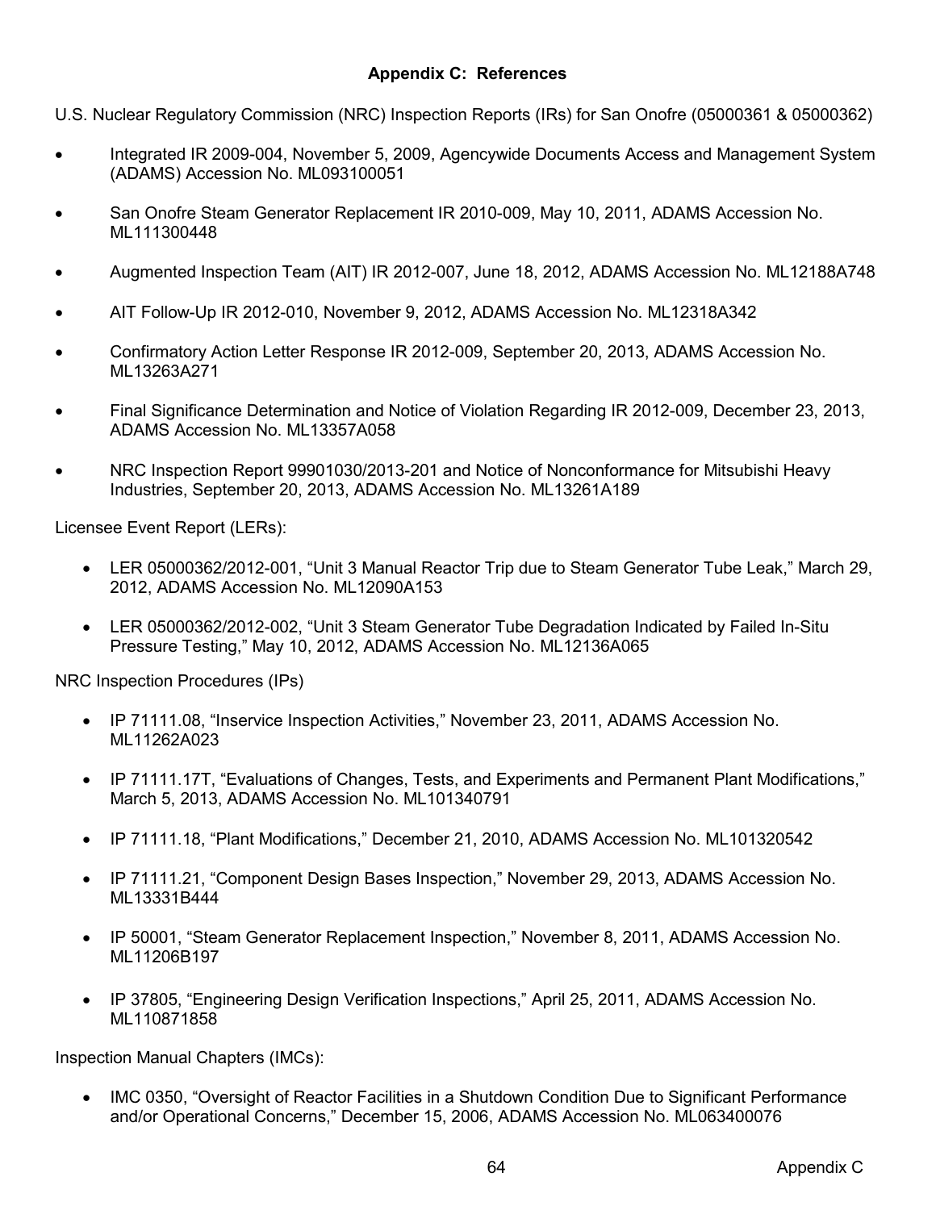## Appendix C: References

U.S. Nuclear Regulatory Commission (NRC) Inspection Reports (IRs) for San Onofre (05000361 & 05000362)

- Integrated IR 2009-004, November 5, 2009, Agencywide Documents Access and Management System (ADAMS) Accession No. ML093100051
- San Onofre Steam Generator Replacement IR 2010-009, May 10, 2011, ADAMS Accession No. ML111300448
- Augmented Inspection Team (AIT) IR 2012-007, June 18, 2012, ADAMS Accession No. ML12188A748
- AIT Follow-Up IR 2012-010, November 9, 2012, ADAMS Accession No. ML12318A342
- Confirmatory Action Letter Response IR 2012-009, September 20, 2013, ADAMS Accession No. ML13263A271
- Final Significance Determination and Notice of Violation Regarding IR 2012-009, December 23, 2013, ADAMS Accession No. ML13357A058
- NRC Inspection Report 99901030/2013-201 and Notice of Nonconformance for Mitsubishi Heavy Industries, September 20, 2013, ADAMS Accession No. ML13261A189

Licensee Event Report (LERs):

- LER 05000362/2012-001, "Unit 3 Manual Reactor Trip due to Steam Generator Tube Leak," March 29, 2012, ADAMS Accession No. ML12090A153
- LER 05000362/2012-002, "Unit 3 Steam Generator Tube Degradation Indicated by Failed In-Situ Pressure Testing," May 10, 2012, ADAMS Accession No. ML12136A065

NRC Inspection Procedures (IPs)

- IP 71111.08, "Inservice Inspection Activities," November 23, 2011, ADAMS Accession No. ML11262A023
- IP 71111.17T, "Evaluations of Changes, Tests, and Experiments and Permanent Plant Modifications," March 5, 2013, ADAMS Accession No. ML101340791
- IP 71111.18, "Plant Modifications," December 21, 2010, ADAMS Accession No. ML101320542
- IP 71111.21, "Component Design Bases Inspection," November 29, 2013, ADAMS Accession No. ML13331B444
- IP 50001, "Steam Generator Replacement Inspection," November 8, 2011, ADAMS Accession No. ML11206B197
- IP 37805, "Engineering Design Verification Inspections," April 25, 2011, ADAMS Accession No. ML110871858

Inspection Manual Chapters (IMCs):

- IMC 0350, "Oversight of Reactor Facilities in a Shutdown Condition Due to Significant Performance and/or Operational Concerns," December 15, 2006, ADAMS Accession No. ML063400076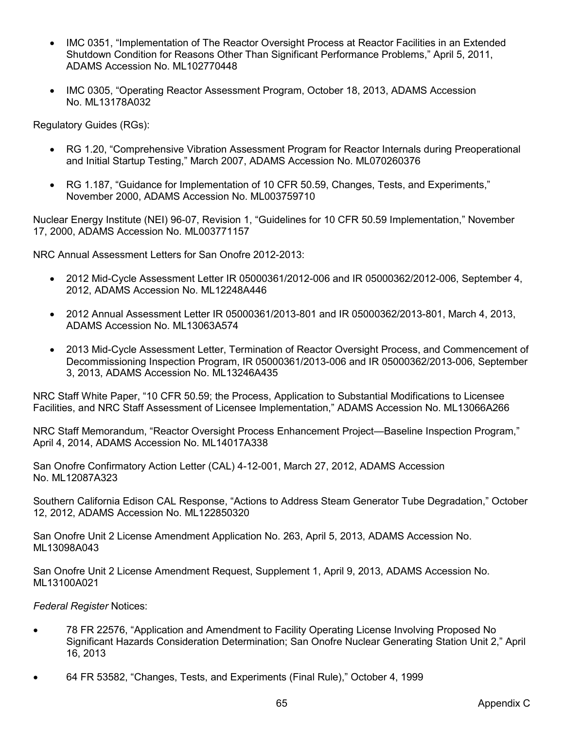- IMC 0351, “Implementation of The Reactor Oversight Process at Reactor Facilities in an Extended Shutdown Condition for Reasons Other Than Significant Performance Problems,” April 5, 2011, ADAMS Accession No. ML102770448

- IMC 0305, “Operating Reactor Assessment Program, October 18, 2013, ADAMS Accession No. ML13178A032

Regulatory Guides (RGs):

- RG 1.20, “Comprehensive Vibration Assessment Program for Reactor Internals during Preoperational and Initial Startup Testing,” March 2007, ADAMS Accession No. ML070260376

- RG 1.187, “Guidance for Implementation of 10 CFR 50.59, Changes, Tests, and Experiments,” November 2000, ADAMS Accession No. ML003759710

Nuclear Energy Institute (NEI) 96-07, Revision 1, “Guidelines for 10 CFR 50.59 Implementation,” November 17, 2000, ADAMS Accession No. ML003771157

NRC Annual Assessment Letters for San Onofre 2012-2013:

- 2012 Mid-Cycle Assessment Letter IR 05000361/2012-006 and IR 05000362/2012-006, September 4, 2012, ADAMS Accession No. ML12248A446

- 2012 Annual Assessment Letter IR 05000361/2013-801 and IR 05000362/2013-801, March 4, 2013, ADAMS Accession No. ML13063A574

- 2013 Mid-Cycle Assessment Letter, Termination of Reactor Oversight Process, and Commencement of Decommissioning Inspection Program, IR 05000361/2013-006 and IR 05000362/2013-006, September 3, 2013, ADAMS Accession No. ML13246A435

NRC Staff White Paper, “10 CFR 50.59; the Process, Application to Substantial Modifications to Licensee Facilities, and NRC Staff Assessment of Licensee Implementation,” ADAMS Accession No. ML13066A266

NRC Staff Memorandum, “Reactor Oversight Process Enhancement Project—Baseline Inspection Program,” April 4, 2014, ADAMS Accession No. ML14017A338

San Onofre Confirmatory Action Letter (CAL) 4-12-001, March 27, 2012, ADAMS Accession No. ML12087A323

Southern California Edison CAL Response, “Actions to Address Steam Generator Tube Degradation,” October 12, 2012, ADAMS Accession No. ML122850320

San Onofre Unit 2 License Amendment Application No. 263, April 5, 2013, ADAMS Accession No. ML13098A043

San Onofre Unit 2 License Amendment Request, Supplement 1, April 9, 2013, ADAMS Accession No. ML13100A021

*Federal Register* Notices:

- 78 FR 22576, “Application and Amendment to Facility Operating License Involving Proposed No Significant Hazards Consideration Determination; San Onofre Nuclear Generating Station Unit 2,” April 16, 2013

- 64 FR 53582, “Changes, Tests, and Experiments (Final Rule),” October 4, 1999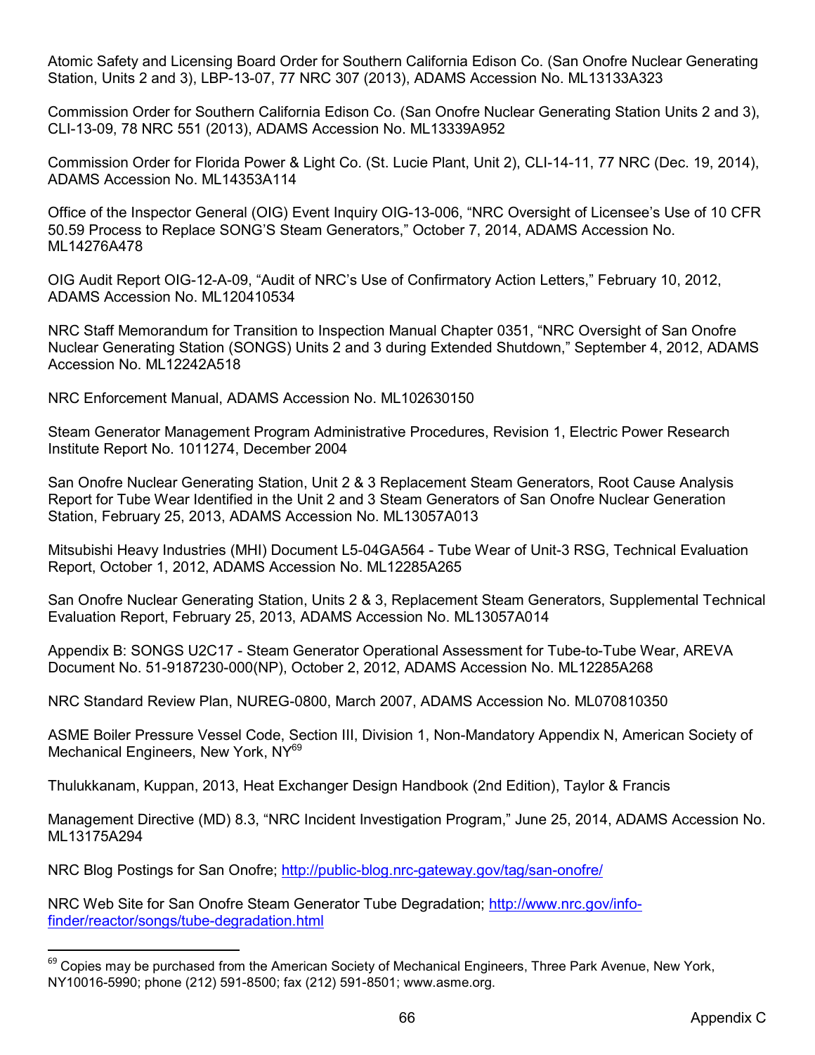Atomic Safety and Licensing Board Order for Southern California Edison Co. (San Onofre Nuclear Generating Station, Units 2 and 3), LBP-13-07, 77 NRC 307 (2013), ADAMS Accession No. ML13133A323

Commission Order for Southern California Edison Co. (San Onofre Nuclear Generating Station Units 2 and 3), CLI-13-09, 78 NRC 551 (2013), ADAMS Accession No. ML13339A952

Commission Order for Florida Power & Light Co. (St. Lucie Plant, Unit 2), CLI-14-11, 77 NRC (Dec. 19, 2014), ADAMS Accession No. ML14353A114

Office of the Inspector General (OIG) Event Inquiry OIG-13-006, “NRC Oversight of Licensee’s Use of 10 CFR 50.59 Process to Replace SONG’S Steam Generators,” October 7, 2014, ADAMS Accession No. ML14276A478

OIG Audit Report OIG-12-A-09, “Audit of NRC’s Use of Confirmatory Action Letters,” February 10, 2012, ADAMS Accession No. ML120410534

NRC Staff Memorandum for Transition to Inspection Manual Chapter 0351, “NRC Oversight of San Onofre Nuclear Generating Station (SONGS) Units 2 and 3 during Extended Shutdown,” September 4, 2012, ADAMS Accession No. ML12242A518

NRC Enforcement Manual, ADAMS Accession No. ML102630150

Steam Generator Management Program Administrative Procedures, Revision 1, Electric Power Research Institute Report No. 1011274, December 2004

San Onofre Nuclear Generating Station, Unit 2 & 3 Replacement Steam Generators, Root Cause Analysis Report for Tube Wear Identified in the Unit 2 and 3 Steam Generators of San Onofre Nuclear Generation Station, February 25, 2013, ADAMS Accession No. ML13057A013

Mitsubishi Heavy Industries (MHI) Document L5-04GA564 - Tube Wear of Unit-3 RSG, Technical Evaluation Report, October 1, 2012, ADAMS Accession No. ML12285A265

San Onofre Nuclear Generating Station, Units 2 & 3, Replacement Steam Generators, Supplemental Technical Evaluation Report, February 25, 2013, ADAMS Accession No. ML13057A014

Appendix B: SONGS U2C17 - Steam Generator Operational Assessment for Tube-to-Tube Wear, AREVA Document No. 51-9187230-000(NP), October 2, 2012, ADAMS Accession No. ML12285A268

NRC Standard Review Plan, NUREG-0800, March 2007, ADAMS Accession No. ML070810350

ASME Boiler Pressure Vessel Code, Section III, Division 1, Non-Mandatory Appendix N, American Society of Mechanical Engineers, New York, NY[69]

Thulukkanam, Kuppan, 2013, Heat Exchanger Design Handbook (2nd Edition), Taylor & Francis

Management Directive (MD) 8.3, “NRC Incident Investigation Program,” June 25, 2014, ADAMS Accession No. ML13175A294

NRC Blog Postings for San Onofre; http://public-blog.nrc-gateway.gov/tag/san-onofre/

NRC Web Site for San Onofre Steam Generator Tube Degradation; http://www.nrc.gov/info-finder/reactor/songs/tube-degradation.html

[69] Copies may be purchased from the American Society of Mechanical Engineers, Three Park Avenue, New York, NY10016-5990; phone (212) 591-8500; fax (212) 591-8501; www.asme.org.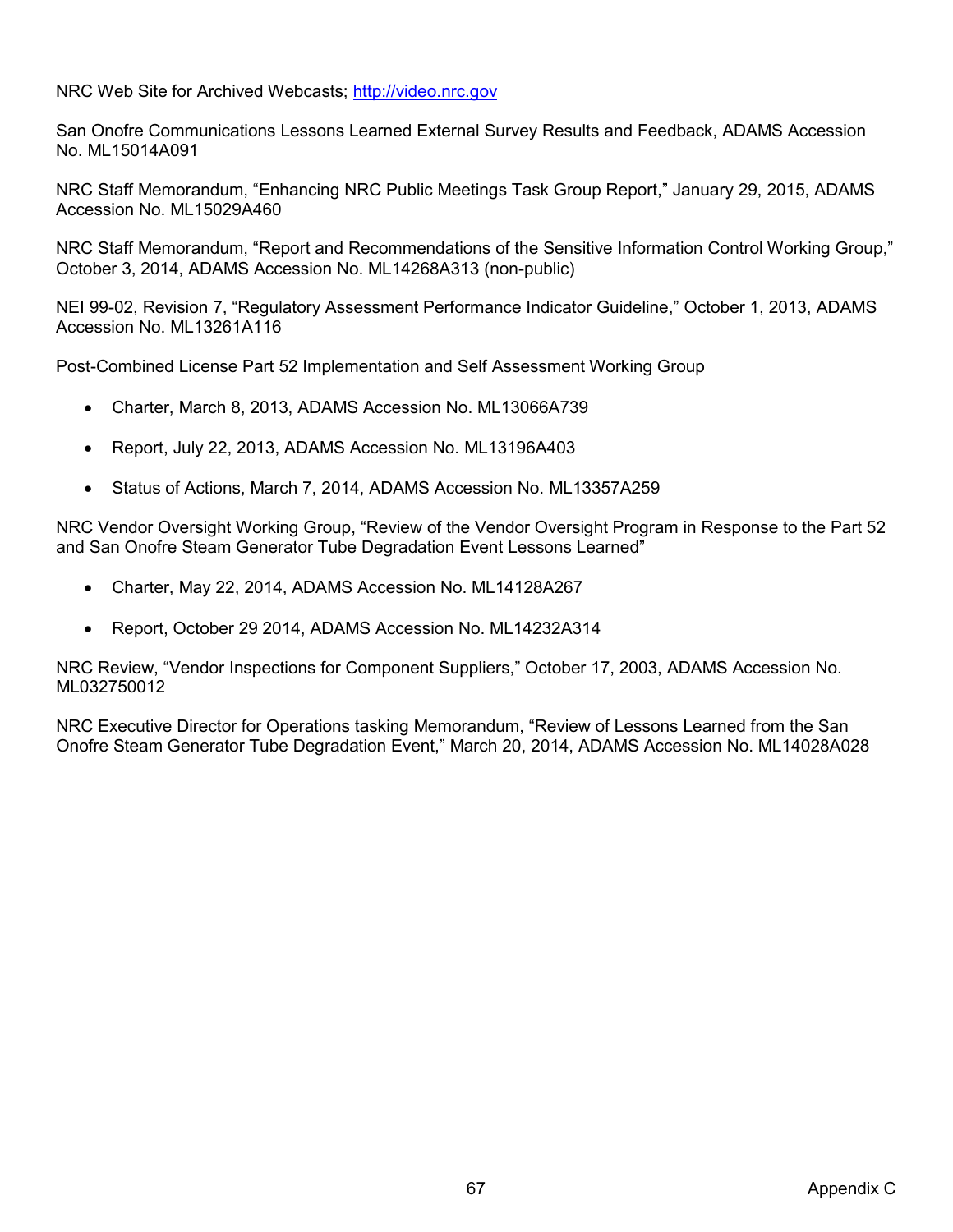NRC Web Site for Archived Webcasts; http://video.nrc.gov

San Onofre Communications Lessons Learned External Survey Results and Feedback, ADAMS Accession No. ML15014A091

NRC Staff Memorandum, "Enhancing NRC Public Meetings Task Group Report," January 29, 2015, ADAMS Accession No. ML15029A460

NRC Staff Memorandum, "Report and Recommendations of the Sensitive Information Control Working Group," October 3, 2014, ADAMS Accession No. ML14268A313 (non-public)

NEI 99-02, Revision 7, "Regulatory Assessment Performance Indicator Guideline," October 1, 2013, ADAMS Accession No. ML13261A116

Post-Combined License Part 52 Implementation and Self Assessment Working Group

- Charter, March 8, 2013, ADAMS Accession No. ML13066A739
- Report, July 22, 2013, ADAMS Accession No. ML13196A403
- Status of Actions, March 7, 2014, ADAMS Accession No. ML13357A259

NRC Vendor Oversight Working Group, "Review of the Vendor Oversight Program in Response to the Part 52 and San Onofre Steam Generator Tube Degradation Event Lessons Learned"

- Charter, May 22, 2014, ADAMS Accession No. ML14128A267
- Report, October 29 2014, ADAMS Accession No. ML14232A314

NRC Review, "Vendor Inspections for Component Suppliers," October 17, 2003, ADAMS Accession No. ML032750012

NRC Executive Director for Operations tasking Memorandum, "Review of Lessons Learned from the San Onofre Steam Generator Tube Degradation Event," March 20, 2014, ADAMS Accession No. ML14028A028